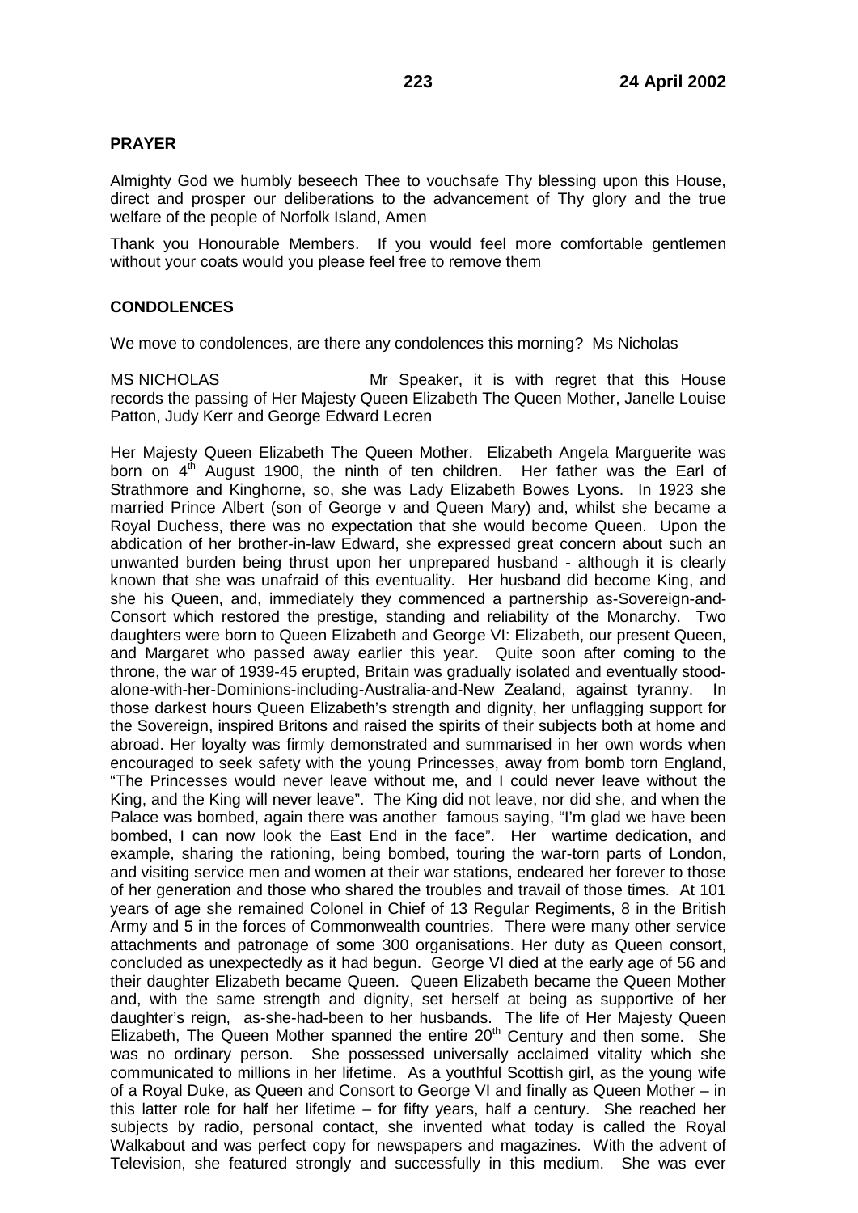## PRAYER

Almighty God we humbly beseech Thee to vouchsafe Thy blessing upon this House, direct and prosper our deliberations to the advancement of Thy glory and the true welfare of the people of Norfolk Island, Amen

Thank you Honourable Members. If you would feel more comfortable gentlemen without your coats would you please feel free to remove them

## CONDOLENCES

We move to condolences, are there any condolences this morning? Ms Nicholas

MS NICHOLAS Mr Speaker, it is with regret that this House records the passing of Her Majesty Queen Elizabeth The Queen Mother, Janelle Louise Patton, Judy Kerr and George Edward Lecren

Her Majesty Queen Elizabeth The Queen Mother. Elizabeth Angela Marguerite was born on 4th August 1900, the ninth of ten children. Her father was the Earl of Strathmore and Kinghorne, so, she was Lady Elizabeth Bowes Lyons. In 1923 she married Prince Albert (son of George v and Queen Mary) and, whilst she became a Royal Duchess, there was no expectation that she would become Queen. Upon the abdication of her brother-in-law Edward, she expressed great concern about such an unwanted burden being thrust upon her unprepared husband - although it is clearly known that she was unafraid of this eventuality. Her husband did become King, and she his Queen, and, immediately they commenced a partnership as-Sovereign-and-Consort which restored the prestige, standing and reliability of the Monarchy. Two daughters were born to Queen Elizabeth and George VI: Elizabeth, our present Queen, and Margaret who passed away earlier this year. Quite soon after coming to the throne, the war of 1939-45 erupted, Britain was gradually isolated and eventually stood-alone-with-her-Dominions-including-Australia-and-New Zealand, against tyranny. In those darkest hours Queen Elizabeth's strength and dignity, her unflagging support for the Sovereign, inspired Britons and raised the spirits of their subjects both at home and abroad. Her loyalty was firmly demonstrated and summarised in her own words when encouraged to seek safety with the young Princesses, away from bomb torn England, "The Princesses would never leave without me, and I could never leave without the King, and the King will never leave". The King did not leave, nor did she, and when the Palace was bombed, again there was another famous saying, "I'm glad we have been bombed, I can now look the East End in the face". Her wartime dedication, and example, sharing the rationing, being bombed, touring the war-torn parts of London, and visiting service men and women at their war stations, endeared her forever to those of her generation and those who shared the troubles and travail of those times. At 101 years of age she remained Colonel in Chief of 13 Regular Regiments, 8 in the British Army and 5 in the forces of Commonwealth countries. There were many other service attachments and patronage of some 300 organisations. Her duty as Queen consort, concluded as unexpectedly as it had begun. George VI died at the early age of 56 and their daughter Elizabeth became Queen. Queen Elizabeth became the Queen Mother and, with the same strength and dignity, set herself at being as supportive of her daughter's reign, as-she-had-been to her husbands. The life of Her Majesty Queen Elizabeth, The Queen Mother spanned the entire 20th Century and then some. She was no ordinary person. She possessed universally acclaimed vitality which she communicated to millions in her lifetime. As a youthful Scottish girl, as the young wife of a Royal Duke, as Queen and Consort to George VI and finally as Queen Mother – in this latter role for half her lifetime – for fifty years, half a century. She reached her subjects by radio, personal contact, she invented what today is called the Royal Walkabout and was perfect copy for newspapers and magazines. With the advent of Television, she featured strongly and successfully in this medium. She was ever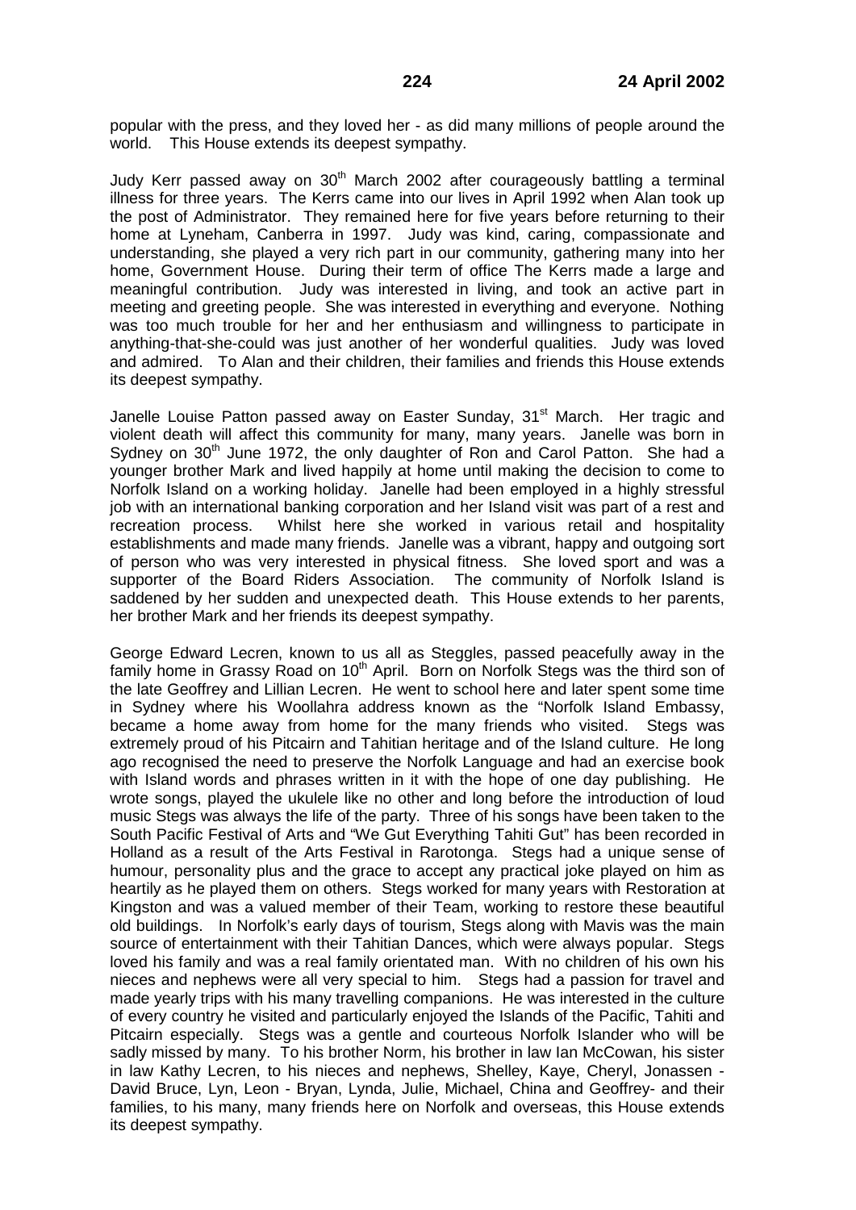popular with the press, and they loved her - as did many millions of people around the world. This House extends its deepest sympathy.

Judy Kerr passed away on 30th March 2002 after courageously battling a terminal illness for three years. The Kerrs came into our lives in April 1992 when Alan took up the post of Administrator. They remained here for five years before returning to their home at Lyneham, Canberra in 1997. Judy was kind, caring, compassionate and understanding, she played a very rich part in our community, gathering many into her home, Government House. During their term of office The Kerrs made a large and meaningful contribution. Judy was interested in living, and took an active part in meeting and greeting people. She was interested in everything and everyone. Nothing was too much trouble for her and her enthusiasm and willingness to participate in anything-that-she-could was just another of her wonderful qualities. Judy was loved and admired. To Alan and their children, their families and friends this House extends its deepest sympathy.

Janelle Louise Patton passed away on Easter Sunday, 31st March. Her tragic and violent death will affect this community for many, many years. Janelle was born in Sydney on 30th June 1972, the only daughter of Ron and Carol Patton. She had a younger brother Mark and lived happily at home until making the decision to come to Norfolk Island on a working holiday. Janelle had been employed in a highly stressful job with an international banking corporation and her Island visit was part of a rest and recreation process. Whilst here she worked in various retail and hospitality establishments and made many friends. Janelle was a vibrant, happy and outgoing sort of person who was very interested in physical fitness. She loved sport and was a supporter of the Board Riders Association. The community of Norfolk Island is saddened by her sudden and unexpected death. This House extends to her parents, her brother Mark and her friends its deepest sympathy.

George Edward Lecren, known to us all as Steggles, passed peacefully away in the family home in Grassy Road on 10th April. Born on Norfolk Stegs was the third son of the late Geoffrey and Lillian Lecren. He went to school here and later spent some time in Sydney where his Woollahra address known as the "Norfolk Island Embassy, became a home away from home for the many friends who visited. Stegs was extremely proud of his Pitcairn and Tahitian heritage and of the Island culture. He long ago recognised the need to preserve the Norfolk Language and had an exercise book with Island words and phrases written in it with the hope of one day publishing. He wrote songs, played the ukulele like no other and long before the introduction of loud music Stegs was always the life of the party. Three of his songs have been taken to the South Pacific Festival of Arts and "We Gut Everything Tahiti Gut" has been recorded in Holland as a result of the Arts Festival in Rarotonga. Stegs had a unique sense of humour, personality plus and the grace to accept any practical joke played on him as heartily as he played them on others. Stegs worked for many years with Restoration at Kingston and was a valued member of their Team, working to restore these beautiful old buildings. In Norfolk's early days of tourism, Stegs along with Mavis was the main source of entertainment with their Tahitian Dances, which were always popular. Stegs loved his family and was a real family orientated man. With no children of his own his nieces and nephews were all very special to him. Stegs had a passion for travel and made yearly trips with his many travelling companions. He was interested in the culture of every country he visited and particularly enjoyed the Islands of the Pacific, Tahiti and Pitcairn especially. Stegs was a gentle and courteous Norfolk Islander who will be sadly missed by many. To his brother Norm, his brother in law Ian McCowan, his sister in law Kathy Lecren, to his nieces and nephews, Shelley, Kaye, Cheryl, Jonassen - David Bruce, Lyn, Leon - Bryan, Lynda, Julie, Michael, China and Geoffrey- and their families, to his many, many friends here on Norfolk and overseas, this House extends its deepest sympathy.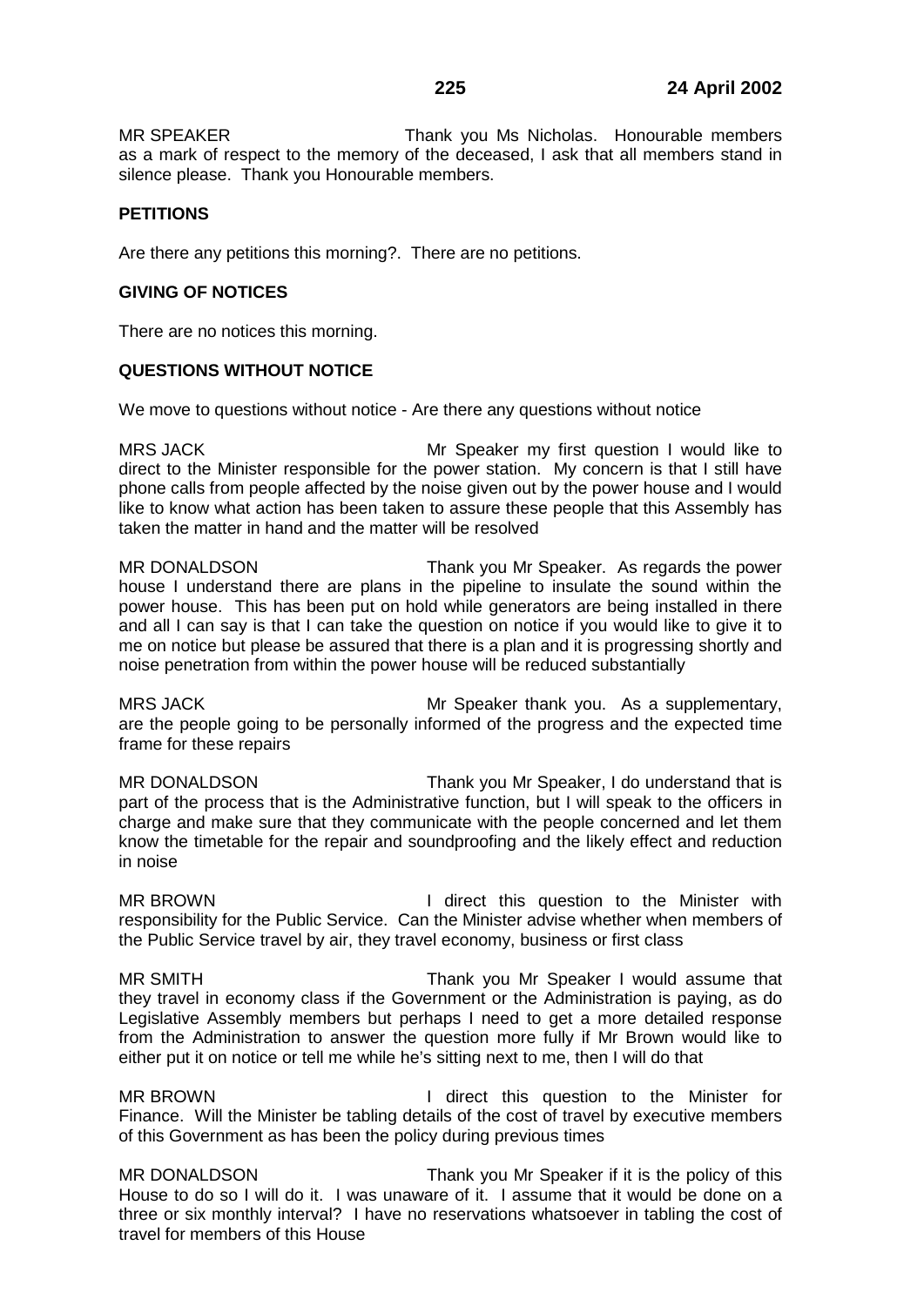MR SPEAKER Thank you Ms Nicholas. Honourable members as a mark of respect to the memory of the deceased, I ask that all members stand in silence please. Thank you Honourable members.

**PETITIONS**

Are there any petitions this morning?. There are no petitions.

**GIVING OF NOTICES**

There are no notices this morning.

**QUESTIONS WITHOUT NOTICE**

We move to questions without notice - Are there any questions without notice

MRS JACK Mr Speaker my first question I would like to direct to the Minister responsible for the power station. My concern is that I still have phone calls from people affected by the noise given out by the power house and I would like to know what action has been taken to assure these people that this Assembly has taken the matter in hand and the matter will be resolved

MR DONALDSON Thank you Mr Speaker. As regards the power house I understand there are plans in the pipeline to insulate the sound within the power house. This has been put on hold while generators are being installed in there and all I can say is that I can take the question on notice if you would like to give it to me on notice but please be assured that there is a plan and it is progressing shortly and noise penetration from within the power house will be reduced substantially

MRS JACK Mr Speaker thank you. As a supplementary, are the people going to be personally informed of the progress and the expected time frame for these repairs

MR DONALDSON Thank you Mr Speaker, I do understand that is part of the process that is the Administrative function, but I will speak to the officers in charge and make sure that they communicate with the people concerned and let them know the timetable for the repair and soundproofing and the likely effect and reduction in noise

MR BROWN I direct this question to the Minister with responsibility for the Public Service. Can the Minister advise whether when members of the Public Service travel by air, they travel economy, business or first class

MR SMITH Thank you Mr Speaker I would assume that they travel in economy class if the Government or the Administration is paying, as do Legislative Assembly members but perhaps I need to get a more detailed response from the Administration to answer the question more fully if Mr Brown would like to either put it on notice or tell me while he's sitting next to me, then I will do that

MR BROWN I direct this question to the Minister for Finance. Will the Minister be tabling details of the cost of travel by executive members of this Government as has been the policy during previous times

MR DONALDSON Thank you Mr Speaker if it is the policy of this House to do so I will do it. I was unaware of it. I assume that it would be done on a three or six monthly interval? I have no reservations whatsoever in tabling the cost of travel for members of this House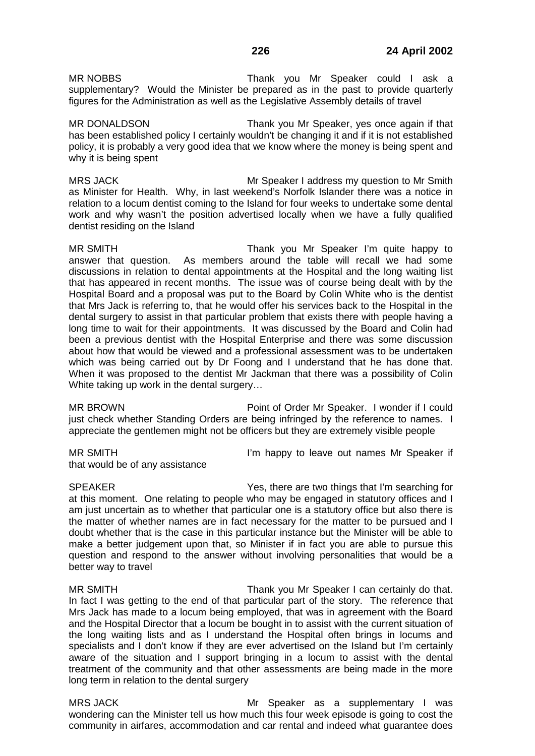MR NOBBS Thank you Mr Speaker could I ask a supplementary? Would the Minister be prepared as in the past to provide quarterly figures for the Administration as well as the Legislative Assembly details of travel

MR DONALDSON Thank you Mr Speaker, yes once again if that has been established policy I certainly wouldn't be changing it and if it is not established policy, it is probably a very good idea that we know where the money is being spent and why it is being spent

MRS JACK Mr Speaker I address my question to Mr Smith as Minister for Health. Why, in last weekend's Norfolk Islander there was a notice in relation to a locum dentist coming to the Island for four weeks to undertake some dental work and why wasn't the position advertised locally when we have a fully qualified dentist residing on the Island

MR SMITH Thank you Mr Speaker I'm quite happy to answer that question. As members around the table will recall we had some discussions in relation to dental appointments at the Hospital and the long waiting list that has appeared in recent months. The issue was of course being dealt with by the Hospital Board and a proposal was put to the Board by Colin White who is the dentist that Mrs Jack is referring to, that he would offer his services back to the Hospital in the dental surgery to assist in that particular problem that exists there with people having a long time to wait for their appointments. It was discussed by the Board and Colin had been a previous dentist with the Hospital Enterprise and there was some discussion about how that would be viewed and a professional assessment was to be undertaken which was being carried out by Dr Foong and I understand that he has done that. When it was proposed to the dentist Mr Jackman that there was a possibility of Colin White taking up work in the dental surgery…

MR BROWN Point of Order Mr Speaker. I wonder if I could just check whether Standing Orders are being infringed by the reference to names. I appreciate the gentlemen might not be officers but they are extremely visible people

MR SMITH I'm happy to leave out names Mr Speaker if that would be of any assistance

SPEAKER Yes, there are two things that I'm searching for at this moment. One relating to people who may be engaged in statutory offices and I am just uncertain as to whether that particular one is a statutory office but also there is the matter of whether names are in fact necessary for the matter to be pursued and I doubt whether that is the case in this particular instance but the Minister will be able to make a better judgement upon that, so Minister if in fact you are able to pursue this question and respond to the answer without involving personalities that would be a better way to travel

MR SMITH Thank you Mr Speaker I can certainly do that. In fact I was getting to the end of that particular part of the story. The reference that Mrs Jack has made to a locum being employed, that was in agreement with the Board and the Hospital Director that a locum be bought in to assist with the current situation of the long waiting lists and as I understand the Hospital often brings in locums and specialists and I don't know if they are ever advertised on the Island but I'm certainly aware of the situation and I support bringing in a locum to assist with the dental treatment of the community and that other assessments are being made in the more long term in relation to the dental surgery

MRS JACK Mr Speaker as a supplementary I was wondering can the Minister tell us how much this four week episode is going to cost the community in airfares, accommodation and car rental and indeed what guarantee does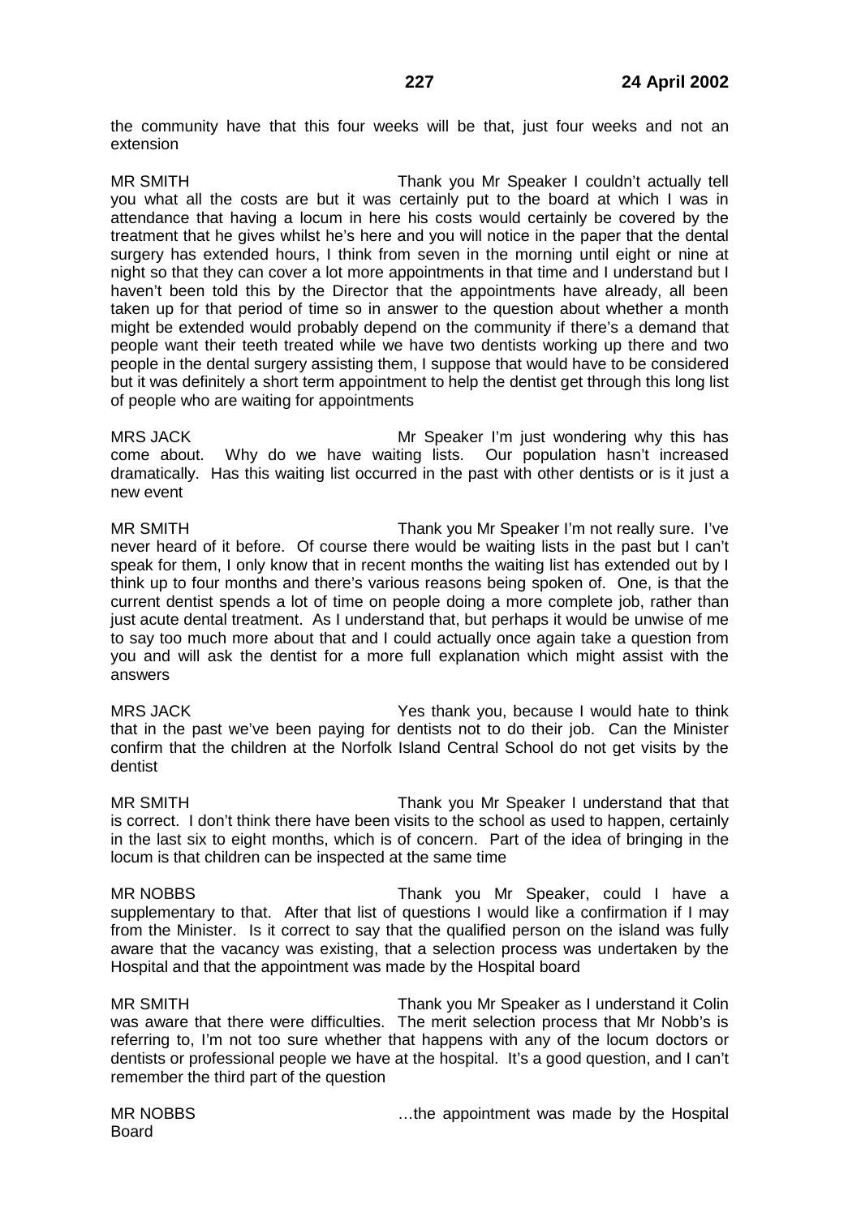the community have that this four weeks will be that, just four weeks and not an extension

MR SMITH Thank you Mr Speaker I couldn't actually tell you what all the costs are but it was certainly put to the board at which I was in attendance that having a locum in here his costs would certainly be covered by the treatment that he gives whilst he's here and you will notice in the paper that the dental surgery has extended hours, I think from seven in the morning until eight or nine at night so that they can cover a lot more appointments in that time and I understand but I haven't been told this by the Director that the appointments have already, all been taken up for that period of time so in answer to the question about whether a month might be extended would probably depend on the community if there's a demand that people want their teeth treated while we have two dentists working up there and two people in the dental surgery assisting them, I suppose that would have to be considered but it was definitely a short term appointment to help the dentist get through this long list of people who are waiting for appointments

MRS JACK Mr Speaker I'm just wondering why this has come about. Why do we have waiting lists. Our population hasn't increased dramatically. Has this waiting list occurred in the past with other dentists or is it just a new event

MR SMITH Thank you Mr Speaker I'm not really sure. I've never heard of it before. Of course there would be waiting lists in the past but I can't speak for them, I only know that in recent months the waiting list has extended out by I think up to four months and there's various reasons being spoken of. One, is that the current dentist spends a lot of time on people doing a more complete job, rather than just acute dental treatment. As I understand that, but perhaps it would be unwise of me to say too much more about that and I could actually once again take a question from you and will ask the dentist for a more full explanation which might assist with the answers

MRS JACK Yes thank you, because I would hate to think that in the past we've been paying for dentists not to do their job. Can the Minister confirm that the children at the Norfolk Island Central School do not get visits by the dentist

MR SMITH Thank you Mr Speaker I understand that that is correct. I don't think there have been visits to the school as used to happen, certainly in the last six to eight months, which is of concern. Part of the idea of bringing in the locum is that children can be inspected at the same time

MR NOBBS Thank you Mr Speaker, could I have a supplementary to that. After that list of questions I would like a confirmation if I may from the Minister. Is it correct to say that the qualified person on the island was fully aware that the vacancy was existing, that a selection process was undertaken by the Hospital and that the appointment was made by the Hospital board

MR SMITH Thank you Mr Speaker as I understand it Colin was aware that there were difficulties. The merit selection process that Mr Nobb's is referring to, I'm not too sure whether that happens with any of the locum doctors or dentists or professional people we have at the hospital. It's a good question, and I can't remember the third part of the question

MR NOBBS …the appointment was made by the Hospital Board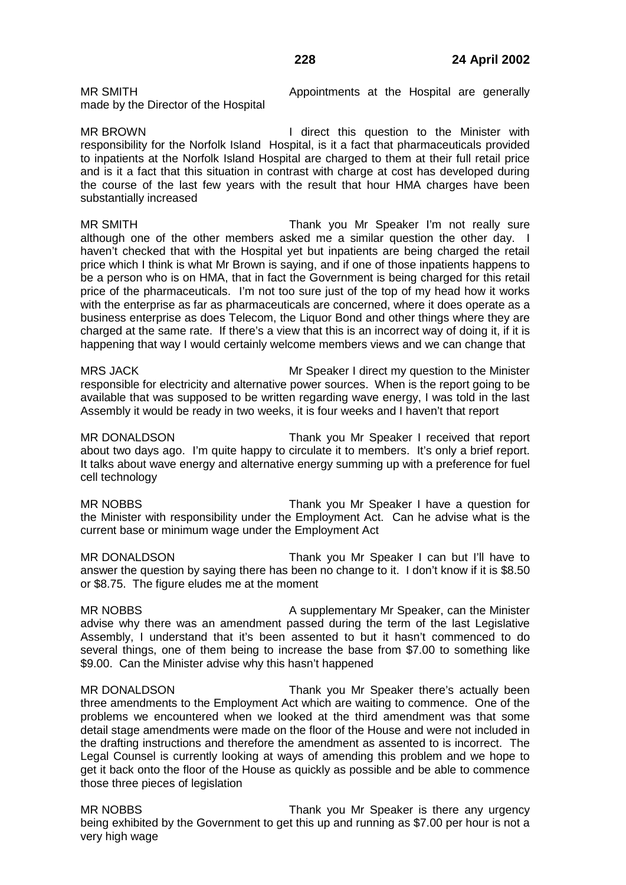MR SMITH Appointments at the Hospital are generally made by the Director of the Hospital

MR BROWN I direct this question to the Minister with responsibility for the Norfolk Island Hospital, is it a fact that pharmaceuticals provided to inpatients at the Norfolk Island Hospital are charged to them at their full retail price and is it a fact that this situation in contrast with charge at cost has developed during the course of the last few years with the result that hour HMA charges have been substantially increased

MR SMITH Thank you Mr Speaker I'm not really sure although one of the other members asked me a similar question the other day. I haven't checked that with the Hospital yet but inpatients are being charged the retail price which I think is what Mr Brown is saying, and if one of those inpatients happens to be a person who is on HMA, that in fact the Government is being charged for this retail price of the pharmaceuticals. I'm not too sure just of the top of my head how it works with the enterprise as far as pharmaceuticals are concerned, where it does operate as a business enterprise as does Telecom, the Liquor Bond and other things where they are charged at the same rate. If there's a view that this is an incorrect way of doing it, if it is happening that way I would certainly welcome members views and we can change that

MRS JACK Mr Speaker I direct my question to the Minister responsible for electricity and alternative power sources. When is the report going to be available that was supposed to be written regarding wave energy, I was told in the last Assembly it would be ready in two weeks, it is four weeks and I haven't that report

MR DONALDSON Thank you Mr Speaker I received that report about two days ago. I'm quite happy to circulate it to members. It's only a brief report. It talks about wave energy and alternative energy summing up with a preference for fuel cell technology

MR NOBBS Thank you Mr Speaker I have a question for the Minister with responsibility under the Employment Act. Can he advise what is the current base or minimum wage under the Employment Act

MR DONALDSON Thank you Mr Speaker I can but I'll have to answer the question by saying there has been no change to it. I don't know if it is $8.50 or $8.75. The figure eludes me at the moment

MR NOBBS A supplementary Mr Speaker, can the Minister advise why there was an amendment passed during the term of the last Legislative Assembly, I understand that it's been assented to but it hasn't commenced to do several things, one of them being to increase the base from $7.00 to something like $9.00. Can the Minister advise why this hasn't happened

MR DONALDSON Thank you Mr Speaker there's actually been three amendments to the Employment Act which are waiting to commence. One of the problems we encountered when we looked at the third amendment was that some detail stage amendments were made on the floor of the House and were not included in the drafting instructions and therefore the amendment as assented to is incorrect. The Legal Counsel is currently looking at ways of amending this problem and we hope to get it back onto the floor of the House as quickly as possible and be able to commence those three pieces of legislation

MR NOBBS Thank you Mr Speaker is there any urgency being exhibited by the Government to get this up and running as $7.00 per hour is not a very high wage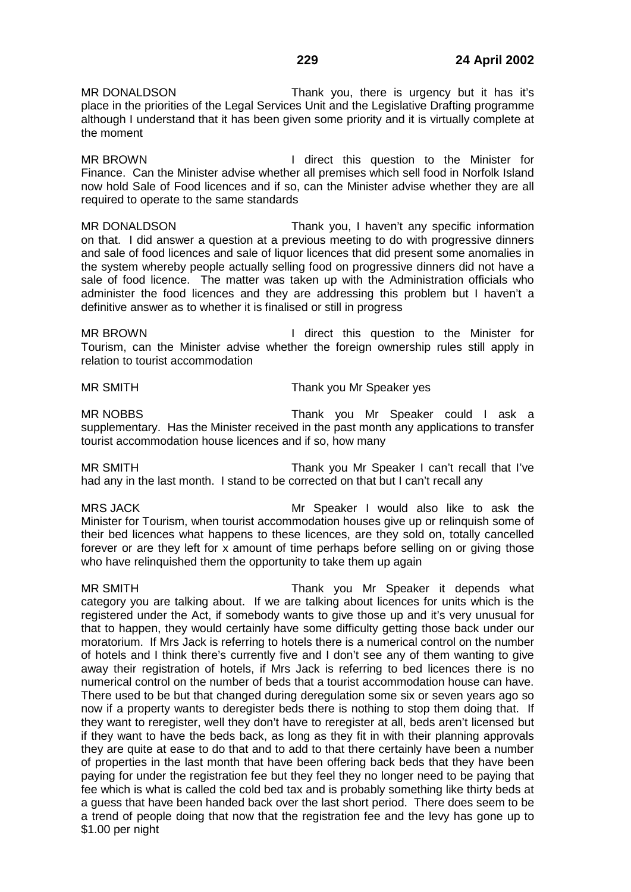MR DONALDSON Thank you, there is urgency but it has it's place in the priorities of the Legal Services Unit and the Legislative Drafting programme although I understand that it has been given some priority and it is virtually complete at the moment

MR BROWN I direct this question to the Minister for Finance. Can the Minister advise whether all premises which sell food in Norfolk Island now hold Sale of Food licences and if so, can the Minister advise whether they are all required to operate to the same standards

MR DONALDSON Thank you, I haven't any specific information on that. I did answer a question at a previous meeting to do with progressive dinners and sale of food licences and sale of liquor licences that did present some anomalies in the system whereby people actually selling food on progressive dinners did not have a sale of food licence. The matter was taken up with the Administration officials who administer the food licences and they are addressing this problem but I haven't a definitive answer as to whether it is finalised or still in progress

MR BROWN I direct this question to the Minister for Tourism, can the Minister advise whether the foreign ownership rules still apply in relation to tourist accommodation

MR SMITH Thank you Mr Speaker yes

MR NOBBS Thank you Mr Speaker could I ask a supplementary. Has the Minister received in the past month any applications to transfer tourist accommodation house licences and if so, how many

MR SMITH Thank you Mr Speaker I can't recall that I've had any in the last month. I stand to be corrected on that but I can't recall any

MRS JACK Mr Speaker I would also like to ask the Minister for Tourism, when tourist accommodation houses give up or relinquish some of their bed licences what happens to these licences, are they sold on, totally cancelled forever or are they left for x amount of time perhaps before selling on or giving those who have relinquished them the opportunity to take them up again

MR SMITH Thank you Mr Speaker it depends what category you are talking about. If we are talking about licences for units which is the registered under the Act, if somebody wants to give those up and it's very unusual for that to happen, they would certainly have some difficulty getting those back under our moratorium. If Mrs Jack is referring to hotels there is a numerical control on the number of hotels and I think there's currently five and I don't see any of them wanting to give away their registration of hotels, if Mrs Jack is referring to bed licences there is no numerical control on the number of beds that a tourist accommodation house can have. There used to be but that changed during deregulation some six or seven years ago so now if a property wants to deregister beds there is nothing to stop them doing that. If they want to reregister, well they don't have to reregister at all, beds aren't licensed but if they want to have the beds back, as long as they fit in with their planning approvals they are quite at ease to do that and to add to that there certainly have been a number of properties in the last month that have been offering back beds that they have been paying for under the registration fee but they feel they no longer need to be paying that fee which is what is called the cold bed tax and is probably something like thirty beds at a guess that have been handed back over the last short period. There does seem to be a trend of people doing that now that the registration fee and the levy has gone up to $1.00 per night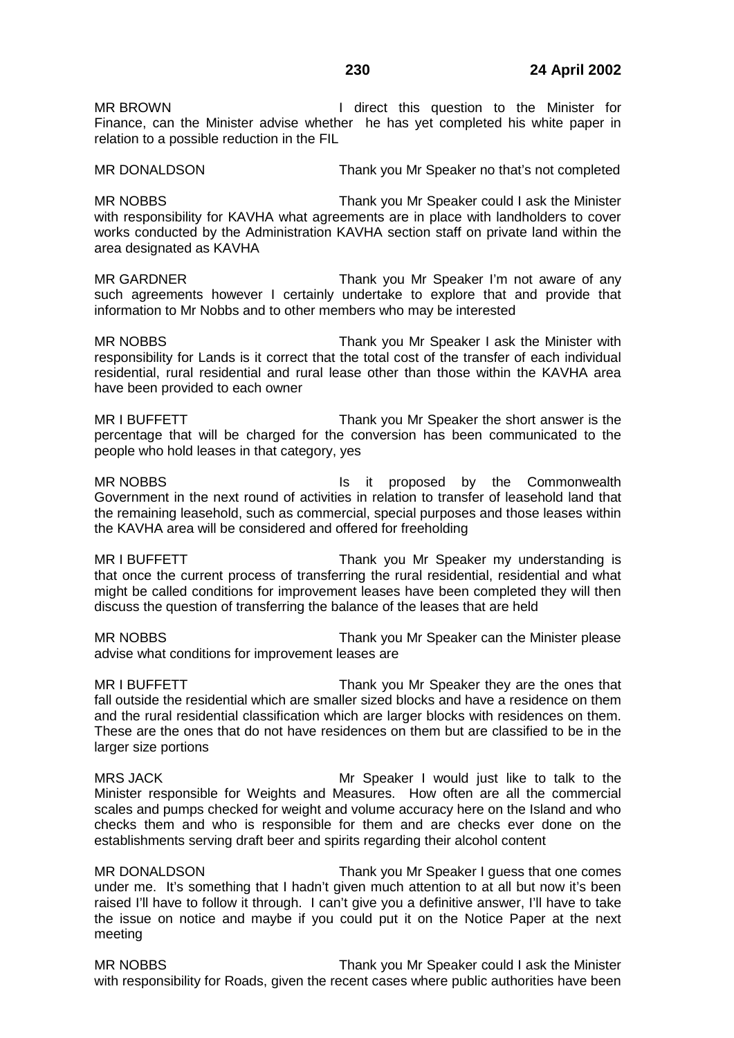MR BROWN I direct this question to the Minister for Finance, can the Minister advise whether he has yet completed his white paper in relation to a possible reduction in the FIL

MR DONALDSON Thank you Mr Speaker no that's not completed

MR NOBBS Thank you Mr Speaker could I ask the Minister with responsibility for KAVHA what agreements are in place with landholders to cover works conducted by the Administration KAVHA section staff on private land within the area designated as KAVHA

MR GARDNER Thank you Mr Speaker I'm not aware of any such agreements however I certainly undertake to explore that and provide that information to Mr Nobbs and to other members who may be interested

MR NOBBS Thank you Mr Speaker I ask the Minister with responsibility for Lands is it correct that the total cost of the transfer of each individual residential, rural residential and rural lease other than those within the KAVHA area have been provided to each owner

MR I BUFFETT Thank you Mr Speaker the short answer is the percentage that will be charged for the conversion has been communicated to the people who hold leases in that category, yes

MR NOBBS Is it proposed by the Commonwealth Government in the next round of activities in relation to transfer of leasehold land that the remaining leasehold, such as commercial, special purposes and those leases within the KAVHA area will be considered and offered for freeholding

MR I BUFFETT Thank you Mr Speaker my understanding is that once the current process of transferring the rural residential, residential and what might be called conditions for improvement leases have been completed they will then discuss the question of transferring the balance of the leases that are held

MR NOBBS Thank you Mr Speaker can the Minister please advise what conditions for improvement leases are

MR I BUFFETT Thank you Mr Speaker they are the ones that fall outside the residential which are smaller sized blocks and have a residence on them and the rural residential classification which are larger blocks with residences on them. These are the ones that do not have residences on them but are classified to be in the larger size portions

MRS JACK Mr Speaker I would just like to talk to the Minister responsible for Weights and Measures. How often are all the commercial scales and pumps checked for weight and volume accuracy here on the Island and who checks them and who is responsible for them and are checks ever done on the establishments serving draft beer and spirits regarding their alcohol content

MR DONALDSON Thank you Mr Speaker I guess that one comes under me. It's something that I hadn't given much attention to at all but now it's been raised I'll have to follow it through. I can't give you a definitive answer, I'll have to take the issue on notice and maybe if you could put it on the Notice Paper at the next meeting

MR NOBBS Thank you Mr Speaker could I ask the Minister with responsibility for Roads, given the recent cases where public authorities have been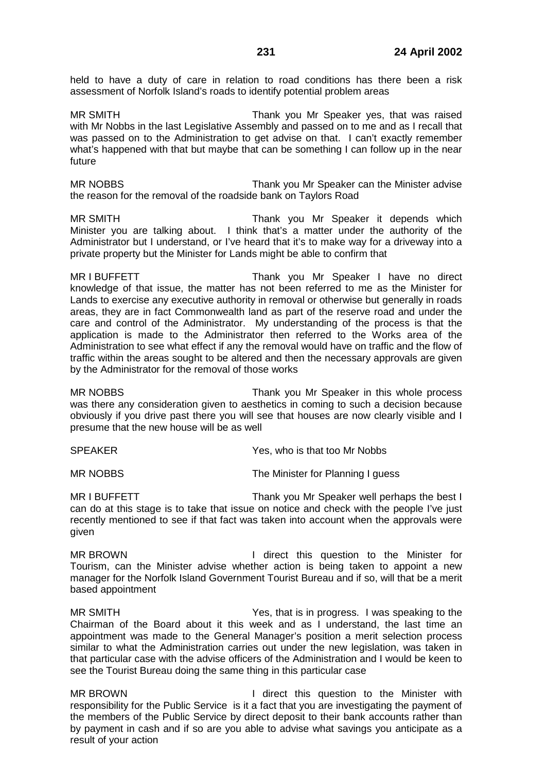held to have a duty of care in relation to road conditions has there been a risk assessment of Norfolk Island's roads to identify potential problem areas

MR SMITH Thank you Mr Speaker yes, that was raised with Mr Nobbs in the last Legislative Assembly and passed on to me and as I recall that was passed on to the Administration to get advise on that. I can't exactly remember what's happened with that but maybe that can be something I can follow up in the near future

MR NOBBS Thank you Mr Speaker can the Minister advise the reason for the removal of the roadside bank on Taylors Road

MR SMITH Thank you Mr Speaker it depends which Minister you are talking about. I think that's a matter under the authority of the Administrator but I understand, or I've heard that it's to make way for a driveway into a private property but the Minister for Lands might be able to confirm that

MR I BUFFETT Thank you Mr Speaker I have no direct knowledge of that issue, the matter has not been referred to me as the Minister for Lands to exercise any executive authority in removal or otherwise but generally in roads areas, they are in fact Commonwealth land as part of the reserve road and under the care and control of the Administrator. My understanding of the process is that the application is made to the Administrator then referred to the Works area of the Administration to see what effect if any the removal would have on traffic and the flow of traffic within the areas sought to be altered and then the necessary approvals are given by the Administrator for the removal of those works

MR NOBBS Thank you Mr Speaker in this whole process was there any consideration given to aesthetics in coming to such a decision because obviously if you drive past there you will see that houses are now clearly visible and I presume that the new house will be as well

SPEAKER Yes, who is that too Mr Nobbs

MR NOBBS The Minister for Planning I guess

MR I BUFFETT Thank you Mr Speaker well perhaps the best I can do at this stage is to take that issue on notice and check with the people I've just recently mentioned to see if that fact was taken into account when the approvals were given

MR BROWN I direct this question to the Minister for Tourism, can the Minister advise whether action is being taken to appoint a new manager for the Norfolk Island Government Tourist Bureau and if so, will that be a merit based appointment

MR SMITH Yes, that is in progress. I was speaking to the Chairman of the Board about it this week and as I understand, the last time an appointment was made to the General Manager's position a merit selection process similar to what the Administration carries out under the new legislation, was taken in that particular case with the advise officers of the Administration and I would be keen to see the Tourist Bureau doing the same thing in this particular case

MR BROWN I direct this question to the Minister with responsibility for the Public Service is it a fact that you are investigating the payment of the members of the Public Service by direct deposit to their bank accounts rather than by payment in cash and if so are you able to advise what savings you anticipate as a result of your action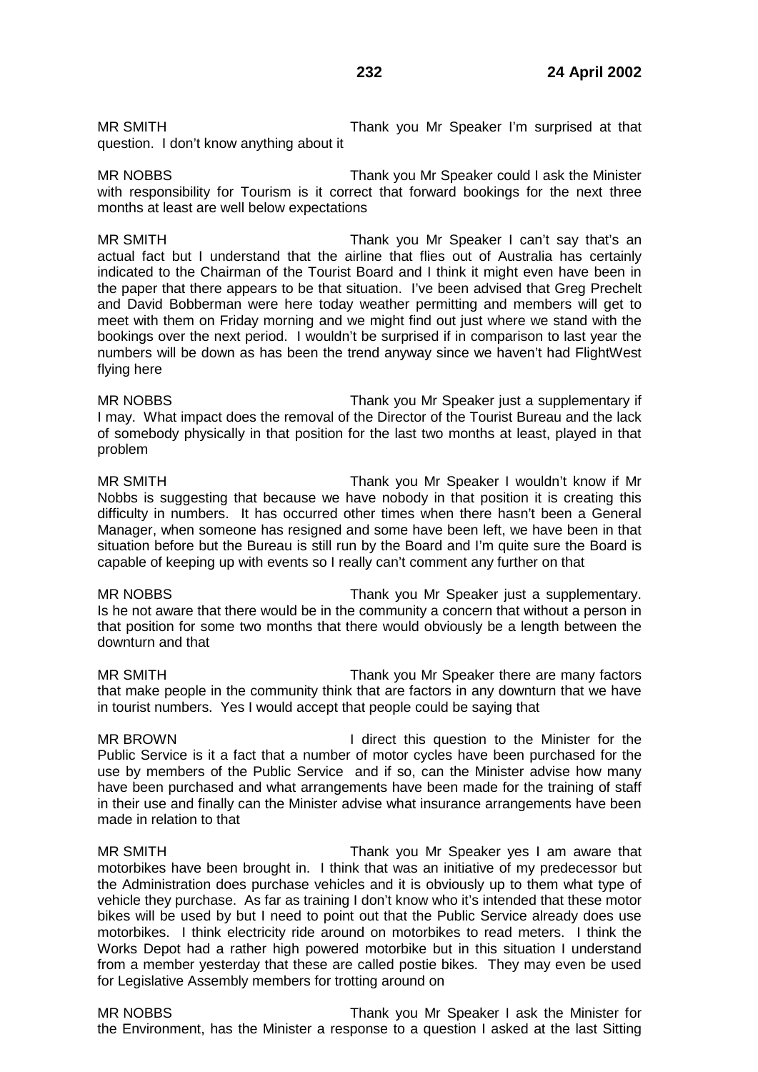MR SMITH Thank you Mr Speaker I'm surprised at that question. I don't know anything about it

MR NOBBS Thank you Mr Speaker could I ask the Minister with responsibility for Tourism is it correct that forward bookings for the next three months at least are well below expectations

MR SMITH Thank you Mr Speaker I can't say that's an actual fact but I understand that the airline that flies out of Australia has certainly indicated to the Chairman of the Tourist Board and I think it might even have been in the paper that there appears to be that situation. I've been advised that Greg Prechelt and David Bobberman were here today weather permitting and members will get to meet with them on Friday morning and we might find out just where we stand with the bookings over the next period. I wouldn't be surprised if in comparison to last year the numbers will be down as has been the trend anyway since we haven't had FlightWest flying here

MR NOBBS Thank you Mr Speaker just a supplementary if I may. What impact does the removal of the Director of the Tourist Bureau and the lack of somebody physically in that position for the last two months at least, played in that problem

MR SMITH Thank you Mr Speaker I wouldn't know if Mr Nobbs is suggesting that because we have nobody in that position it is creating this difficulty in numbers. It has occurred other times when there hasn't been a General Manager, when someone has resigned and some have been left, we have been in that situation before but the Bureau is still run by the Board and I'm quite sure the Board is capable of keeping up with events so I really can't comment any further on that

MR NOBBS Thank you Mr Speaker just a supplementary. Is he not aware that there would be in the community a concern that without a person in that position for some two months that there would obviously be a length between the downturn and that

MR SMITH Thank you Mr Speaker there are many factors that make people in the community think that are factors in any downturn that we have in tourist numbers. Yes I would accept that people could be saying that

MR BROWN I direct this question to the Minister for the Public Service is it a fact that a number of motor cycles have been purchased for the use by members of the Public Service and if so, can the Minister advise how many have been purchased and what arrangements have been made for the training of staff in their use and finally can the Minister advise what insurance arrangements have been made in relation to that

MR SMITH Thank you Mr Speaker yes I am aware that motorbikes have been brought in. I think that was an initiative of my predecessor but the Administration does purchase vehicles and it is obviously up to them what type of vehicle they purchase. As far as training I don't know who it's intended that these motor bikes will be used by but I need to point out that the Public Service already does use motorbikes. I think electricity ride around on motorbikes to read meters. I think the Works Depot had a rather high powered motorbike but in this situation I understand from a member yesterday that these are called postie bikes. They may even be used for Legislative Assembly members for trotting around on

MR NOBBS Thank you Mr Speaker I ask the Minister for the Environment, has the Minister a response to a question I asked at the last Sitting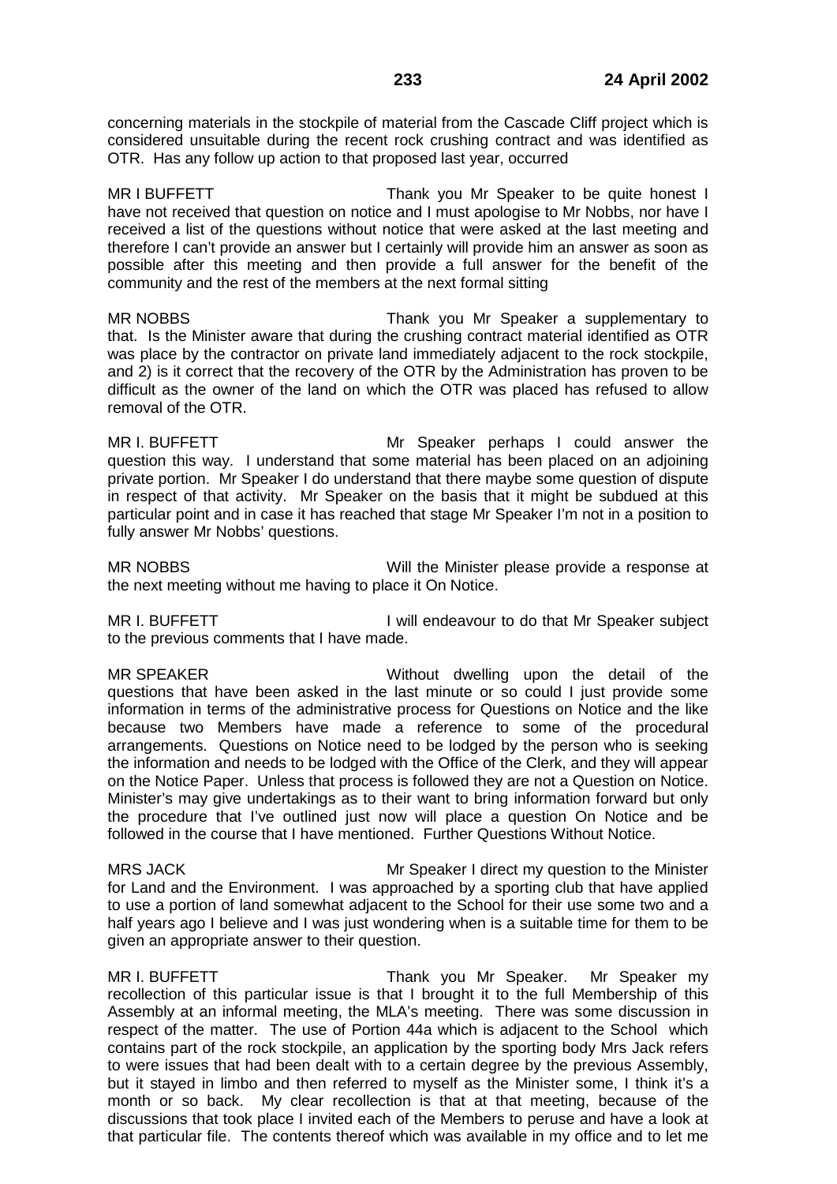concerning materials in the stockpile of material from the Cascade Cliff project which is considered unsuitable during the recent rock crushing contract and was identified as OTR. Has any follow up action to that proposed last year, occurred

MR I BUFFETT Thank you Mr Speaker to be quite honest I have not received that question on notice and I must apologise to Mr Nobbs, nor have I received a list of the questions without notice that were asked at the last meeting and therefore I can't provide an answer but I certainly will provide him an answer as soon as possible after this meeting and then provide a full answer for the benefit of the community and the rest of the members at the next formal sitting

MR NOBBS Thank you Mr Speaker a supplementary to that. Is the Minister aware that during the crushing contract material identified as OTR was place by the contractor on private land immediately adjacent to the rock stockpile, and 2) is it correct that the recovery of the OTR by the Administration has proven to be difficult as the owner of the land on which the OTR was placed has refused to allow removal of the OTR.

MR I. BUFFETT Mr Speaker perhaps I could answer the question this way. I understand that some material has been placed on an adjoining private portion. Mr Speaker I do understand that there maybe some question of dispute in respect of that activity. Mr Speaker on the basis that it might be subdued at this particular point and in case it has reached that stage Mr Speaker I'm not in a position to fully answer Mr Nobbs' questions.

MR NOBBS Will the Minister please provide a response at the next meeting without me having to place it On Notice.

MR I. BUFFETT I will endeavour to do that Mr Speaker subject to the previous comments that I have made.

MR SPEAKER Without dwelling upon the detail of the questions that have been asked in the last minute or so could I just provide some information in terms of the administrative process for Questions on Notice and the like because two Members have made a reference to some of the procedural arrangements. Questions on Notice need to be lodged by the person who is seeking the information and needs to be lodged with the Office of the Clerk, and they will appear on the Notice Paper. Unless that process is followed they are not a Question on Notice. Minister's may give undertakings as to their want to bring information forward but only the procedure that I've outlined just now will place a question On Notice and be followed in the course that I have mentioned. Further Questions Without Notice.

MRS JACK Mr Speaker I direct my question to the Minister for Land and the Environment. I was approached by a sporting club that have applied to use a portion of land somewhat adjacent to the School for their use some two and a half years ago I believe and I was just wondering when is a suitable time for them to be given an appropriate answer to their question.

MR I. BUFFETT Thank you Mr Speaker. Mr Speaker my recollection of this particular issue is that I brought it to the full Membership of this Assembly at an informal meeting, the MLA's meeting. There was some discussion in respect of the matter. The use of Portion 44a which is adjacent to the School which contains part of the rock stockpile, an application by the sporting body Mrs Jack refers to were issues that had been dealt with to a certain degree by the previous Assembly, but it stayed in limbo and then referred to myself as the Minister some, I think it's a month or so back. My clear recollection is that at that meeting, because of the discussions that took place I invited each of the Members to peruse and have a look at that particular file. The contents thereof which was available in my office and to let me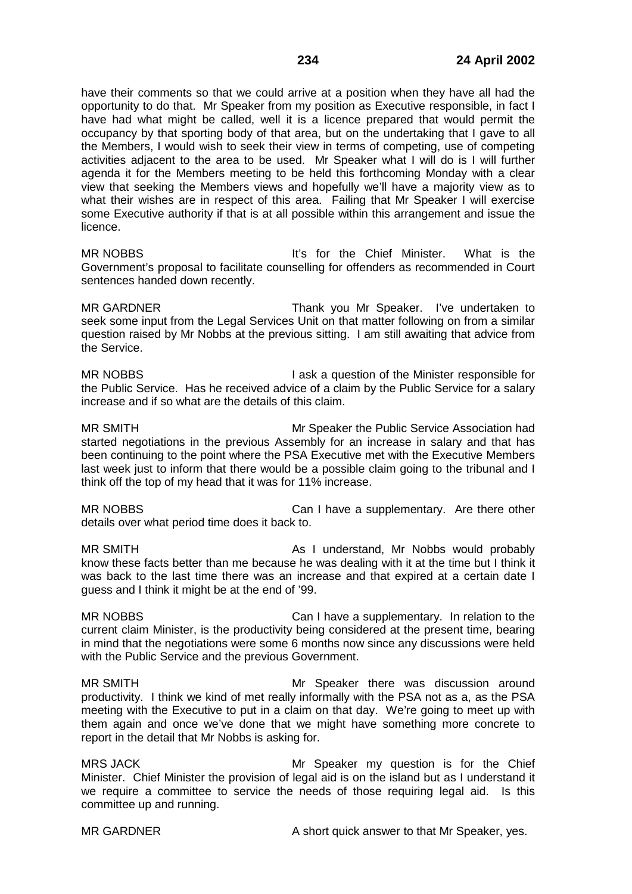have their comments so that we could arrive at a position when they have all had the opportunity to do that. Mr Speaker from my position as Executive responsible, in fact I have had what might be called, well it is a licence prepared that would permit the occupancy by that sporting body of that area, but on the undertaking that I gave to all the Members, I would wish to seek their view in terms of competing, use of competing activities adjacent to the area to be used. Mr Speaker what I will do is I will further agenda it for the Members meeting to be held this forthcoming Monday with a clear view that seeking the Members views and hopefully we'll have a majority view as to what their wishes are in respect of this area. Failing that Mr Speaker I will exercise some Executive authority if that is at all possible within this arrangement and issue the licence.

MR NOBBS It's for the Chief Minister. What is the Government's proposal to facilitate counselling for offenders as recommended in Court sentences handed down recently.

MR GARDNER Thank you Mr Speaker. I've undertaken to seek some input from the Legal Services Unit on that matter following on from a similar question raised by Mr Nobbs at the previous sitting. I am still awaiting that advice from the Service.

MR NOBBS I ask a question of the Minister responsible for the Public Service. Has he received advice of a claim by the Public Service for a salary increase and if so what are the details of this claim.

MR SMITH Mr Speaker the Public Service Association had started negotiations in the previous Assembly for an increase in salary and that has been continuing to the point where the PSA Executive met with the Executive Members last week just to inform that there would be a possible claim going to the tribunal and I think off the top of my head that it was for 11% increase.

MR NOBBS Can I have a supplementary. Are there other details over what period time does it back to.

MR SMITH As I understand, Mr Nobbs would probably know these facts better than me because he was dealing with it at the time but I think it was back to the last time there was an increase and that expired at a certain date I guess and I think it might be at the end of '99.

MR NOBBS Can I have a supplementary. In relation to the current claim Minister, is the productivity being considered at the present time, bearing in mind that the negotiations were some 6 months now since any discussions were held with the Public Service and the previous Government.

MR SMITH Mr Speaker there was discussion around productivity. I think we kind of met really informally with the PSA not as a, as the PSA meeting with the Executive to put in a claim on that day. We're going to meet up with them again and once we've done that we might have something more concrete to report in the detail that Mr Nobbs is asking for.

MRS JACK Mr Speaker my question is for the Chief Minister. Chief Minister the provision of legal aid is on the island but as I understand it we require a committee to service the needs of those requiring legal aid. Is this committee up and running.

MR GARDNER A short quick answer to that Mr Speaker, yes.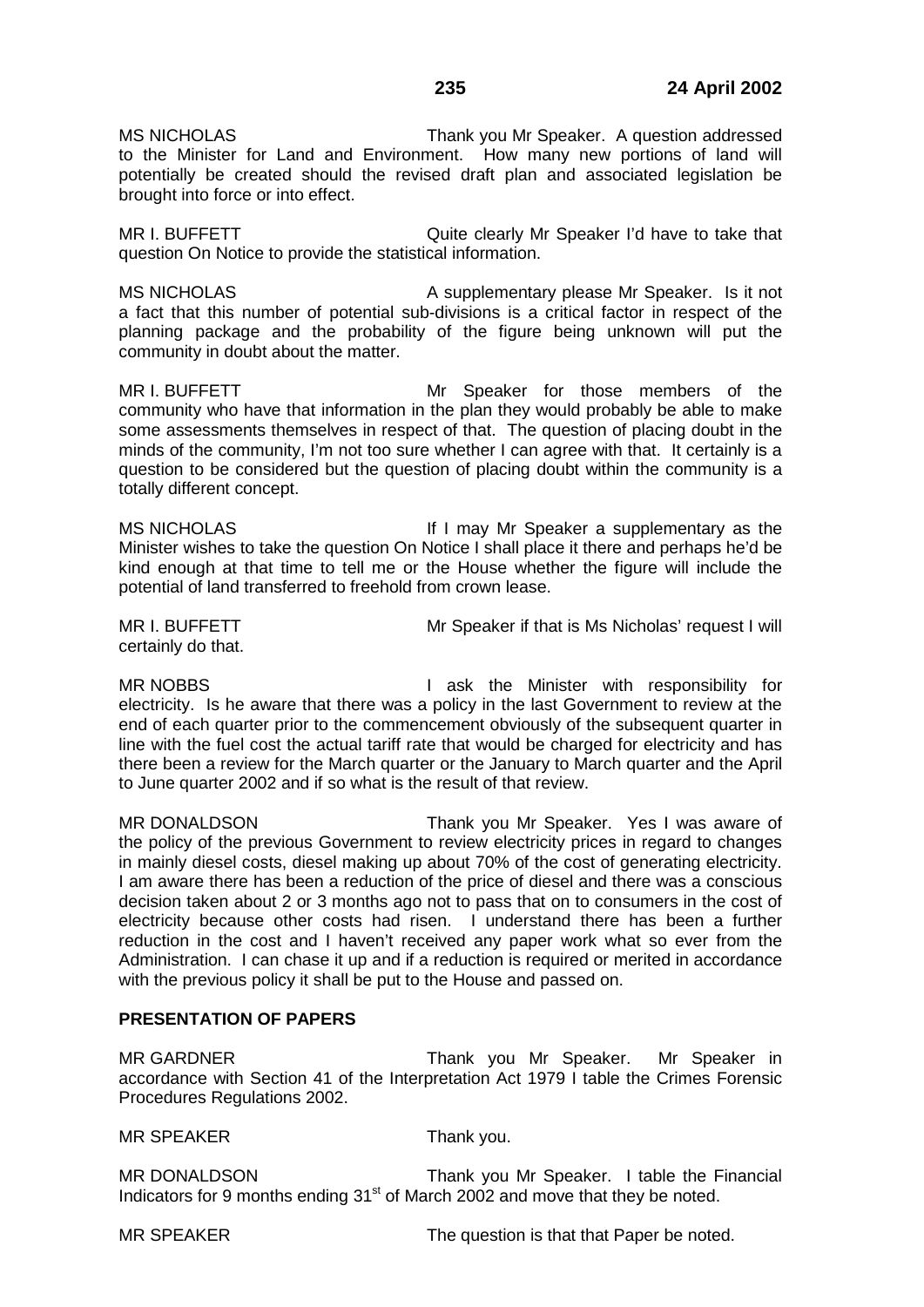MS NICHOLAS Thank you Mr Speaker. A question addressed to the Minister for Land and Environment. How many new portions of land will potentially be created should the revised draft plan and associated legislation be brought into force or into effect.

MR I. BUFFETT Quite clearly Mr Speaker I'd have to take that question On Notice to provide the statistical information.

MS NICHOLAS A supplementary please Mr Speaker. Is it not a fact that this number of potential sub-divisions is a critical factor in respect of the planning package and the probability of the figure being unknown will put the community in doubt about the matter.

MR I. BUFFETT Mr Speaker for those members of the community who have that information in the plan they would probably be able to make some assessments themselves in respect of that. The question of placing doubt in the minds of the community, I'm not too sure whether I can agree with that. It certainly is a question to be considered but the question of placing doubt within the community is a totally different concept.

MS NICHOLAS If I may Mr Speaker a supplementary as the Minister wishes to take the question On Notice I shall place it there and perhaps he'd be kind enough at that time to tell me or the House whether the figure will include the potential of land transferred to freehold from crown lease.

MR I. BUFFETT Mr Speaker if that is Ms Nicholas' request I will certainly do that.

MR NOBBS I ask the Minister with responsibility for electricity. Is he aware that there was a policy in the last Government to review at the end of each quarter prior to the commencement obviously of the subsequent quarter in line with the fuel cost the actual tariff rate that would be charged for electricity and has there been a review for the March quarter or the January to March quarter and the April to June quarter 2002 and if so what is the result of that review.

MR DONALDSON Thank you Mr Speaker. Yes I was aware of the policy of the previous Government to review electricity prices in regard to changes in mainly diesel costs, diesel making up about 70% of the cost of generating electricity. I am aware there has been a reduction of the price of diesel and there was a conscious decision taken about 2 or 3 months ago not to pass that on to consumers in the cost of electricity because other costs had risen. I understand there has been a further reduction in the cost and I haven't received any paper work what so ever from the Administration. I can chase it up and if a reduction is required or merited in accordance with the previous policy it shall be put to the House and passed on.

**PRESENTATION OF PAPERS**

MR GARDNER Thank you Mr Speaker. Mr Speaker in accordance with Section 41 of the Interpretation Act 1979 I table the Crimes Forensic Procedures Regulations 2002.

MR SPEAKER Thank you.

MR DONALDSON Thank you Mr Speaker. I table the Financial Indicators for 9 months ending 31st of March 2002 and move that they be noted.

MR SPEAKER The question is that that Paper be noted.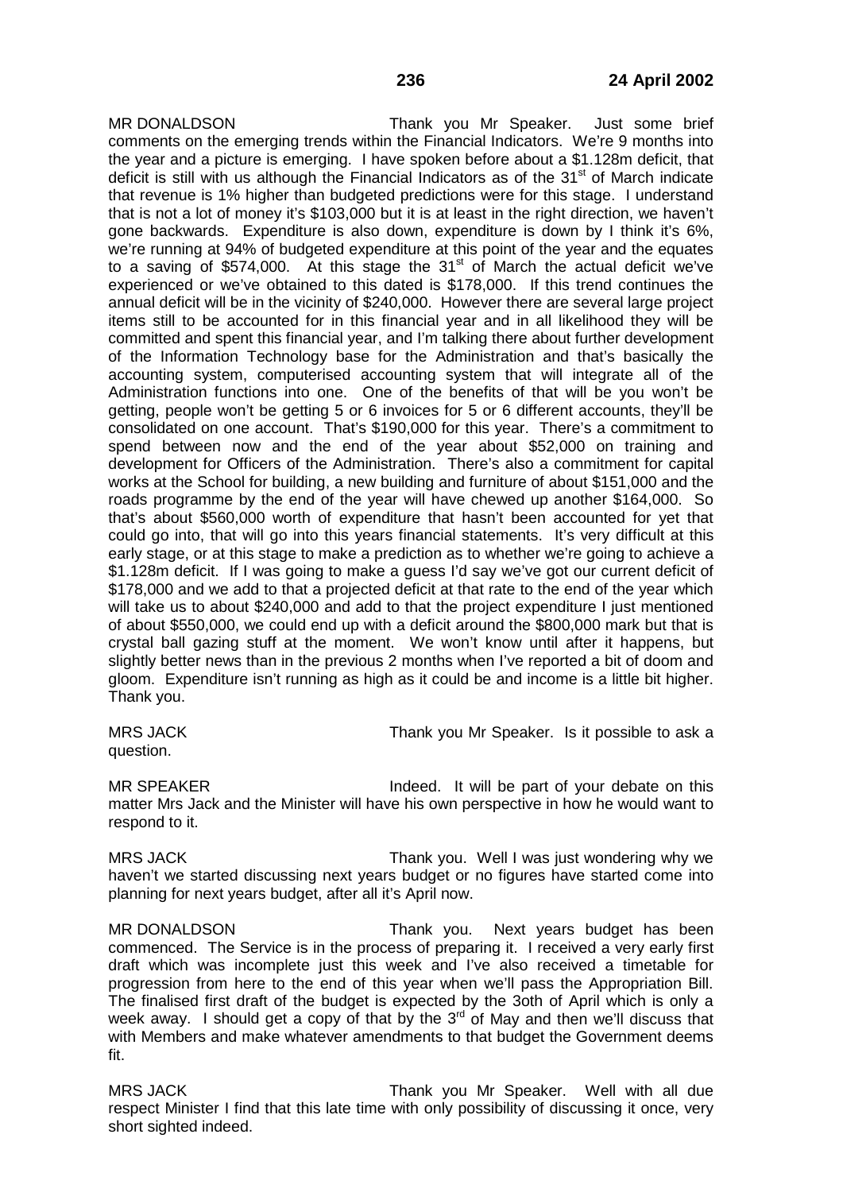MR DONALDSON Thank you Mr Speaker. Just some brief comments on the emerging trends within the Financial Indicators. We're 9 months into the year and a picture is emerging. I have spoken before about a $1.128m deficit, that deficit is still with us although the Financial Indicators as of the 31st of March indicate that revenue is 1% higher than budgeted predictions were for this stage. I understand that is not a lot of money it's $103,000 but it is at least in the right direction, we haven't gone backwards. Expenditure is also down, expenditure is down by I think it's 6%, we're running at 94% of budgeted expenditure at this point of the year and the equates to a saving of $574,000. At this stage the 31st of March the actual deficit we've experienced or we've obtained to this dated is $178,000. If this trend continues the annual deficit will be in the vicinity of $240,000. However there are several large project items still to be accounted for in this financial year and in all likelihood they will be committed and spent this financial year, and I'm talking there about further development of the Information Technology base for the Administration and that's basically the accounting system, computerised accounting system that will integrate all of the Administration functions into one. One of the benefits of that will be you won't be getting, people won't be getting 5 or 6 invoices for 5 or 6 different accounts, they'll be consolidated on one account. That's $190,000 for this year. There's a commitment to spend between now and the end of the year about $52,000 on training and development for Officers of the Administration. There's also a commitment for capital works at the School for building, a new building and furniture of about $151,000 and the roads programme by the end of the year will have chewed up another $164,000. So that's about $560,000 worth of expenditure that hasn't been accounted for yet that could go into, that will go into this years financial statements. It's very difficult at this early stage, or at this stage to make a prediction as to whether we're going to achieve a $1.128m deficit. If I was going to make a guess I'd say we've got our current deficit of $178,000 and we add to that a projected deficit at that rate to the end of the year which will take us to about $240,000 and add to that the project expenditure I just mentioned of about $550,000, we could end up with a deficit around the $800,000 mark but that is crystal ball gazing stuff at the moment. We won't know until after it happens, but slightly better news than in the previous 2 months when I've reported a bit of doom and gloom. Expenditure isn't running as high as it could be and income is a little bit higher. Thank you.

MRS JACK Thank you Mr Speaker. Is it possible to ask a question.

MR SPEAKER Indeed. It will be part of your debate on this matter Mrs Jack and the Minister will have his own perspective in how he would want to respond to it.

MRS JACK Thank you. Well I was just wondering why we haven't we started discussing next years budget or no figures have started come into planning for next years budget, after all it's April now.

MR DONALDSON Thank you. Next years budget has been commenced. The Service is in the process of preparing it. I received a very early first draft which was incomplete just this week and I've also received a timetable for progression from here to the end of this year when we'll pass the Appropriation Bill. The finalised first draft of the budget is expected by the 3oth of April which is only a week away. I should get a copy of that by the 3rd of May and then we'll discuss that with Members and make whatever amendments to that budget the Government deems fit.

MRS JACK Thank you Mr Speaker. Well with all due respect Minister I find that this late time with only possibility of discussing it once, very short sighted indeed.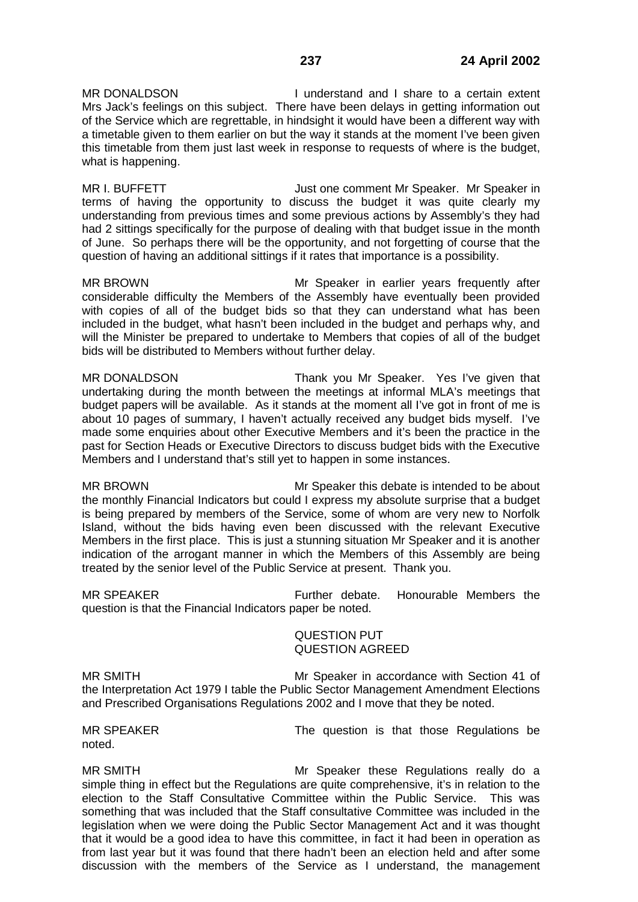MR DONALDSON I understand and I share to a certain extent Mrs Jack's feelings on this subject. There have been delays in getting information out of the Service which are regrettable, in hindsight it would have been a different way with a timetable given to them earlier on but the way it stands at the moment I've been given this timetable from them just last week in response to requests of where is the budget, what is happening.

MR I. BUFFETT Just one comment Mr Speaker. Mr Speaker in terms of having the opportunity to discuss the budget it was quite clearly my understanding from previous times and some previous actions by Assembly's they had had 2 sittings specifically for the purpose of dealing with that budget issue in the month of June. So perhaps there will be the opportunity, and not forgetting of course that the question of having an additional sittings if it rates that importance is a possibility.

MR BROWN Mr Speaker in earlier years frequently after considerable difficulty the Members of the Assembly have eventually been provided with copies of all of the budget bids so that they can understand what has been included in the budget, what hasn't been included in the budget and perhaps why, and will the Minister be prepared to undertake to Members that copies of all of the budget bids will be distributed to Members without further delay.

MR DONALDSON Thank you Mr Speaker. Yes I've given that undertaking during the month between the meetings at informal MLA's meetings that budget papers will be available. As it stands at the moment all I've got in front of me is about 10 pages of summary, I haven't actually received any budget bids myself. I've made some enquiries about other Executive Members and it's been the practice in the past for Section Heads or Executive Directors to discuss budget bids with the Executive Members and I understand that's still yet to happen in some instances.

MR BROWN Mr Speaker this debate is intended to be about the monthly Financial Indicators but could I express my absolute surprise that a budget is being prepared by members of the Service, some of whom are very new to Norfolk Island, without the bids having even been discussed with the relevant Executive Members in the first place. This is just a stunning situation Mr Speaker and it is another indication of the arrogant manner in which the Members of this Assembly are being treated by the senior level of the Public Service at present. Thank you.

MR SPEAKER Further debate. Honourable Members the question is that the Financial Indicators paper be noted.

QUESTION PUT
QUESTION AGREED

MR SMITH Mr Speaker in accordance with Section 41 of the Interpretation Act 1979 I table the Public Sector Management Amendment Elections and Prescribed Organisations Regulations 2002 and I move that they be noted.

MR SPEAKER The question is that those Regulations be noted.

MR SMITH Mr Speaker these Regulations really do a simple thing in effect but the Regulations are quite comprehensive, it's in relation to the election to the Staff Consultative Committee within the Public Service. This was something that was included that the Staff consultative Committee was included in the legislation when we were doing the Public Sector Management Act and it was thought that it would be a good idea to have this committee, in fact it had been in operation as from last year but it was found that there hadn't been an election held and after some discussion with the members of the Service as I understand, the management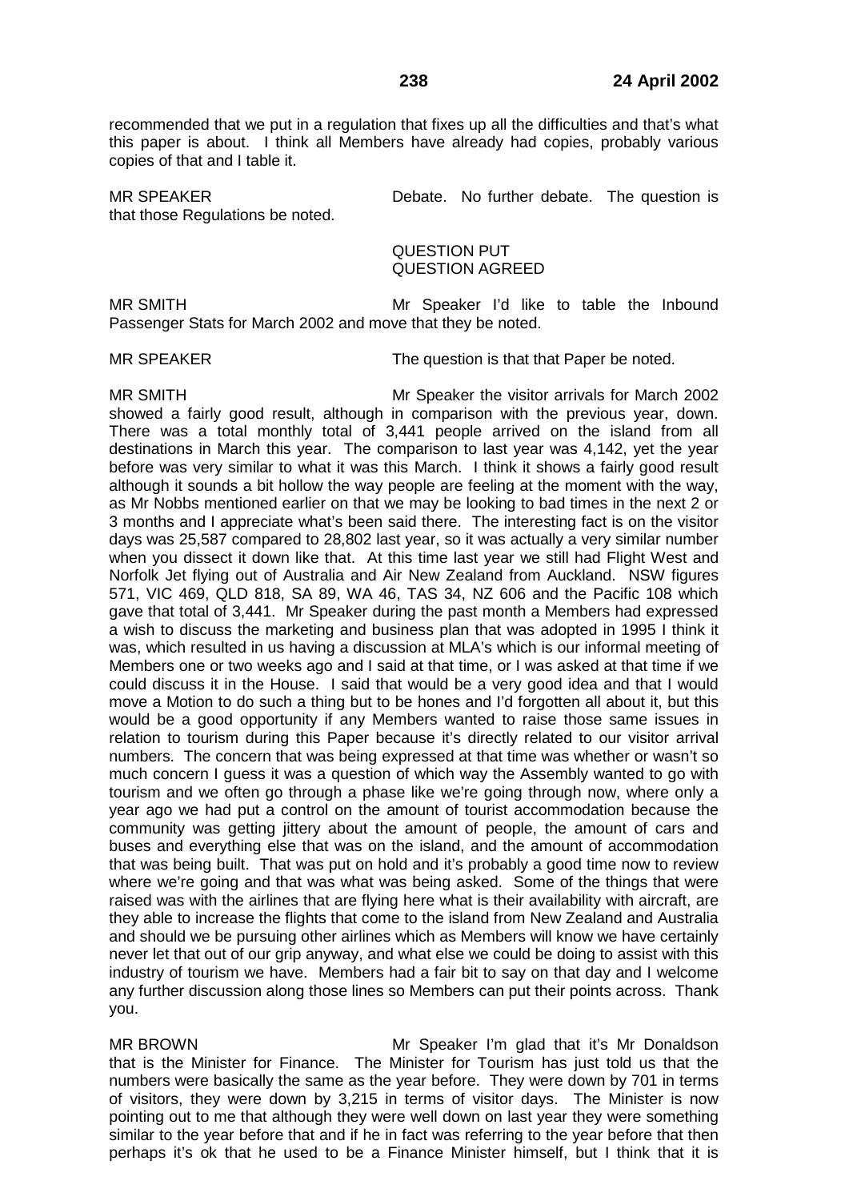recommended that we put in a regulation that fixes up all the difficulties and that's what this paper is about. I think all Members have already had copies, probably various copies of that and I table it.

MR SPEAKER Debate. No further debate. The question is that those Regulations be noted.

QUESTION PUT
QUESTION AGREED

MR SMITH Mr Speaker I'd like to table the Inbound Passenger Stats for March 2002 and move that they be noted.

MR SPEAKER The question is that that Paper be noted.

MR SMITH Mr Speaker the visitor arrivals for March 2002 showed a fairly good result, although in comparison with the previous year, down. There was a total monthly total of 3,441 people arrived on the island from all destinations in March this year. The comparison to last year was 4,142, yet the year before was very similar to what it was this March. I think it shows a fairly good result although it sounds a bit hollow the way people are feeling at the moment with the way, as Mr Nobbs mentioned earlier on that we may be looking to bad times in the next 2 or 3 months and I appreciate what's been said there. The interesting fact is on the visitor days was 25,587 compared to 28,802 last year, so it was actually a very similar number when you dissect it down like that. At this time last year we still had Flight West and Norfolk Jet flying out of Australia and Air New Zealand from Auckland. NSW figures 571, VIC 469, QLD 818, SA 89, WA 46, TAS 34, NZ 606 and the Pacific 108 which gave that total of 3,441. Mr Speaker during the past month a Members had expressed a wish to discuss the marketing and business plan that was adopted in 1995 I think it was, which resulted in us having a discussion at MLA's which is our informal meeting of Members one or two weeks ago and I said at that time, or I was asked at that time if we could discuss it in the House. I said that would be a very good idea and that I would move a Motion to do such a thing but to be hones and I'd forgotten all about it, but this would be a good opportunity if any Members wanted to raise those same issues in relation to tourism during this Paper because it's directly related to our visitor arrival numbers. The concern that was being expressed at that time was whether or wasn't so much concern I guess it was a question of which way the Assembly wanted to go with tourism and we often go through a phase like we're going through now, where only a year ago we had put a control on the amount of tourist accommodation because the community was getting jittery about the amount of people, the amount of cars and buses and everything else that was on the island, and the amount of accommodation that was being built. That was put on hold and it's probably a good time now to review where we're going and that was what was being asked. Some of the things that were raised was with the airlines that are flying here what is their availability with aircraft, are they able to increase the flights that come to the island from New Zealand and Australia and should we be pursuing other airlines which as Members will know we have certainly never let that out of our grip anyway, and what else we could be doing to assist with this industry of tourism we have. Members had a fair bit to say on that day and I welcome any further discussion along those lines so Members can put their points across. Thank you.

MR BROWN Mr Speaker I'm glad that it's Mr Donaldson that is the Minister for Finance. The Minister for Tourism has just told us that the numbers were basically the same as the year before. They were down by 701 in terms of visitors, they were down by 3,215 in terms of visitor days. The Minister is now pointing out to me that although they were well down on last year they were something similar to the year before that and if he in fact was referring to the year before that then perhaps it's ok that he used to be a Finance Minister himself, but I think that it is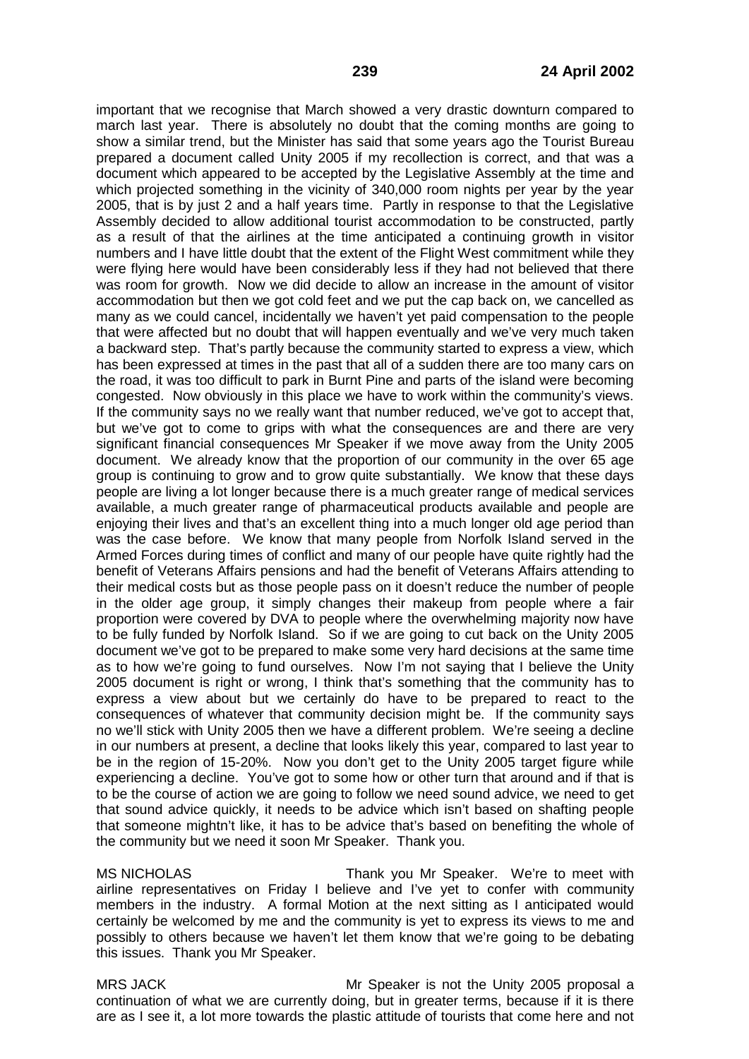important that we recognise that March showed a very drastic downturn compared to march last year. There is absolutely no doubt that the coming months are going to show a similar trend, but the Minister has said that some years ago the Tourist Bureau prepared a document called Unity 2005 if my recollection is correct, and that was a document which appeared to be accepted by the Legislative Assembly at the time and which projected something in the vicinity of 340,000 room nights per year by the year 2005, that is by just 2 and a half years time. Partly in response to that the Legislative Assembly decided to allow additional tourist accommodation to be constructed, partly as a result of that the airlines at the time anticipated a continuing growth in visitor numbers and I have little doubt that the extent of the Flight West commitment while they were flying here would have been considerably less if they had not believed that there was room for growth. Now we did decide to allow an increase in the amount of visitor accommodation but then we got cold feet and we put the cap back on, we cancelled as many as we could cancel, incidentally we haven't yet paid compensation to the people that were affected but no doubt that will happen eventually and we've very much taken a backward step. That's partly because the community started to express a view, which has been expressed at times in the past that all of a sudden there are too many cars on the road, it was too difficult to park in Burnt Pine and parts of the island were becoming congested. Now obviously in this place we have to work within the community's views. If the community says no we really want that number reduced, we've got to accept that, but we've got to come to grips with what the consequences are and there are very significant financial consequences Mr Speaker if we move away from the Unity 2005 document. We already know that the proportion of our community in the over 65 age group is continuing to grow and to grow quite substantially. We know that these days people are living a lot longer because there is a much greater range of medical services available, a much greater range of pharmaceutical products available and people are enjoying their lives and that's an excellent thing into a much longer old age period than was the case before. We know that many people from Norfolk Island served in the Armed Forces during times of conflict and many of our people have quite rightly had the benefit of Veterans Affairs pensions and had the benefit of Veterans Affairs attending to their medical costs but as those people pass on it doesn't reduce the number of people in the older age group, it simply changes their makeup from people where a fair proportion were covered by DVA to people where the overwhelming majority now have to be fully funded by Norfolk Island. So if we are going to cut back on the Unity 2005 document we've got to be prepared to make some very hard decisions at the same time as to how we're going to fund ourselves. Now I'm not saying that I believe the Unity 2005 document is right or wrong, I think that's something that the community has to express a view about but we certainly do have to be prepared to react to the consequences of whatever that community decision might be. If the community says no we'll stick with Unity 2005 then we have a different problem. We're seeing a decline in our numbers at present, a decline that looks likely this year, compared to last year to be in the region of 15-20%. Now you don't get to the Unity 2005 target figure while experiencing a decline. You've got to some how or other turn that around and if that is to be the course of action we are going to follow we need sound advice, we need to get that sound advice quickly, it needs to be advice which isn't based on shafting people that someone mightn't like, it has to be advice that's based on benefiting the whole of the community but we need it soon Mr Speaker. Thank you.

MS NICHOLAS Thank you Mr Speaker. We're to meet with airline representatives on Friday I believe and I've yet to confer with community members in the industry. A formal Motion at the next sitting as I anticipated would certainly be welcomed by me and the community is yet to express its views to me and possibly to others because we haven't let them know that we're going to be debating this issues. Thank you Mr Speaker.

MRS JACK Mr Speaker is not the Unity 2005 proposal a continuation of what we are currently doing, but in greater terms, because if it is there are as I see it, a lot more towards the plastic attitude of tourists that come here and not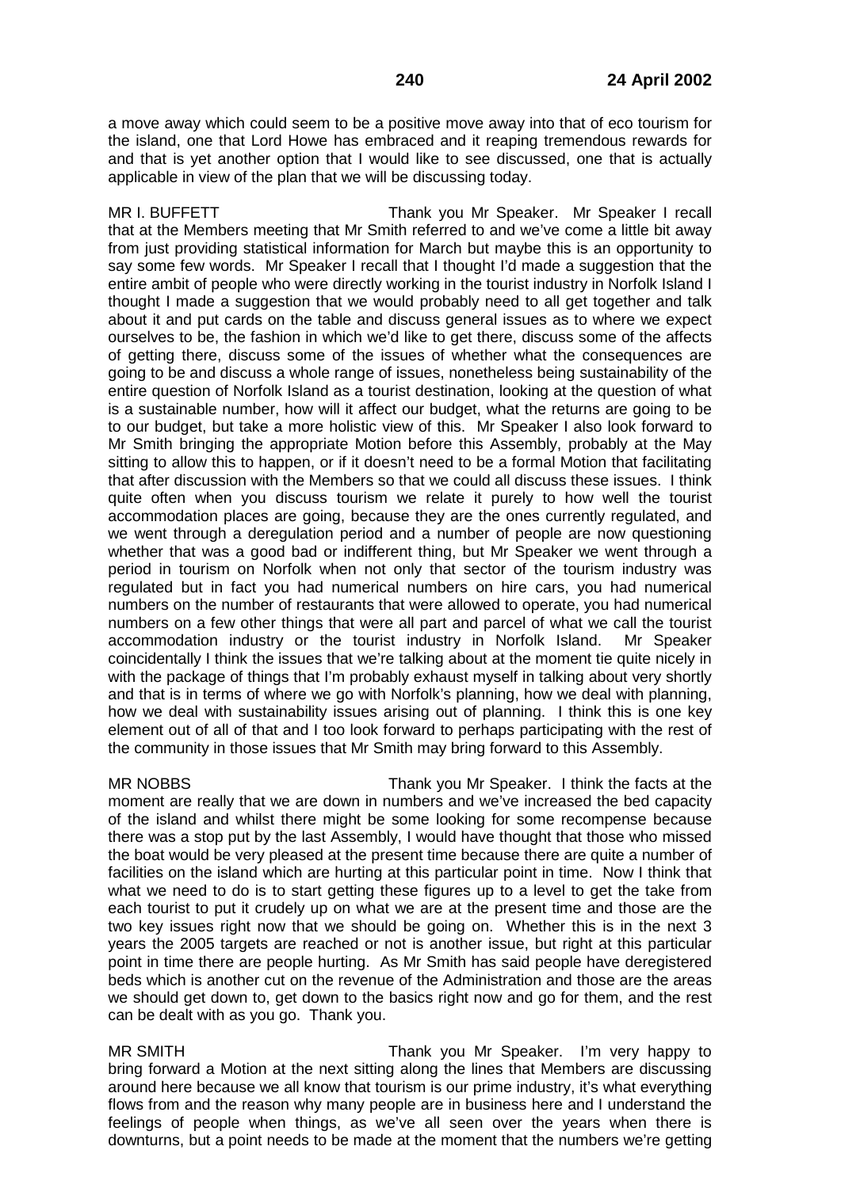a move away which could seem to be a positive move away into that of eco tourism for the island, one that Lord Howe has embraced and it reaping tremendous rewards for and that is yet another option that I would like to see discussed, one that is actually applicable in view of the plan that we will be discussing today.

MR I. BUFFETT Thank you Mr Speaker. Mr Speaker I recall that at the Members meeting that Mr Smith referred to and we've come a little bit away from just providing statistical information for March but maybe this is an opportunity to say some few words. Mr Speaker I recall that I thought I'd made a suggestion that the entire ambit of people who were directly working in the tourist industry in Norfolk Island I thought I made a suggestion that we would probably need to all get together and talk about it and put cards on the table and discuss general issues as to where we expect ourselves to be, the fashion in which we'd like to get there, discuss some of the affects of getting there, discuss some of the issues of whether what the consequences are going to be and discuss a whole range of issues, nonetheless being sustainability of the entire question of Norfolk Island as a tourist destination, looking at the question of what is a sustainable number, how will it affect our budget, what the returns are going to be to our budget, but take a more holistic view of this. Mr Speaker I also look forward to Mr Smith bringing the appropriate Motion before this Assembly, probably at the May sitting to allow this to happen, or if it doesn't need to be a formal Motion that facilitating that after discussion with the Members so that we could all discuss these issues. I think quite often when you discuss tourism we relate it purely to how well the tourist accommodation places are going, because they are the ones currently regulated, and we went through a deregulation period and a number of people are now questioning whether that was a good bad or indifferent thing, but Mr Speaker we went through a period in tourism on Norfolk when not only that sector of the tourism industry was regulated but in fact you had numerical numbers on hire cars, you had numerical numbers on the number of restaurants that were allowed to operate, you had numerical numbers on a few other things that were all part and parcel of what we call the tourist accommodation industry or the tourist industry in Norfolk Island. Mr Speaker coincidentally I think the issues that we're talking about at the moment tie quite nicely in with the package of things that I'm probably exhaust myself in talking about very shortly and that is in terms of where we go with Norfolk's planning, how we deal with planning, how we deal with sustainability issues arising out of planning. I think this is one key element out of all of that and I too look forward to perhaps participating with the rest of the community in those issues that Mr Smith may bring forward to this Assembly.

MR NOBBS Thank you Mr Speaker. I think the facts at the moment are really that we are down in numbers and we've increased the bed capacity of the island and whilst there might be some looking for some recompense because there was a stop put by the last Assembly, I would have thought that those who missed the boat would be very pleased at the present time because there are quite a number of facilities on the island which are hurting at this particular point in time. Now I think that what we need to do is to start getting these figures up to a level to get the take from each tourist to put it crudely up on what we are at the present time and those are the two key issues right now that we should be going on. Whether this is in the next 3 years the 2005 targets are reached or not is another issue, but right at this particular point in time there are people hurting. As Mr Smith has said people have deregistered beds which is another cut on the revenue of the Administration and those are the areas we should get down to, get down to the basics right now and go for them, and the rest can be dealt with as you go. Thank you.

MR SMITH Thank you Mr Speaker. I'm very happy to bring forward a Motion at the next sitting along the lines that Members are discussing around here because we all know that tourism is our prime industry, it's what everything flows from and the reason why many people are in business here and I understand the feelings of people when things, as we've all seen over the years when there is downturns, but a point needs to be made at the moment that the numbers we're getting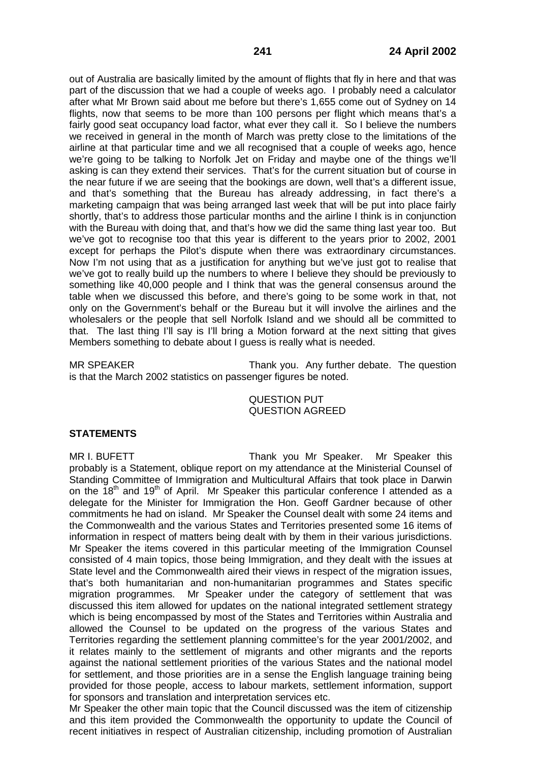out of Australia are basically limited by the amount of flights that fly in here and that was part of the discussion that we had a couple of weeks ago. I probably need a calculator after what Mr Brown said about me before but there's 1,655 come out of Sydney on 14 flights, now that seems to be more than 100 persons per flight which means that's a fairly good seat occupancy load factor, what ever they call it. So I believe the numbers we received in general in the month of March was pretty close to the limitations of the airline at that particular time and we all recognised that a couple of weeks ago, hence we're going to be talking to Norfolk Jet on Friday and maybe one of the things we'll asking is can they extend their services. That's for the current situation but of course in the near future if we are seeing that the bookings are down, well that's a different issue, and that's something that the Bureau has already addressing, in fact there's a marketing campaign that was being arranged last week that will be put into place fairly shortly, that's to address those particular months and the airline I think is in conjunction with the Bureau with doing that, and that's how we did the same thing last year too. But we've got to recognise too that this year is different to the years prior to 2002, 2001 except for perhaps the Pilot's dispute when there was extraordinary circumstances. Now I'm not using that as a justification for anything but we've just got to realise that we've got to really build up the numbers to where I believe they should be previously to something like 40,000 people and I think that was the general consensus around the table when we discussed this before, and there's going to be some work in that, not only on the Government's behalf or the Bureau but it will involve the airlines and the wholesalers or the people that sell Norfolk Island and we should all be committed to that. The last thing I'll say is I'll bring a Motion forward at the next sitting that gives Members something to debate about I guess is really what is needed.

MR SPEAKER Thank you. Any further debate. The question is that the March 2002 statistics on passenger figures be noted.

QUESTION PUT
QUESTION AGREED

**STATEMENTS**

MR I. BUFETT Thank you Mr Speaker. Mr Speaker this probably is a Statement, oblique report on my attendance at the Ministerial Counsel of Standing Committee of Immigration and Multicultural Affairs that took place in Darwin on the 18th and 19th of April. Mr Speaker this particular conference I attended as a delegate for the Minister for Immigration the Hon. Geoff Gardner because of other commitments he had on island. Mr Speaker the Counsel dealt with some 24 items and the Commonwealth and the various States and Territories presented some 16 items of information in respect of matters being dealt with by them in their various jurisdictions. Mr Speaker the items covered in this particular meeting of the Immigration Counsel consisted of 4 main topics, those being Immigration, and they dealt with the issues at State level and the Commonwealth aired their views in respect of the migration issues, that's both humanitarian and non-humanitarian programmes and States specific migration programmes. Mr Speaker under the category of settlement that was discussed this item allowed for updates on the national integrated settlement strategy which is being encompassed by most of the States and Territories within Australia and allowed the Counsel to be updated on the progress of the various States and Territories regarding the settlement planning committee's for the year 2001/2002, and it relates mainly to the settlement of migrants and other migrants and the reports against the national settlement priorities of the various States and the national model for settlement, and those priorities are in a sense the English language training being provided for those people, access to labour markets, settlement information, support for sponsors and translation and interpretation services etc.

Mr Speaker the other main topic that the Council discussed was the item of citizenship and this item provided the Commonwealth the opportunity to update the Council of recent initiatives in respect of Australian citizenship, including promotion of Australian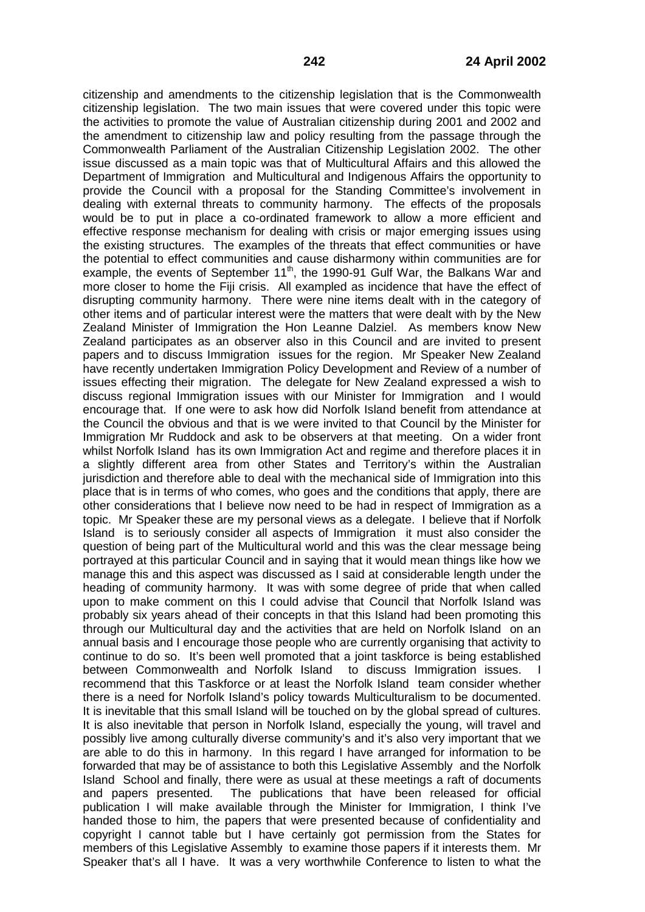citizenship and amendments to the citizenship legislation that is the Commonwealth citizenship legislation. The two main issues that were covered under this topic were the activities to promote the value of Australian citizenship during 2001 and 2002 and the amendment to citizenship law and policy resulting from the passage through the Commonwealth Parliament of the Australian Citizenship Legislation 2002. The other issue discussed as a main topic was that of Multicultural Affairs and this allowed the Department of Immigration and Multicultural and Indigenous Affairs the opportunity to provide the Council with a proposal for the Standing Committee's involvement in dealing with external threats to community harmony. The effects of the proposals would be to put in place a co-ordinated framework to allow a more efficient and effective response mechanism for dealing with crisis or major emerging issues using the existing structures. The examples of the threats that effect communities or have the potential to effect communities and cause disharmony within communities are for example, the events of September 11th, the 1990-91 Gulf War, the Balkans War and more closer to home the Fiji crisis. All exampled as incidence that have the effect of disrupting community harmony. There were nine items dealt with in the category of other items and of particular interest were the matters that were dealt with by the New Zealand Minister of Immigration the Hon Leanne Dalziel. As members know New Zealand participates as an observer also in this Council and are invited to present papers and to discuss Immigration issues for the region. Mr Speaker New Zealand have recently undertaken Immigration Policy Development and Review of a number of issues effecting their migration. The delegate for New Zealand expressed a wish to discuss regional Immigration issues with our Minister for Immigration and I would encourage that. If one were to ask how did Norfolk Island benefit from attendance at the Council the obvious and that is we were invited to that Council by the Minister for Immigration Mr Ruddock and ask to be observers at that meeting. On a wider front whilst Norfolk Island has its own Immigration Act and regime and therefore places it in a slightly different area from other States and Territory's within the Australian jurisdiction and therefore able to deal with the mechanical side of Immigration into this place that is in terms of who comes, who goes and the conditions that apply, there are other considerations that I believe now need to be had in respect of Immigration as a topic. Mr Speaker these are my personal views as a delegate. I believe that if Norfolk Island is to seriously consider all aspects of Immigration it must also consider the question of being part of the Multicultural world and this was the clear message being portrayed at this particular Council and in saying that it would mean things like how we manage this and this aspect was discussed as I said at considerable length under the heading of community harmony. It was with some degree of pride that when called upon to make comment on this I could advise that Council that Norfolk Island was probably six years ahead of their concepts in that this Island had been promoting this through our Multicultural day and the activities that are held on Norfolk Island on an annual basis and I encourage those people who are currently organising that activity to continue to do so. It's been well promoted that a joint taskforce is being established between Commonwealth and Norfolk Island to discuss Immigration issues. I recommend that this Taskforce or at least the Norfolk Island team consider whether there is a need for Norfolk Island's policy towards Multiculturalism to be documented. It is inevitable that this small Island will be touched on by the global spread of cultures. It is also inevitable that person in Norfolk Island, especially the young, will travel and possibly live among culturally diverse community's and it's also very important that we are able to do this in harmony. In this regard I have arranged for information to be forwarded that may be of assistance to both this Legislative Assembly and the Norfolk Island School and finally, there were as usual at these meetings a raft of documents and papers presented. The publications that have been released for official publication I will make available through the Minister for Immigration, I think I've handed those to him, the papers that were presented because of confidentiality and copyright I cannot table but I have certainly got permission from the States for members of this Legislative Assembly to examine those papers if it interests them. Mr Speaker that's all I have. It was a very worthwhile Conference to listen to what the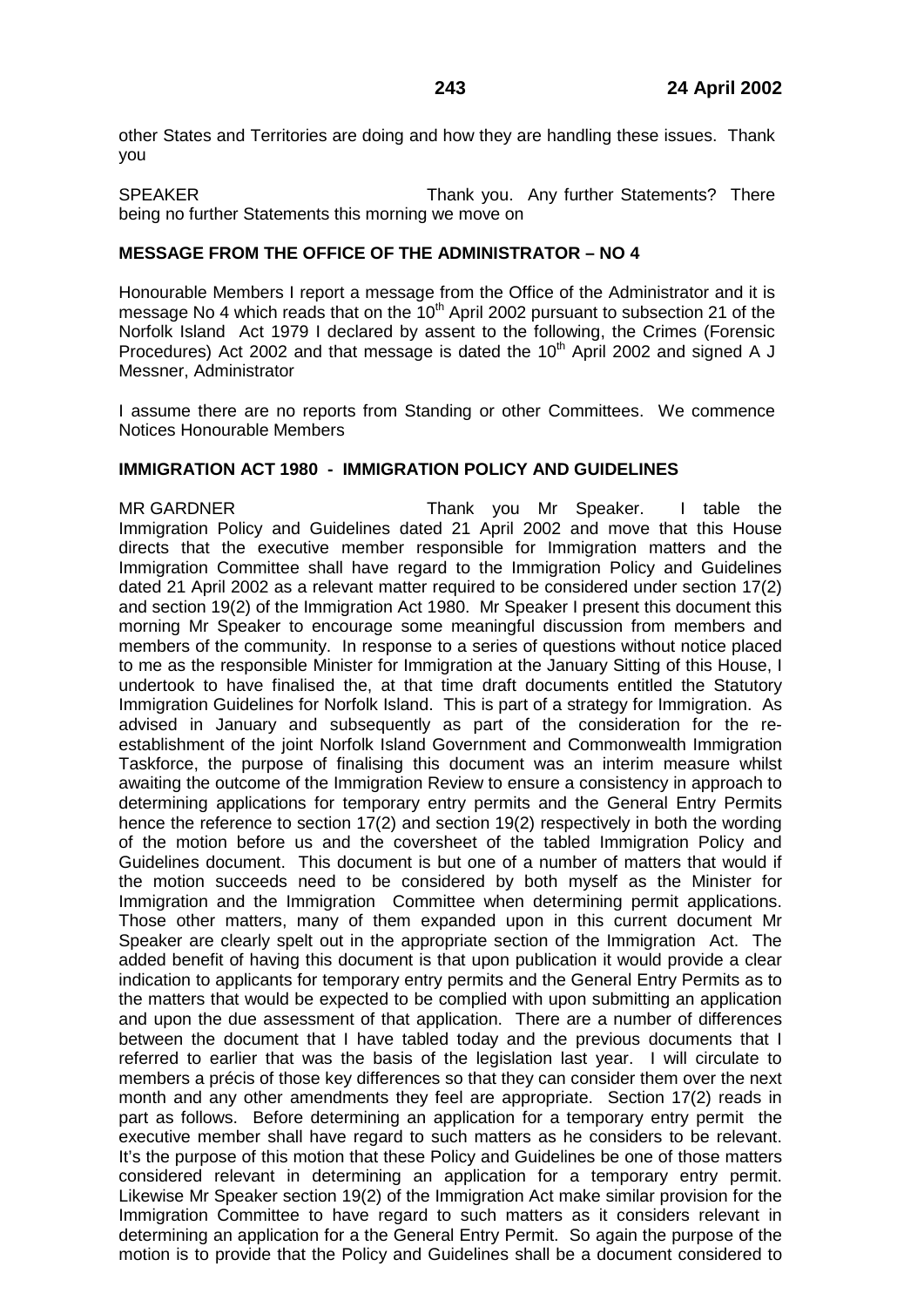other States and Territories are doing and how they are handling these issues. Thank you

SPEAKER Thank you. Any further Statements? There being no further Statements this morning we move on

**MESSAGE FROM THE OFFICE OF THE ADMINISTRATOR – NO 4**

Honourable Members I report a message from the Office of the Administrator and it is message No 4 which reads that on the 10th April 2002 pursuant to subsection 21 of the Norfolk Island Act 1979 I declared by assent to the following, the Crimes (Forensic Procedures) Act 2002 and that message is dated the 10th April 2002 and signed A J Messner, Administrator

I assume there are no reports from Standing or other Committees. We commence Notices Honourable Members

**IMMIGRATION ACT 1980 - IMMIGRATION POLICY AND GUIDELINES**

MR GARDNER Thank you Mr Speaker. I table the Immigration Policy and Guidelines dated 21 April 2002 and move that this House directs that the executive member responsible for Immigration matters and the Immigration Committee shall have regard to the Immigration Policy and Guidelines dated 21 April 2002 as a relevant matter required to be considered under section 17(2) and section 19(2) of the Immigration Act 1980. Mr Speaker I present this document this morning Mr Speaker to encourage some meaningful discussion from members and members of the community. In response to a series of questions without notice placed to me as the responsible Minister for Immigration at the January Sitting of this House, I undertook to have finalised the, at that time draft documents entitled the Statutory Immigration Guidelines for Norfolk Island. This is part of a strategy for Immigration. As advised in January and subsequently as part of the consideration for the re-establishment of the joint Norfolk Island Government and Commonwealth Immigration Taskforce, the purpose of finalising this document was an interim measure whilst awaiting the outcome of the Immigration Review to ensure a consistency in approach to determining applications for temporary entry permits and the General Entry Permits hence the reference to section 17(2) and section 19(2) respectively in both the wording of the motion before us and the coversheet of the tabled Immigration Policy and Guidelines document. This document is but one of a number of matters that would if the motion succeeds need to be considered by both myself as the Minister for Immigration and the Immigration Committee when determining permit applications. Those other matters, many of them expanded upon in this current document Mr Speaker are clearly spelt out in the appropriate section of the Immigration Act. The added benefit of having this document is that upon publication it would provide a clear indication to applicants for temporary entry permits and the General Entry Permits as to the matters that would be expected to be complied with upon submitting an application and upon the due assessment of that application. There are a number of differences between the document that I have tabled today and the previous documents that I referred to earlier that was the basis of the legislation last year. I will circulate to members a précis of those key differences so that they can consider them over the next month and any other amendments they feel are appropriate. Section 17(2) reads in part as follows. Before determining an application for a temporary entry permit the executive member shall have regard to such matters as he considers to be relevant. It's the purpose of this motion that these Policy and Guidelines be one of those matters considered relevant in determining an application for a temporary entry permit. Likewise Mr Speaker section 19(2) of the Immigration Act make similar provision for the Immigration Committee to have regard to such matters as it considers relevant in determining an application for a the General Entry Permit. So again the purpose of the motion is to provide that the Policy and Guidelines shall be a document considered to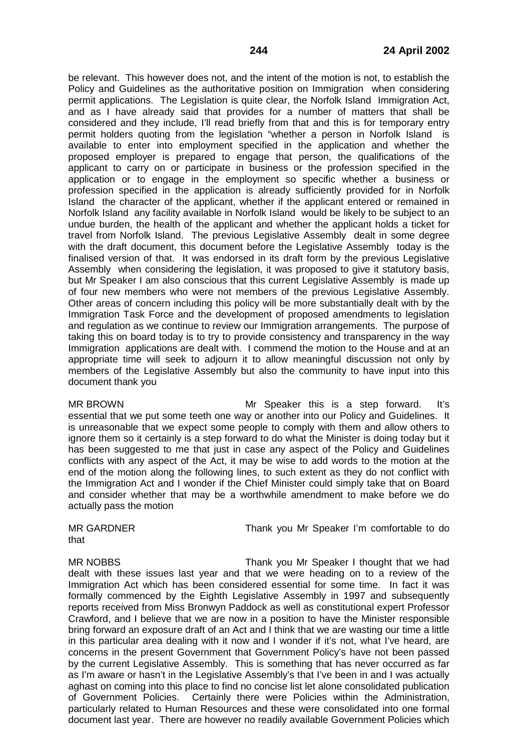be relevant. This however does not, and the intent of the motion is not, to establish the Policy and Guidelines as the authoritative position on Immigration when considering permit applications. The Legislation is quite clear, the Norfolk Island Immigration Act, and as I have already said that provides for a number of matters that shall be considered and they include, I'll read briefly from that and this is for temporary entry permit holders quoting from the legislation "whether a person in Norfolk Island is available to enter into employment specified in the application and whether the proposed employer is prepared to engage that person, the qualifications of the applicant to carry on or participate in business or the profession specified in the application or to engage in the employment so specific whether a business or profession specified in the application is already sufficiently provided for in Norfolk Island the character of the applicant, whether if the applicant entered or remained in Norfolk Island any facility available in Norfolk Island would be likely to be subject to an undue burden, the health of the applicant and whether the applicant holds a ticket for travel from Norfolk Island. The previous Legislative Assembly dealt in some degree with the draft document, this document before the Legislative Assembly today is the finalised version of that. It was endorsed in its draft form by the previous Legislative Assembly when considering the legislation, it was proposed to give it statutory basis, but Mr Speaker I am also conscious that this current Legislative Assembly is made up of four new members who were not members of the previous Legislative Assembly. Other areas of concern including this policy will be more substantially dealt with by the Immigration Task Force and the development of proposed amendments to legislation and regulation as we continue to review our Immigration arrangements. The purpose of taking this on board today is to try to provide consistency and transparency in the way Immigration applications are dealt with. I commend the motion to the House and at an appropriate time will seek to adjourn it to allow meaningful discussion not only by members of the Legislative Assembly but also the community to have input into this document thank you

MR BROWN Mr Speaker this is a step forward. It's essential that we put some teeth one way or another into our Policy and Guidelines. It is unreasonable that we expect some people to comply with them and allow others to ignore them so it certainly is a step forward to do what the Minister is doing today but it has been suggested to me that just in case any aspect of the Policy and Guidelines conflicts with any aspect of the Act, it may be wise to add words to the motion at the end of the motion along the following lines, to such extent as they do not conflict with the Immigration Act and I wonder if the Chief Minister could simply take that on Board and consider whether that may be a worthwhile amendment to make before we do actually pass the motion

MR GARDNER Thank you Mr Speaker I'm comfortable to do that

MR NOBBS Thank you Mr Speaker I thought that we had dealt with these issues last year and that we were heading on to a review of the Immigration Act which has been considered essential for some time. In fact it was formally commenced by the Eighth Legislative Assembly in 1997 and subsequently reports received from Miss Bronwyn Paddock as well as constitutional expert Professor Crawford, and I believe that we are now in a position to have the Minister responsible bring forward an exposure draft of an Act and I think that we are wasting our time a little in this particular area dealing with it now and I wonder if it's not, what I've heard, are concerns in the present Government that Government Policy's have not been passed by the current Legislative Assembly. This is something that has never occurred as far as I'm aware or hasn't in the Legislative Assembly's that I've been in and I was actually aghast on coming into this place to find no concise list let alone consolidated publication of Government Policies. Certainly there were Policies within the Administration, particularly related to Human Resources and these were consolidated into one formal document last year. There are however no readily available Government Policies which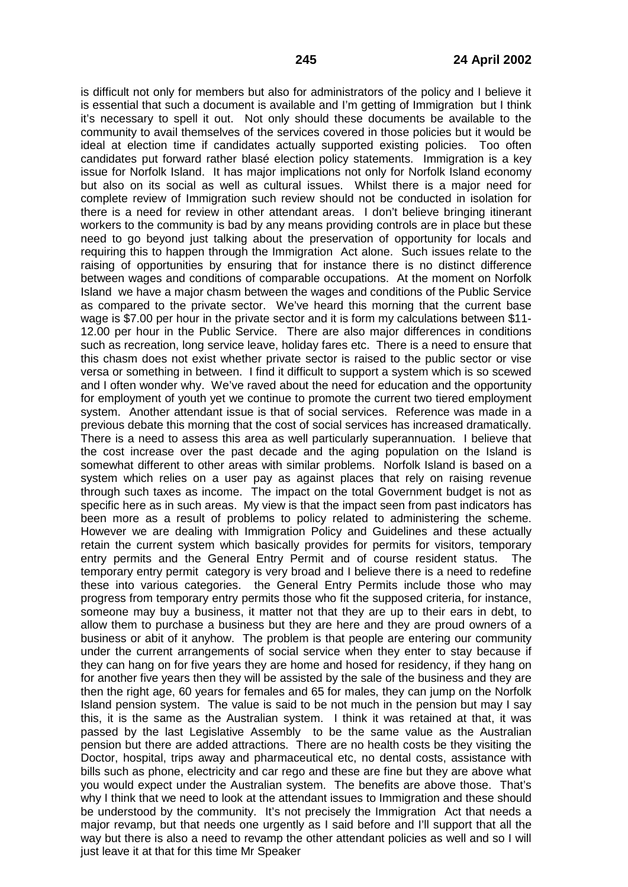is difficult not only for members but also for administrators of the policy and I believe it is essential that such a document is available and I'm getting of Immigration but I think it's necessary to spell it out. Not only should these documents be available to the community to avail themselves of the services covered in those policies but it would be ideal at election time if candidates actually supported existing policies. Too often candidates put forward rather blasé election policy statements. Immigration is a key issue for Norfolk Island. It has major implications not only for Norfolk Island economy but also on its social as well as cultural issues. Whilst there is a major need for complete review of Immigration such review should not be conducted in isolation for there is a need for review in other attendant areas. I don't believe bringing itinerant workers to the community is bad by any means providing controls are in place but these need to go beyond just talking about the preservation of opportunity for locals and requiring this to happen through the Immigration Act alone. Such issues relate to the raising of opportunities by ensuring that for instance there is no distinct difference between wages and conditions of comparable occupations. At the moment on Norfolk Island we have a major chasm between the wages and conditions of the Public Service as compared to the private sector. We've heard this morning that the current base wage is $7.00 per hour in the private sector and it is form my calculations between $11-12.00 per hour in the Public Service. There are also major differences in conditions such as recreation, long service leave, holiday fares etc. There is a need to ensure that this chasm does not exist whether private sector is raised to the public sector or vise versa or something in between. I find it difficult to support a system which is so scewed and I often wonder why. We've raved about the need for education and the opportunity for employment of youth yet we continue to promote the current two tiered employment system. Another attendant issue is that of social services. Reference was made in a previous debate this morning that the cost of social services has increased dramatically. There is a need to assess this area as well particularly superannuation. I believe that the cost increase over the past decade and the aging population on the Island is somewhat different to other areas with similar problems. Norfolk Island is based on a system which relies on a user pay as against places that rely on raising revenue through such taxes as income. The impact on the total Government budget is not as specific here as in such areas. My view is that the impact seen from past indicators has been more as a result of problems to policy related to administering the scheme. However we are dealing with Immigration Policy and Guidelines and these actually retain the current system which basically provides for permits for visitors, temporary entry permits and the General Entry Permit and of course resident status. The temporary entry permit category is very broad and I believe there is a need to redefine these into various categories. the General Entry Permits include those who may progress from temporary entry permits those who fit the supposed criteria, for instance, someone may buy a business, it matter not that they are up to their ears in debt, to allow them to purchase a business but they are here and they are proud owners of a business or abit of it anyhow. The problem is that people are entering our community under the current arrangements of social service when they enter to stay because if they can hang on for five years they are home and hosed for residency, if they hang on for another five years then they will be assisted by the sale of the business and they are then the right age, 60 years for females and 65 for males, they can jump on the Norfolk Island pension system. The value is said to be not much in the pension but may I say this, it is the same as the Australian system. I think it was retained at that, it was passed by the last Legislative Assembly to be the same value as the Australian pension but there are added attractions. There are no health costs be they visiting the Doctor, hospital, trips away and pharmaceutical etc, no dental costs, assistance with bills such as phone, electricity and car rego and these are fine but they are above what you would expect under the Australian system. The benefits are above those. That's why I think that we need to look at the attendant issues to Immigration and these should be understood by the community. It's not precisely the Immigration Act that needs a major revamp, but that needs one urgently as I said before and I'll support that all the way but there is also a need to revamp the other attendant policies as well and so I will just leave it at that for this time Mr Speaker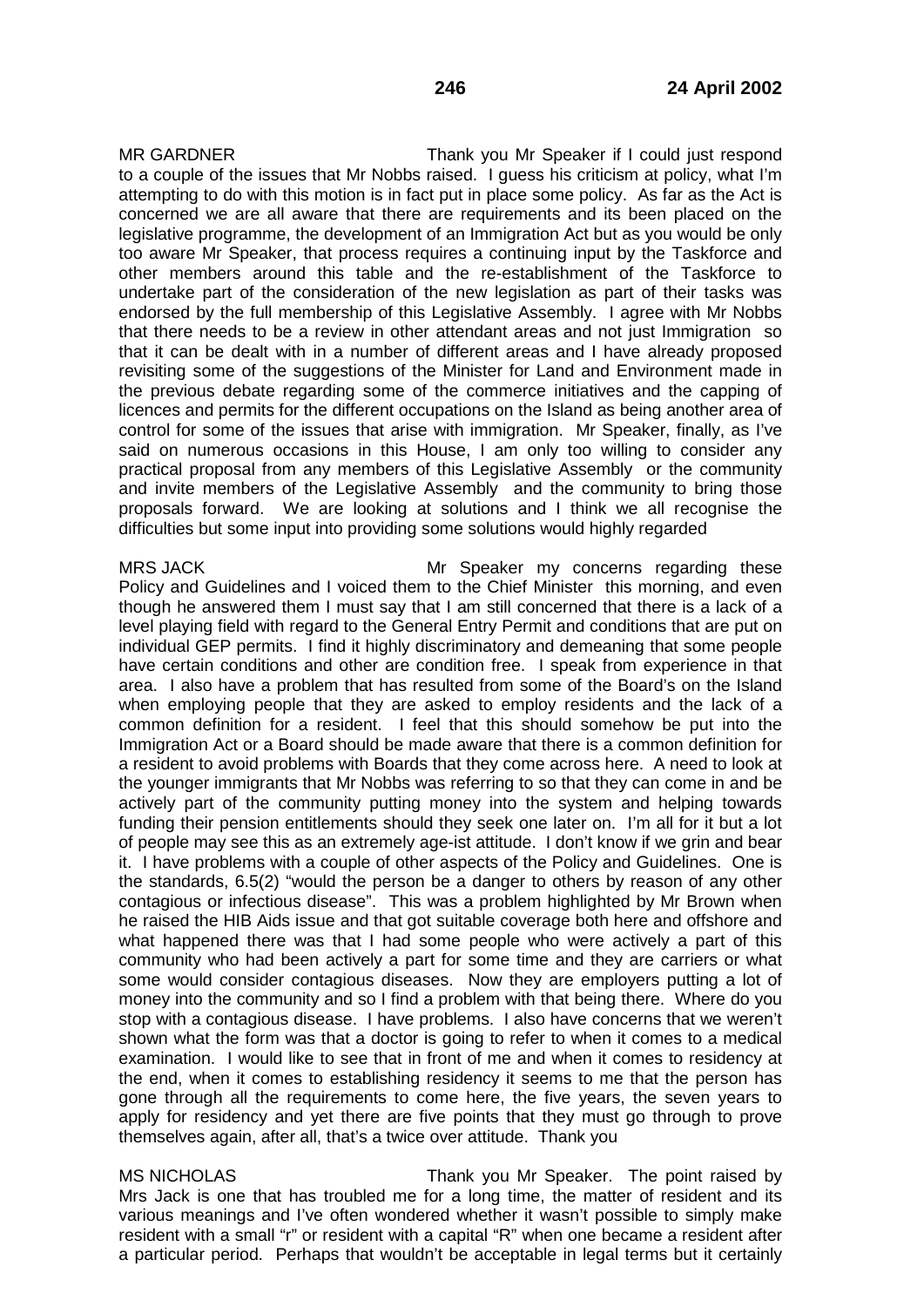MR GARDNER Thank you Mr Speaker if I could just respond to a couple of the issues that Mr Nobbs raised. I guess his criticism at policy, what I'm attempting to do with this motion is in fact put in place some policy. As far as the Act is concerned we are all aware that there are requirements and its been placed on the legislative programme, the development of an Immigration Act but as you would be only too aware Mr Speaker, that process requires a continuing input by the Taskforce and other members around this table and the re-establishment of the Taskforce to undertake part of the consideration of the new legislation as part of their tasks was endorsed by the full membership of this Legislative Assembly. I agree with Mr Nobbs that there needs to be a review in other attendant areas and not just Immigration so that it can be dealt with in a number of different areas and I have already proposed revisiting some of the suggestions of the Minister for Land and Environment made in the previous debate regarding some of the commerce initiatives and the capping of licences and permits for the different occupations on the Island as being another area of control for some of the issues that arise with immigration. Mr Speaker, finally, as I've said on numerous occasions in this House, I am only too willing to consider any practical proposal from any members of this Legislative Assembly or the community and invite members of the Legislative Assembly and the community to bring those proposals forward. We are looking at solutions and I think we all recognise the difficulties but some input into providing some solutions would highly regarded

MRS JACK Mr Speaker my concerns regarding these Policy and Guidelines and I voiced them to the Chief Minister this morning, and even though he answered them I must say that I am still concerned that there is a lack of a level playing field with regard to the General Entry Permit and conditions that are put on individual GEP permits. I find it highly discriminatory and demeaning that some people have certain conditions and other are condition free. I speak from experience in that area. I also have a problem that has resulted from some of the Board's on the Island when employing people that they are asked to employ residents and the lack of a common definition for a resident. I feel that this should somehow be put into the Immigration Act or a Board should be made aware that there is a common definition for a resident to avoid problems with Boards that they come across here. A need to look at the younger immigrants that Mr Nobbs was referring to so that they can come in and be actively part of the community putting money into the system and helping towards funding their pension entitlements should they seek one later on. I'm all for it but a lot of people may see this as an extremely age-ist attitude. I don't know if we grin and bear it. I have problems with a couple of other aspects of the Policy and Guidelines. One is the standards, 6.5(2) "would the person be a danger to others by reason of any other contagious or infectious disease". This was a problem highlighted by Mr Brown when he raised the HIB Aids issue and that got suitable coverage both here and offshore and what happened there was that I had some people who were actively a part of this community who had been actively a part for some time and they are carriers or what some would consider contagious diseases. Now they are employers putting a lot of money into the community and so I find a problem with that being there. Where do you stop with a contagious disease. I have problems. I also have concerns that we weren't shown what the form was that a doctor is going to refer to when it comes to a medical examination. I would like to see that in front of me and when it comes to residency at the end, when it comes to establishing residency it seems to me that the person has gone through all the requirements to come here, the five years, the seven years to apply for residency and yet there are five points that they must go through to prove themselves again, after all, that's a twice over attitude. Thank you

MS NICHOLAS Thank you Mr Speaker. The point raised by Mrs Jack is one that has troubled me for a long time, the matter of resident and its various meanings and I've often wondered whether it wasn't possible to simply make resident with a small "r" or resident with a capital "R" when one became a resident after a particular period. Perhaps that wouldn't be acceptable in legal terms but it certainly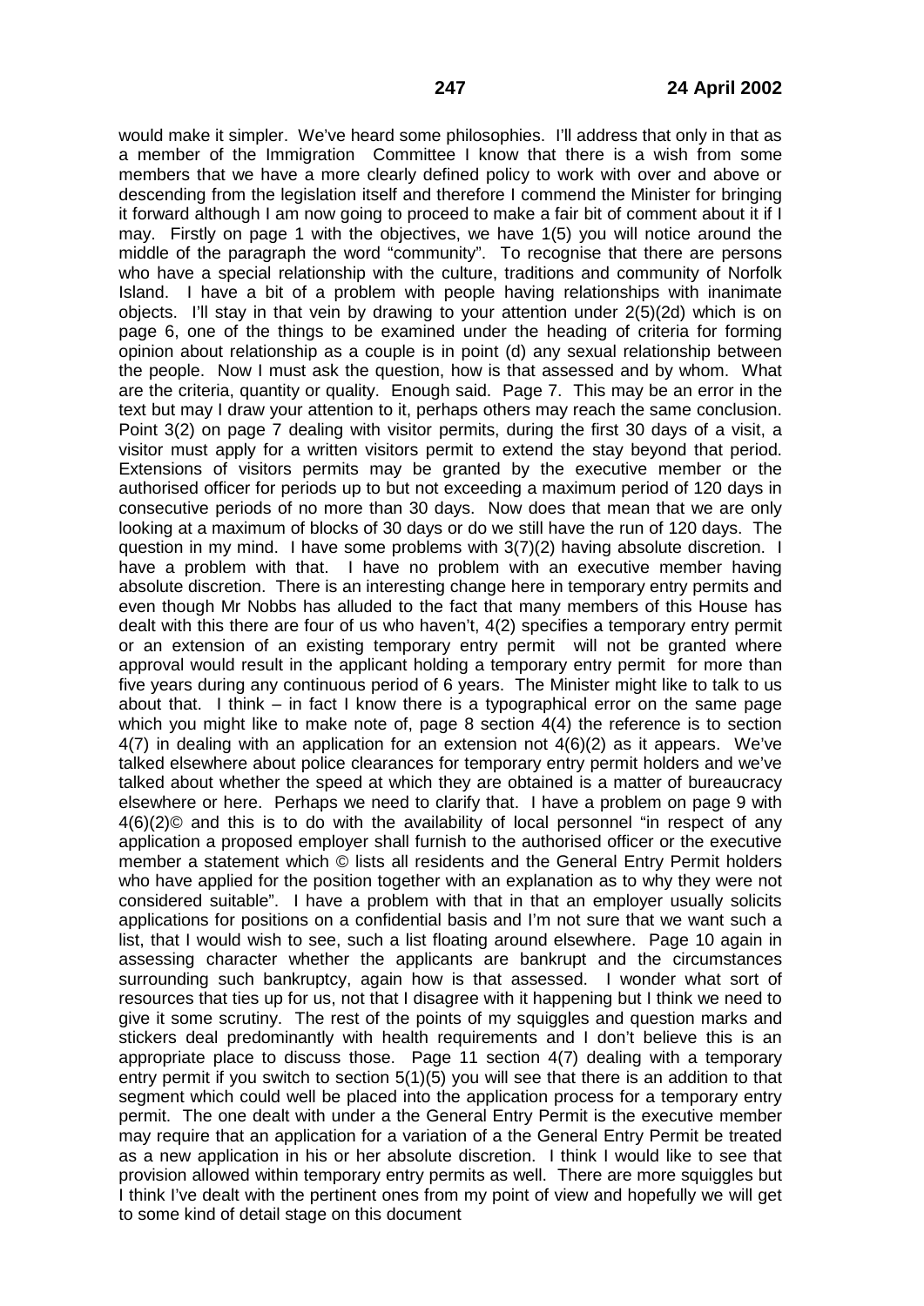would make it simpler. We've heard some philosophies. I'll address that only in that as a member of the Immigration Committee I know that there is a wish from some members that we have a more clearly defined policy to work with over and above or descending from the legislation itself and therefore I commend the Minister for bringing it forward although I am now going to proceed to make a fair bit of comment about it if I may. Firstly on page 1 with the objectives, we have 1(5) you will notice around the middle of the paragraph the word "community". To recognise that there are persons who have a special relationship with the culture, traditions and community of Norfolk Island. I have a bit of a problem with people having relationships with inanimate objects. I'll stay in that vein by drawing to your attention under 2(5)(2d) which is on page 6, one of the things to be examined under the heading of criteria for forming opinion about relationship as a couple is in point (d) any sexual relationship between the people. Now I must ask the question, how is that assessed and by whom. What are the criteria, quantity or quality. Enough said. Page 7. This may be an error in the text but may I draw your attention to it, perhaps others may reach the same conclusion. Point 3(2) on page 7 dealing with visitor permits, during the first 30 days of a visit, a visitor must apply for a written visitors permit to extend the stay beyond that period. Extensions of visitors permits may be granted by the executive member or the authorised officer for periods up to but not exceeding a maximum period of 120 days in consecutive periods of no more than 30 days. Now does that mean that we are only looking at a maximum of blocks of 30 days or do we still have the run of 120 days. The question in my mind. I have some problems with 3(7)(2) having absolute discretion. I have a problem with that. I have no problem with an executive member having absolute discretion. There is an interesting change here in temporary entry permits and even though Mr Nobbs has alluded to the fact that many members of this House has dealt with this there are four of us who haven't, 4(2) specifies a temporary entry permit or an extension of an existing temporary entry permit will not be granted where approval would result in the applicant holding a temporary entry permit for more than five years during any continuous period of 6 years. The Minister might like to talk to us about that. I think – in fact I know there is a typographical error on the same page which you might like to make note of, page 8 section 4(4) the reference is to section 4(7) in dealing with an application for an extension not 4(6)(2) as it appears. We've talked elsewhere about police clearances for temporary entry permit holders and we've talked about whether the speed at which they are obtained is a matter of bureaucracy elsewhere or here. Perhaps we need to clarify that. I have a problem on page 9 with 4(6)(2)© and this is to do with the availability of local personnel "in respect of any application a proposed employer shall furnish to the authorised officer or the executive member a statement which © lists all residents and the General Entry Permit holders who have applied for the position together with an explanation as to why they were not considered suitable". I have a problem with that in that an employer usually solicits applications for positions on a confidential basis and I'm not sure that we want such a list, that I would wish to see, such a list floating around elsewhere. Page 10 again in assessing character whether the applicants are bankrupt and the circumstances surrounding such bankruptcy, again how is that assessed. I wonder what sort of resources that ties up for us, not that I disagree with it happening but I think we need to give it some scrutiny. The rest of the points of my squiggles and question marks and stickers deal predominantly with health requirements and I don't believe this is an appropriate place to discuss those. Page 11 section 4(7) dealing with a temporary entry permit if you switch to section 5(1)(5) you will see that there is an addition to that segment which could well be placed into the application process for a temporary entry permit. The one dealt with under a the General Entry Permit is the executive member may require that an application for a variation of a the General Entry Permit be treated as a new application in his or her absolute discretion. I think I would like to see that provision allowed within temporary entry permits as well. There are more squiggles but I think I've dealt with the pertinent ones from my point of view and hopefully we will get to some kind of detail stage on this document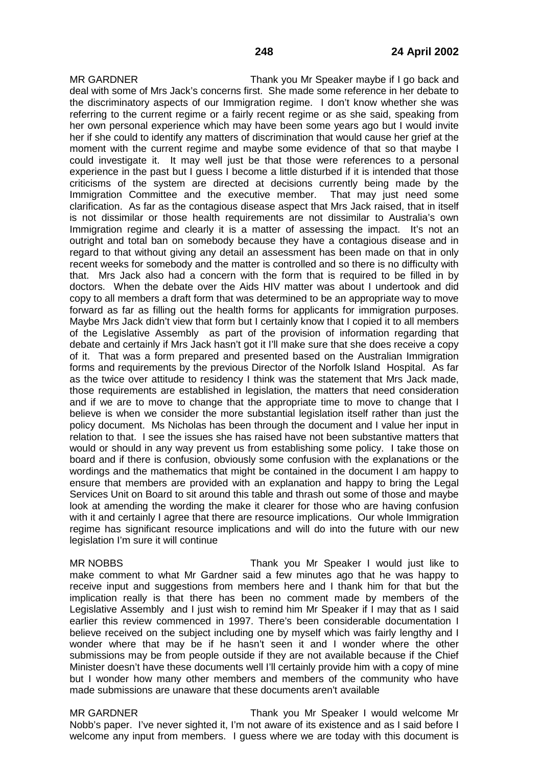MR GARDNER Thank you Mr Speaker maybe if I go back and deal with some of Mrs Jack's concerns first. She made some reference in her debate to the discriminatory aspects of our Immigration regime. I don't know whether she was referring to the current regime or a fairly recent regime or as she said, speaking from her own personal experience which may have been some years ago but I would invite her if she could to identify any matters of discrimination that would cause her grief at the moment with the current regime and maybe some evidence of that so that maybe I could investigate it. It may well just be that those were references to a personal experience in the past but I guess I become a little disturbed if it is intended that those criticisms of the system are directed at decisions currently being made by the Immigration Committee and the executive member. That may just need some clarification. As far as the contagious disease aspect that Mrs Jack raised, that in itself is not dissimilar or those health requirements are not dissimilar to Australia's own Immigration regime and clearly it is a matter of assessing the impact. It's not an outright and total ban on somebody because they have a contagious disease and in regard to that without giving any detail an assessment has been made on that in only recent weeks for somebody and the matter is controlled and so there is no difficulty with that. Mrs Jack also had a concern with the form that is required to be filled in by doctors. When the debate over the Aids HIV matter was about I undertook and did copy to all members a draft form that was determined to be an appropriate way to move forward as far as filling out the health forms for applicants for immigration purposes. Maybe Mrs Jack didn't view that form but I certainly know that I copied it to all members of the Legislative Assembly as part of the provision of information regarding that debate and certainly if Mrs Jack hasn't got it I'll make sure that she does receive a copy of it. That was a form prepared and presented based on the Australian Immigration forms and requirements by the previous Director of the Norfolk Island Hospital. As far as the twice over attitude to residency I think was the statement that Mrs Jack made, those requirements are established in legislation, the matters that need consideration and if we are to move to change that the appropriate time to move to change that I believe is when we consider the more substantial legislation itself rather than just the policy document. Ms Nicholas has been through the document and I value her input in relation to that. I see the issues she has raised have not been substantive matters that would or should in any way prevent us from establishing some policy. I take those on board and if there is confusion, obviously some confusion with the explanations or the wordings and the mathematics that might be contained in the document I am happy to ensure that members are provided with an explanation and happy to bring the Legal Services Unit on Board to sit around this table and thrash out some of those and maybe look at amending the wording the make it clearer for those who are having confusion with it and certainly I agree that there are resource implications. Our whole Immigration regime has significant resource implications and will do into the future with our new legislation I'm sure it will continue

MR NOBBS Thank you Mr Speaker I would just like to make comment to what Mr Gardner said a few minutes ago that he was happy to receive input and suggestions from members here and I thank him for that but the implication really is that there has been no comment made by members of the Legislative Assembly and I just wish to remind him Mr Speaker if I may that as I said earlier this review commenced in 1997. There's been considerable documentation I believe received on the subject including one by myself which was fairly lengthy and I wonder where that may be if he hasn't seen it and I wonder where the other submissions may be from people outside if they are not available because if the Chief Minister doesn't have these documents well I'll certainly provide him with a copy of mine but I wonder how many other members and members of the community who have made submissions are unaware that these documents aren't available

MR GARDNER Thank you Mr Speaker I would welcome Mr Nobb's paper. I've never sighted it, I'm not aware of its existence and as I said before I welcome any input from members. I guess where we are today with this document is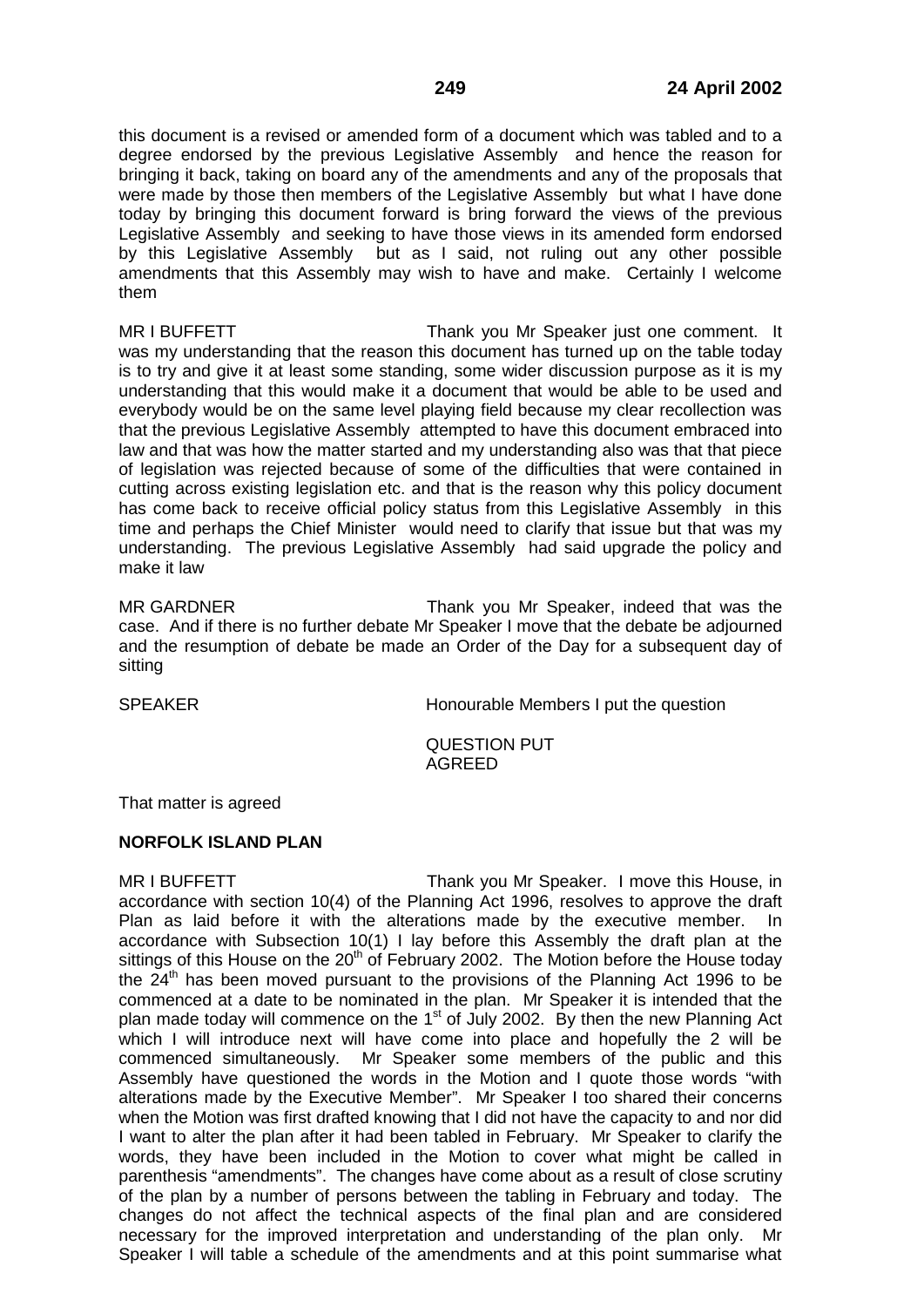this document is a revised or amended form of a document which was tabled and to a degree endorsed by the previous Legislative Assembly and hence the reason for bringing it back, taking on board any of the amendments and any of the proposals that were made by those then members of the Legislative Assembly but what I have done today by bringing this document forward is bring forward the views of the previous Legislative Assembly and seeking to have those views in its amended form endorsed by this Legislative Assembly but as I said, not ruling out any other possible amendments that this Assembly may wish to have and make. Certainly I welcome them

MR I BUFFETT Thank you Mr Speaker just one comment. It was my understanding that the reason this document has turned up on the table today is to try and give it at least some standing, some wider discussion purpose as it is my understanding that this would make it a document that would be able to be used and everybody would be on the same level playing field because my clear recollection was that the previous Legislative Assembly attempted to have this document embraced into law and that was how the matter started and my understanding also was that that piece of legislation was rejected because of some of the difficulties that were contained in cutting across existing legislation etc. and that is the reason why this policy document has come back to receive official policy status from this Legislative Assembly in this time and perhaps the Chief Minister would need to clarify that issue but that was my understanding. The previous Legislative Assembly had said upgrade the policy and make it law

MR GARDNER Thank you Mr Speaker, indeed that was the case. And if there is no further debate Mr Speaker I move that the debate be adjourned and the resumption of debate be made an Order of the Day for a subsequent day of sitting

SPEAKER Honourable Members I put the question

QUESTION PUT
AGREED

That matter is agreed

**NORFOLK ISLAND PLAN**

MR I BUFFETT Thank you Mr Speaker. I move this House, in accordance with section 10(4) of the Planning Act 1996, resolves to approve the draft Plan as laid before it with the alterations made by the executive member. In accordance with Subsection 10(1) I lay before this Assembly the draft plan at the sittings of this House on the 20th of February 2002. The Motion before the House today the 24th has been moved pursuant to the provisions of the Planning Act 1996 to be commenced at a date to be nominated in the plan. Mr Speaker it is intended that the plan made today will commence on the 1st of July 2002. By then the new Planning Act which I will introduce next will have come into place and hopefully the 2 will be commenced simultaneously. Mr Speaker some members of the public and this Assembly have questioned the words in the Motion and I quote those words "with alterations made by the Executive Member". Mr Speaker I too shared their concerns when the Motion was first drafted knowing that I did not have the capacity to and nor did I want to alter the plan after it had been tabled in February. Mr Speaker to clarify the words, they have been included in the Motion to cover what might be called in parenthesis "amendments". The changes have come about as a result of close scrutiny of the plan by a number of persons between the tabling in February and today. The changes do not affect the technical aspects of the final plan and are considered necessary for the improved interpretation and understanding of the plan only. Mr Speaker I will table a schedule of the amendments and at this point summarise what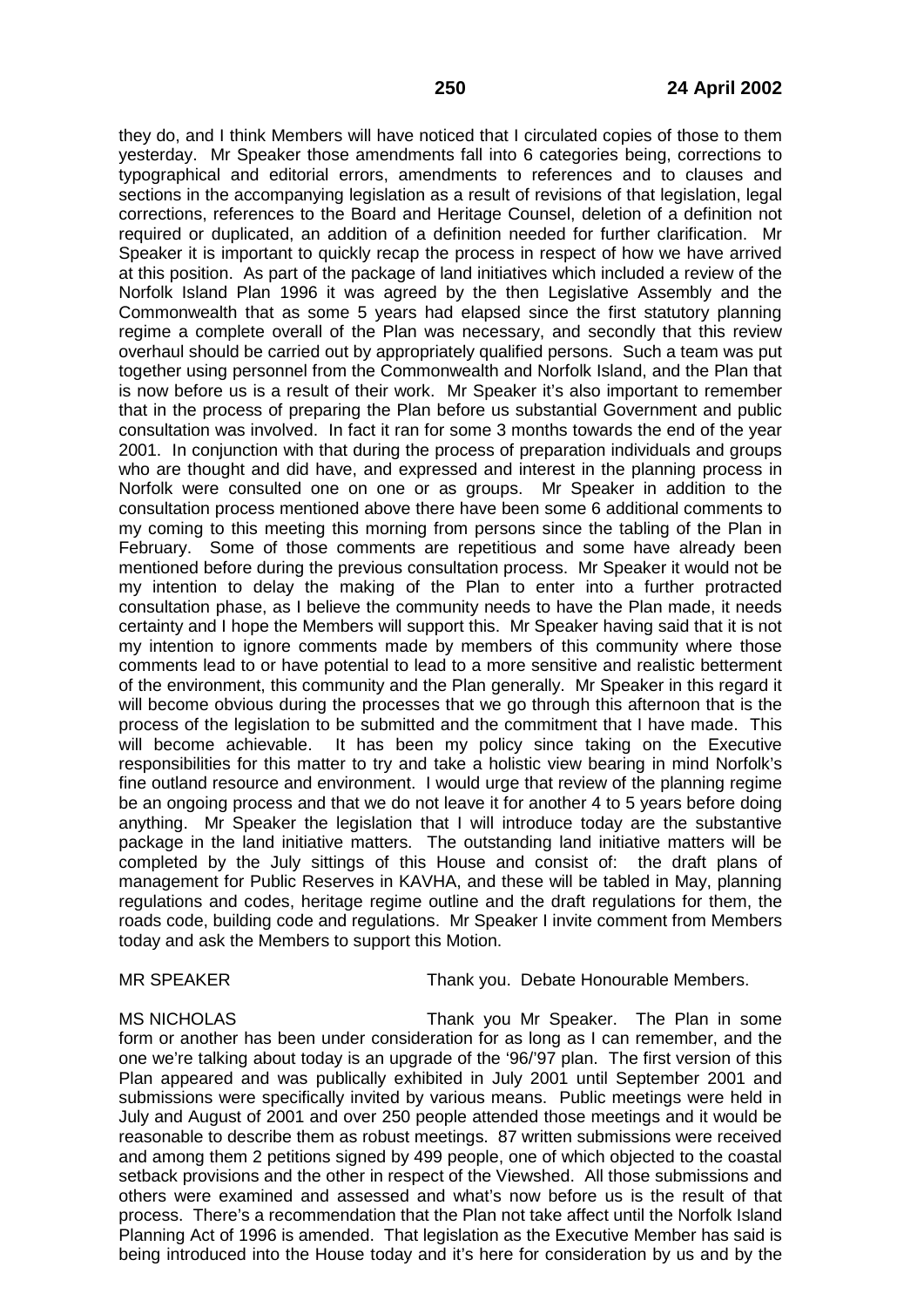they do, and I think Members will have noticed that I circulated copies of those to them yesterday. Mr Speaker those amendments fall into 6 categories being, corrections to typographical and editorial errors, amendments to references and to clauses and sections in the accompanying legislation as a result of revisions of that legislation, legal corrections, references to the Board and Heritage Counsel, deletion of a definition not required or duplicated, an addition of a definition needed for further clarification. Mr Speaker it is important to quickly recap the process in respect of how we have arrived at this position. As part of the package of land initiatives which included a review of the Norfolk Island Plan 1996 it was agreed by the then Legislative Assembly and the Commonwealth that as some 5 years had elapsed since the first statutory planning regime a complete overall of the Plan was necessary, and secondly that this review overhaul should be carried out by appropriately qualified persons. Such a team was put together using personnel from the Commonwealth and Norfolk Island, and the Plan that is now before us is a result of their work. Mr Speaker it's also important to remember that in the process of preparing the Plan before us substantial Government and public consultation was involved. In fact it ran for some 3 months towards the end of the year 2001. In conjunction with that during the process of preparation individuals and groups who are thought and did have, and expressed and interest in the planning process in Norfolk were consulted one on one or as groups. Mr Speaker in addition to the consultation process mentioned above there have been some 6 additional comments to my coming to this meeting this morning from persons since the tabling of the Plan in February. Some of those comments are repetitious and some have already been mentioned before during the previous consultation process. Mr Speaker it would not be my intention to delay the making of the Plan to enter into a further protracted consultation phase, as I believe the community needs to have the Plan made, it needs certainty and I hope the Members will support this. Mr Speaker having said that it is not my intention to ignore comments made by members of this community where those comments lead to or have potential to lead to a more sensitive and realistic betterment of the environment, this community and the Plan generally. Mr Speaker in this regard it will become obvious during the processes that we go through this afternoon that is the process of the legislation to be submitted and the commitment that I have made. This will become achievable. It has been my policy since taking on the Executive responsibilities for this matter to try and take a holistic view bearing in mind Norfolk's fine outland resource and environment. I would urge that review of the planning regime be an ongoing process and that we do not leave it for another 4 to 5 years before doing anything. Mr Speaker the legislation that I will introduce today are the substantive package in the land initiative matters. The outstanding land initiative matters will be completed by the July sittings of this House and consist of: the draft plans of management for Public Reserves in KAVHA, and these will be tabled in May, planning regulations and codes, heritage regime outline and the draft regulations for them, the roads code, building code and regulations. Mr Speaker I invite comment from Members today and ask the Members to support this Motion.

MR SPEAKER Thank you. Debate Honourable Members.

MS NICHOLAS Thank you Mr Speaker. The Plan in some form or another has been under consideration for as long as I can remember, and the one we're talking about today is an upgrade of the '96/'97 plan. The first version of this Plan appeared and was publically exhibited in July 2001 until September 2001 and submissions were specifically invited by various means. Public meetings were held in July and August of 2001 and over 250 people attended those meetings and it would be reasonable to describe them as robust meetings. 87 written submissions were received and among them 2 petitions signed by 499 people, one of which objected to the coastal setback provisions and the other in respect of the Viewshed. All those submissions and others were examined and assessed and what's now before us is the result of that process. There's a recommendation that the Plan not take affect until the Norfolk Island Planning Act of 1996 is amended. That legislation as the Executive Member has said is being introduced into the House today and it's here for consideration by us and by the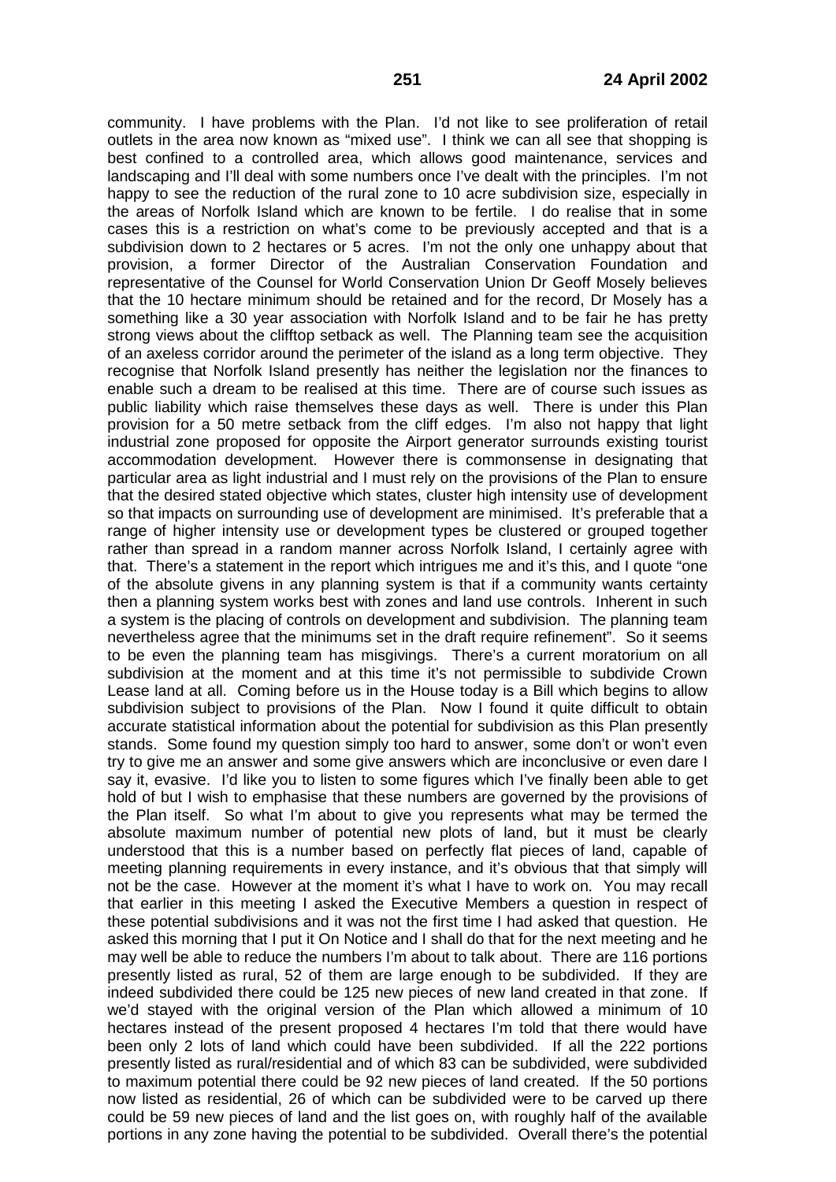community. I have problems with the Plan. I'd not like to see proliferation of retail outlets in the area now known as "mixed use". I think we can all see that shopping is best confined to a controlled area, which allows good maintenance, services and landscaping and I'll deal with some numbers once I've dealt with the principles. I'm not happy to see the reduction of the rural zone to 10 acre subdivision size, especially in the areas of Norfolk Island which are known to be fertile. I do realise that in some cases this is a restriction on what's come to be previously accepted and that is a subdivision down to 2 hectares or 5 acres. I'm not the only one unhappy about that provision, a former Director of the Australian Conservation Foundation and representative of the Counsel for World Conservation Union Dr Geoff Mosely believes that the 10 hectare minimum should be retained and for the record, Dr Mosely has a something like a 30 year association with Norfolk Island and to be fair he has pretty strong views about the clifftop setback as well. The Planning team see the acquisition of an axeless corridor around the perimeter of the island as a long term objective. They recognise that Norfolk Island presently has neither the legislation nor the finances to enable such a dream to be realised at this time. There are of course such issues as public liability which raise themselves these days as well. There is under this Plan provision for a 50 metre setback from the cliff edges. I'm also not happy that light industrial zone proposed for opposite the Airport generator surrounds existing tourist accommodation development. However there is commonsense in designating that particular area as light industrial and I must rely on the provisions of the Plan to ensure that the desired stated objective which states, cluster high intensity use of development so that impacts on surrounding use of development are minimised. It's preferable that a range of higher intensity use or development types be clustered or grouped together rather than spread in a random manner across Norfolk Island, I certainly agree with that. There's a statement in the report which intrigues me and it's this, and I quote "one of the absolute givens in any planning system is that if a community wants certainty then a planning system works best with zones and land use controls. Inherent in such a system is the placing of controls on development and subdivision. The planning team nevertheless agree that the minimums set in the draft require refinement". So it seems to be even the planning team has misgivings. There's a current moratorium on all subdivision at the moment and at this time it's not permissible to subdivide Crown Lease land at all. Coming before us in the House today is a Bill which begins to allow subdivision subject to provisions of the Plan. Now I found it quite difficult to obtain accurate statistical information about the potential for subdivision as this Plan presently stands. Some found my question simply too hard to answer, some don't or won't even try to give me an answer and some give answers which are inconclusive or even dare I say it, evasive. I'd like you to listen to some figures which I've finally been able to get hold of but I wish to emphasise that these numbers are governed by the provisions of the Plan itself. So what I'm about to give you represents what may be termed the absolute maximum number of potential new plots of land, but it must be clearly understood that this is a number based on perfectly flat pieces of land, capable of meeting planning requirements in every instance, and it's obvious that that simply will not be the case. However at the moment it's what I have to work on. You may recall that earlier in this meeting I asked the Executive Members a question in respect of these potential subdivisions and it was not the first time I had asked that question. He asked this morning that I put it On Notice and I shall do that for the next meeting and he may well be able to reduce the numbers I'm about to talk about. There are 116 portions presently listed as rural, 52 of them are large enough to be subdivided. If they are indeed subdivided there could be 125 new pieces of new land created in that zone. If we'd stayed with the original version of the Plan which allowed a minimum of 10 hectares instead of the present proposed 4 hectares I'm told that there would have been only 2 lots of land which could have been subdivided. If all the 222 portions presently listed as rural/residential and of which 83 can be subdivided, were subdivided to maximum potential there could be 92 new pieces of land created. If the 50 portions now listed as residential, 26 of which can be subdivided were to be carved up there could be 59 new pieces of land and the list goes on, with roughly half of the available portions in any zone having the potential to be subdivided. Overall there's the potential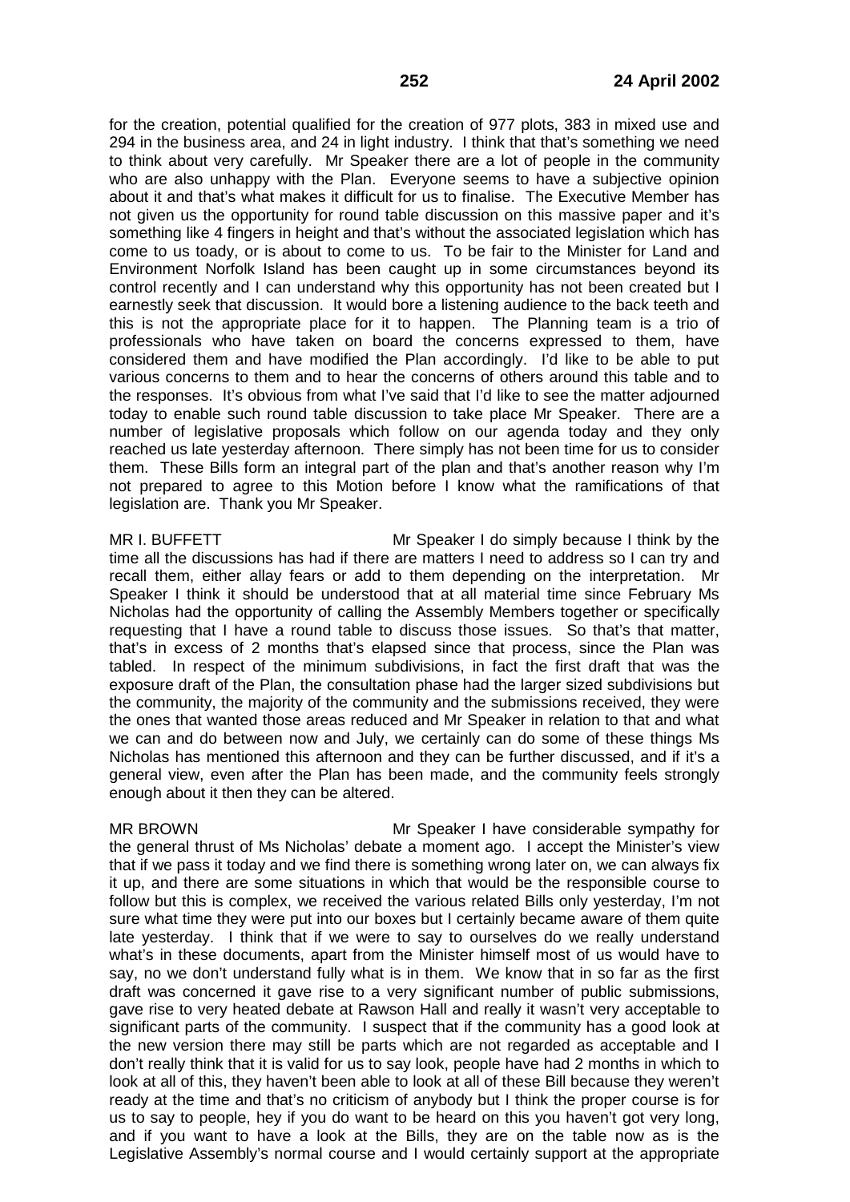for the creation, potential qualified for the creation of 977 plots, 383 in mixed use and 294 in the business area, and 24 in light industry. I think that that's something we need to think about very carefully. Mr Speaker there are a lot of people in the community who are also unhappy with the Plan. Everyone seems to have a subjective opinion about it and that's what makes it difficult for us to finalise. The Executive Member has not given us the opportunity for round table discussion on this massive paper and it's something like 4 fingers in height and that's without the associated legislation which has come to us toady, or is about to come to us. To be fair to the Minister for Land and Environment Norfolk Island has been caught up in some circumstances beyond its control recently and I can understand why this opportunity has not been created but I earnestly seek that discussion. It would bore a listening audience to the back teeth and this is not the appropriate place for it to happen. The Planning team is a trio of professionals who have taken on board the concerns expressed to them, have considered them and have modified the Plan accordingly. I'd like to be able to put various concerns to them and to hear the concerns of others around this table and to the responses. It's obvious from what I've said that I'd like to see the matter adjourned today to enable such round table discussion to take place Mr Speaker. There are a number of legislative proposals which follow on our agenda today and they only reached us late yesterday afternoon. There simply has not been time for us to consider them. These Bills form an integral part of the plan and that's another reason why I'm not prepared to agree to this Motion before I know what the ramifications of that legislation are. Thank you Mr Speaker.

MR I. BUFFETT Mr Speaker I do simply because I think by the time all the discussions has had if there are matters I need to address so I can try and recall them, either allay fears or add to them depending on the interpretation. Mr Speaker I think it should be understood that at all material time since February Ms Nicholas had the opportunity of calling the Assembly Members together or specifically requesting that I have a round table to discuss those issues. So that's that matter, that's in excess of 2 months that's elapsed since that process, since the Plan was tabled. In respect of the minimum subdivisions, in fact the first draft that was the exposure draft of the Plan, the consultation phase had the larger sized subdivisions but the community, the majority of the community and the submissions received, they were the ones that wanted those areas reduced and Mr Speaker in relation to that and what we can and do between now and July, we certainly can do some of these things Ms Nicholas has mentioned this afternoon and they can be further discussed, and if it's a general view, even after the Plan has been made, and the community feels strongly enough about it then they can be altered.

MR BROWN Mr Speaker I have considerable sympathy for the general thrust of Ms Nicholas' debate a moment ago. I accept the Minister's view that if we pass it today and we find there is something wrong later on, we can always fix it up, and there are some situations in which that would be the responsible course to follow but this is complex, we received the various related Bills only yesterday, I'm not sure what time they were put into our boxes but I certainly became aware of them quite late yesterday. I think that if we were to say to ourselves do we really understand what's in these documents, apart from the Minister himself most of us would have to say, no we don't understand fully what is in them. We know that in so far as the first draft was concerned it gave rise to a very significant number of public submissions, gave rise to very heated debate at Rawson Hall and really it wasn't very acceptable to significant parts of the community. I suspect that if the community has a good look at the new version there may still be parts which are not regarded as acceptable and I don't really think that it is valid for us to say look, people have had 2 months in which to look at all of this, they haven't been able to look at all of these Bill because they weren't ready at the time and that's no criticism of anybody but I think the proper course is for us to say to people, hey if you do want to be heard on this you haven't got very long, and if you want to have a look at the Bills, they are on the table now as is the Legislative Assembly's normal course and I would certainly support at the appropriate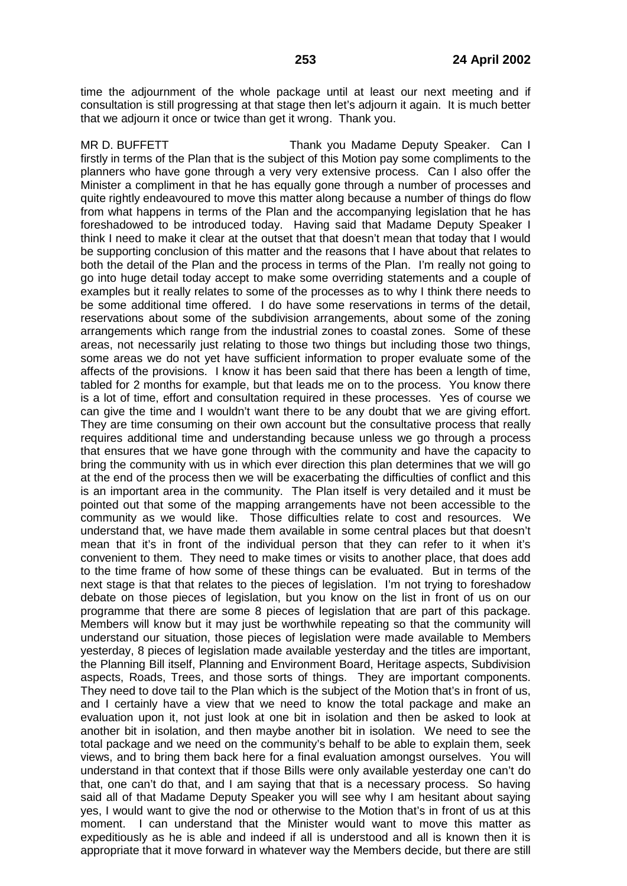time the adjournment of the whole package until at least our next meeting and if consultation is still progressing at that stage then let's adjourn it again. It is much better that we adjourn it once or twice than get it wrong. Thank you.

MR D. BUFFETT Thank you Madame Deputy Speaker. Can I firstly in terms of the Plan that is the subject of this Motion pay some compliments to the planners who have gone through a very very extensive process. Can I also offer the Minister a compliment in that he has equally gone through a number of processes and quite rightly endeavoured to move this matter along because a number of things do flow from what happens in terms of the Plan and the accompanying legislation that he has foreshadowed to be introduced today. Having said that Madame Deputy Speaker I think I need to make it clear at the outset that that doesn't mean that today that I would be supporting conclusion of this matter and the reasons that I have about that relates to both the detail of the Plan and the process in terms of the Plan. I'm really not going to go into huge detail today accept to make some overriding statements and a couple of examples but it really relates to some of the processes as to why I think there needs to be some additional time offered. I do have some reservations in terms of the detail, reservations about some of the subdivision arrangements, about some of the zoning arrangements which range from the industrial zones to coastal zones. Some of these areas, not necessarily just relating to those two things but including those two things, some areas we do not yet have sufficient information to proper evaluate some of the affects of the provisions. I know it has been said that there has been a length of time, tabled for 2 months for example, but that leads me on to the process. You know there is a lot of time, effort and consultation required in these processes. Yes of course we can give the time and I wouldn't want there to be any doubt that we are giving effort. They are time consuming on their own account but the consultative process that really requires additional time and understanding because unless we go through a process that ensures that we have gone through with the community and have the capacity to bring the community with us in which ever direction this plan determines that we will go at the end of the process then we will be exacerbating the difficulties of conflict and this is an important area in the community. The Plan itself is very detailed and it must be pointed out that some of the mapping arrangements have not been accessible to the community as we would like. Those difficulties relate to cost and resources. We understand that, we have made them available in some central places but that doesn't mean that it's in front of the individual person that they can refer to it when it's convenient to them. They need to make times or visits to another place, that does add to the time frame of how some of these things can be evaluated. But in terms of the next stage is that that relates to the pieces of legislation. I'm not trying to foreshadow debate on those pieces of legislation, but you know on the list in front of us on our programme that there are some 8 pieces of legislation that are part of this package. Members will know but it may just be worthwhile repeating so that the community will understand our situation, those pieces of legislation were made available to Members yesterday, 8 pieces of legislation made available yesterday and the titles are important, the Planning Bill itself, Planning and Environment Board, Heritage aspects, Subdivision aspects, Roads, Trees, and those sorts of things. They are important components. They need to dove tail to the Plan which is the subject of the Motion that's in front of us, and I certainly have a view that we need to know the total package and make an evaluation upon it, not just look at one bit in isolation and then be asked to look at another bit in isolation, and then maybe another bit in isolation. We need to see the total package and we need on the community's behalf to be able to explain them, seek views, and to bring them back here for a final evaluation amongst ourselves. You will understand in that context that if those Bills were only available yesterday one can't do that, one can't do that, and I am saying that that is a necessary process. So having said all of that Madame Deputy Speaker you will see why I am hesitant about saying yes, I would want to give the nod or otherwise to the Motion that's in front of us at this moment. I can understand that the Minister would want to move this matter as expeditiously as he is able and indeed if all is understood and all is known then it is appropriate that it move forward in whatever way the Members decide, but there are still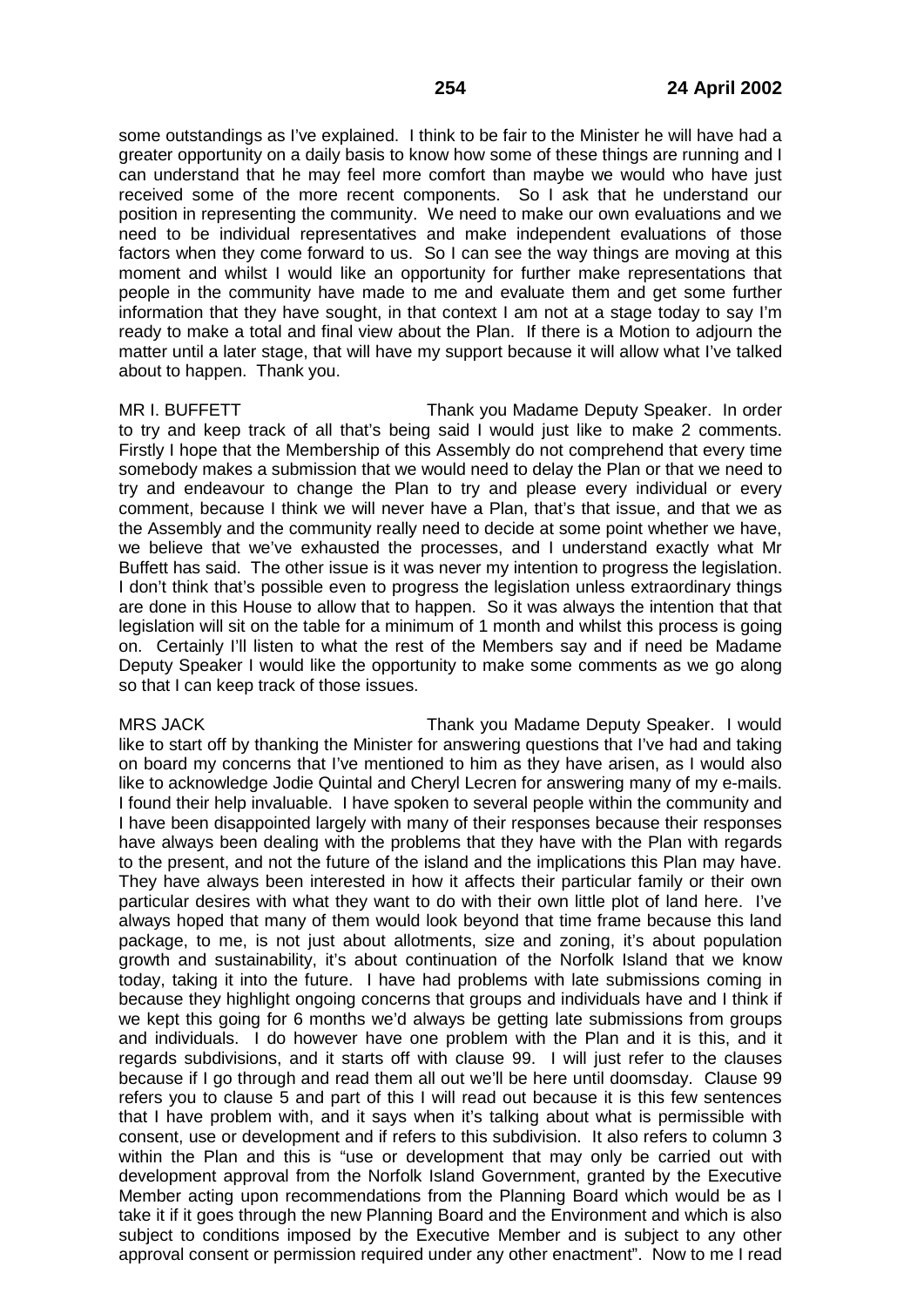some outstandings as I've explained. I think to be fair to the Minister he will have had a greater opportunity on a daily basis to know how some of these things are running and I can understand that he may feel more comfort than maybe we would who have just received some of the more recent components. So I ask that he understand our position in representing the community. We need to make our own evaluations and we need to be individual representatives and make independent evaluations of those factors when they come forward to us. So I can see the way things are moving at this moment and whilst I would like an opportunity for further make representations that people in the community have made to me and evaluate them and get some further information that they have sought, in that context I am not at a stage today to say I'm ready to make a total and final view about the Plan. If there is a Motion to adjourn the matter until a later stage, that will have my support because it will allow what I've talked about to happen. Thank you.

MR I. BUFFETT Thank you Madame Deputy Speaker. In order to try and keep track of all that's being said I would just like to make 2 comments. Firstly I hope that the Membership of this Assembly do not comprehend that every time somebody makes a submission that we would need to delay the Plan or that we need to try and endeavour to change the Plan to try and please every individual or every comment, because I think we will never have a Plan, that's that issue, and that we as the Assembly and the community really need to decide at some point whether we have, we believe that we've exhausted the processes, and I understand exactly what Mr Buffett has said. The other issue is it was never my intention to progress the legislation. I don't think that's possible even to progress the legislation unless extraordinary things are done in this House to allow that to happen. So it was always the intention that that legislation will sit on the table for a minimum of 1 month and whilst this process is going on. Certainly I'll listen to what the rest of the Members say and if need be Madame Deputy Speaker I would like the opportunity to make some comments as we go along so that I can keep track of those issues.

MRS JACK Thank you Madame Deputy Speaker. I would like to start off by thanking the Minister for answering questions that I've had and taking on board my concerns that I've mentioned to him as they have arisen, as I would also like to acknowledge Jodie Quintal and Cheryl Lecren for answering many of my e-mails. I found their help invaluable. I have spoken to several people within the community and I have been disappointed largely with many of their responses because their responses have always been dealing with the problems that they have with the Plan with regards to the present, and not the future of the island and the implications this Plan may have. They have always been interested in how it affects their particular family or their own particular desires with what they want to do with their own little plot of land here. I've always hoped that many of them would look beyond that time frame because this land package, to me, is not just about allotments, size and zoning, it's about population growth and sustainability, it's about continuation of the Norfolk Island that we know today, taking it into the future. I have had problems with late submissions coming in because they highlight ongoing concerns that groups and individuals have and I think if we kept this going for 6 months we'd always be getting late submissions from groups and individuals. I do however have one problem with the Plan and it is this, and it regards subdivisions, and it starts off with clause 99. I will just refer to the clauses because if I go through and read them all out we'll be here until doomsday. Clause 99 refers you to clause 5 and part of this I will read out because it is this few sentences that I have problem with, and it says when it's talking about what is permissible with consent, use or development and if refers to this subdivision. It also refers to column 3 within the Plan and this is "use or development that may only be carried out with development approval from the Norfolk Island Government, granted by the Executive Member acting upon recommendations from the Planning Board which would be as I take it if it goes through the new Planning Board and the Environment and which is also subject to conditions imposed by the Executive Member and is subject to any other approval consent or permission required under any other enactment". Now to me I read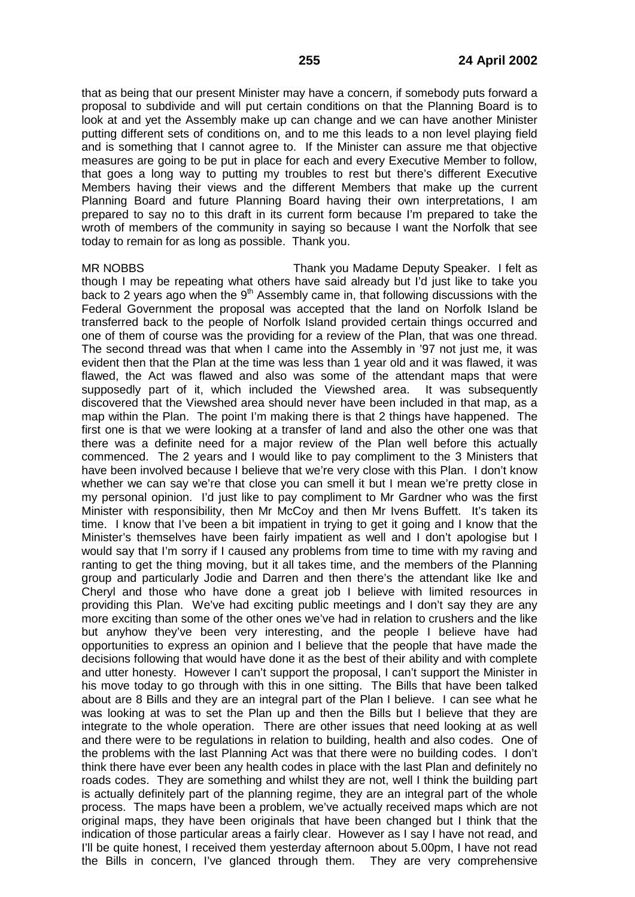that as being that our present Minister may have a concern, if somebody puts forward a proposal to subdivide and will put certain conditions on that the Planning Board is to look at and yet the Assembly make up can change and we can have another Minister putting different sets of conditions on, and to me this leads to a non level playing field and is something that I cannot agree to. If the Minister can assure me that objective measures are going to be put in place for each and every Executive Member to follow, that goes a long way to putting my troubles to rest but there's different Executive Members having their views and the different Members that make up the current Planning Board and future Planning Board having their own interpretations, I am prepared to say no to this draft in its current form because I'm prepared to take the wroth of members of the community in saying so because I want the Norfolk that see today to remain for as long as possible. Thank you.

MR NOBBS Thank you Madame Deputy Speaker. I felt as though I may be repeating what others have said already but I'd just like to take you back to 2 years ago when the 9th Assembly came in, that following discussions with the Federal Government the proposal was accepted that the land on Norfolk Island be transferred back to the people of Norfolk Island provided certain things occurred and one of them of course was the providing for a review of the Plan, that was one thread. The second thread was that when I came into the Assembly in '97 not just me, it was evident then that the Plan at the time was less than 1 year old and it was flawed, it was flawed, the Act was flawed and also was some of the attendant maps that were supposedly part of it, which included the Viewshed area. It was subsequently discovered that the Viewshed area should never have been included in that map, as a map within the Plan. The point I'm making there is that 2 things have happened. The first one is that we were looking at a transfer of land and also the other one was that there was a definite need for a major review of the Plan well before this actually commenced. The 2 years and I would like to pay compliment to the 3 Ministers that have been involved because I believe that we're very close with this Plan. I don't know whether we can say we're that close you can smell it but I mean we're pretty close in my personal opinion. I'd just like to pay compliment to Mr Gardner who was the first Minister with responsibility, then Mr McCoy and then Mr Ivens Buffett. It's taken its time. I know that I've been a bit impatient in trying to get it going and I know that the Minister's themselves have been fairly impatient as well and I don't apologise but I would say that I'm sorry if I caused any problems from time to time with my raving and ranting to get the thing moving, but it all takes time, and the members of the Planning group and particularly Jodie and Darren and then there's the attendant like Ike and Cheryl and those who have done a great job I believe with limited resources in providing this Plan. We've had exciting public meetings and I don't say they are any more exciting than some of the other ones we've had in relation to crushers and the like but anyhow they've been very interesting, and the people I believe have had opportunities to express an opinion and I believe that the people that have made the decisions following that would have done it as the best of their ability and with complete and utter honesty. However I can't support the proposal, I can't support the Minister in his move today to go through with this in one sitting. The Bills that have been talked about are 8 Bills and they are an integral part of the Plan I believe. I can see what he was looking at was to set the Plan up and then the Bills but I believe that they are integrate to the whole operation. There are other issues that need looking at as well and there were to be regulations in relation to building, health and also codes. One of the problems with the last Planning Act was that there were no building codes. I don't think there have ever been any health codes in place with the last Plan and definitely no roads codes. They are something and whilst they are not, well I think the building part is actually definitely part of the planning regime, they are an integral part of the whole process. The maps have been a problem, we've actually received maps which are not original maps, they have been originals that have been changed but I think that the indication of those particular areas a fairly clear. However as I say I have not read, and I'll be quite honest, I received them yesterday afternoon about 5.00pm, I have not read the Bills in concern, I've glanced through them. They are very comprehensive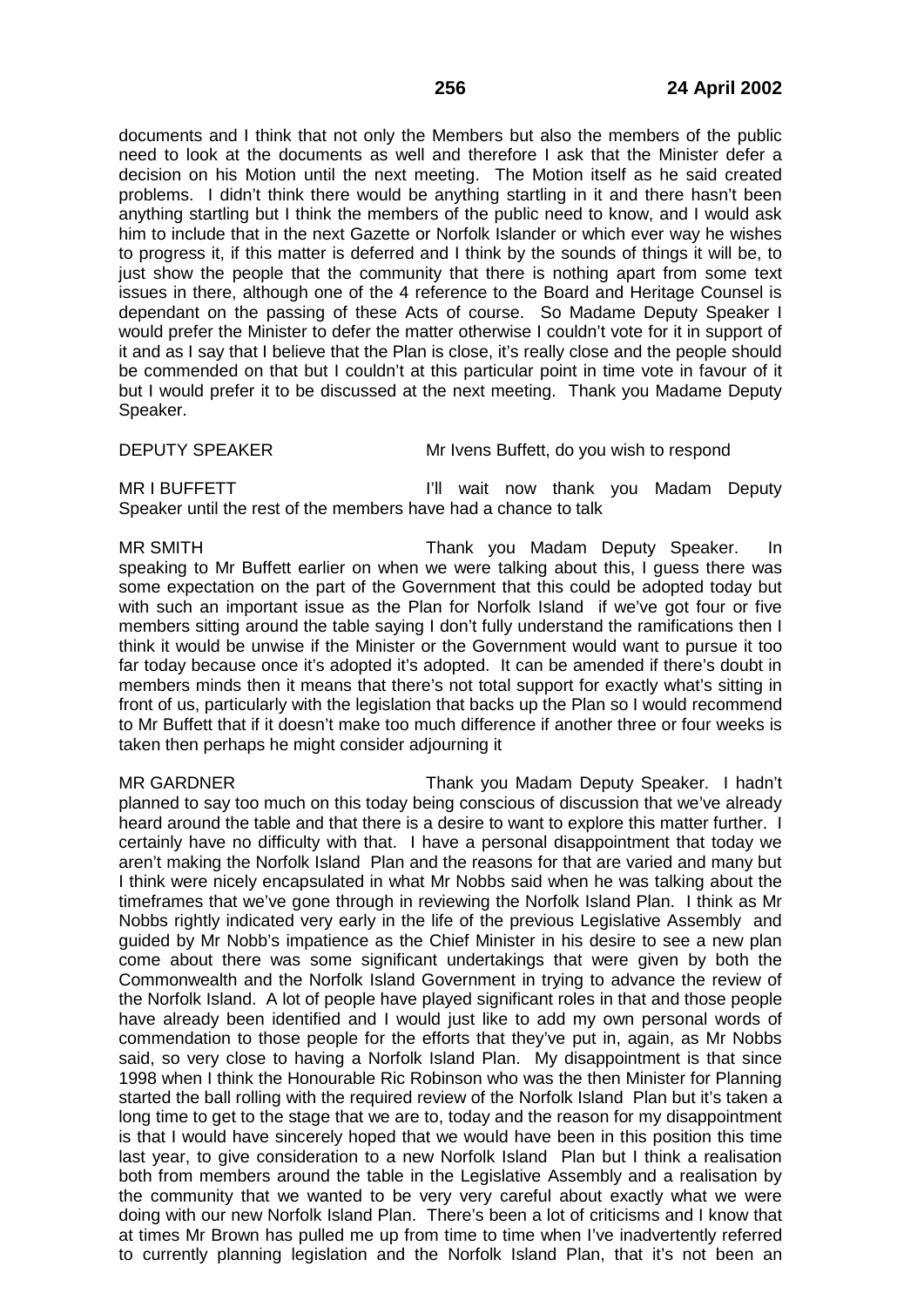documents and I think that not only the Members but also the members of the public need to look at the documents as well and therefore I ask that the Minister defer a decision on his Motion until the next meeting. The Motion itself as he said created problems. I didn't think there would be anything startling in it and there hasn't been anything startling but I think the members of the public need to know, and I would ask him to include that in the next Gazette or Norfolk Islander or which ever way he wishes to progress it, if this matter is deferred and I think by the sounds of things it will be, to just show the people that the community that there is nothing apart from some text issues in there, although one of the 4 reference to the Board and Heritage Counsel is dependant on the passing of these Acts of course. So Madame Deputy Speaker I would prefer the Minister to defer the matter otherwise I couldn't vote for it in support of it and as I say that I believe that the Plan is close, it's really close and the people should be commended on that but I couldn't at this particular point in time vote in favour of it but I would prefer it to be discussed at the next meeting. Thank you Madame Deputy Speaker.

DEPUTY SPEAKER Mr Ivens Buffett, do you wish to respond

MR I BUFFETT I'll wait now thank you Madam Deputy Speaker until the rest of the members have had a chance to talk

MR SMITH Thank you Madam Deputy Speaker. In speaking to Mr Buffett earlier on when we were talking about this, I guess there was some expectation on the part of the Government that this could be adopted today but with such an important issue as the Plan for Norfolk Island if we've got four or five members sitting around the table saying I don't fully understand the ramifications then I think it would be unwise if the Minister or the Government would want to pursue it too far today because once it's adopted it's adopted. It can be amended if there's doubt in members minds then it means that there's not total support for exactly what's sitting in front of us, particularly with the legislation that backs up the Plan so I would recommend to Mr Buffett that if it doesn't make too much difference if another three or four weeks is taken then perhaps he might consider adjourning it

MR GARDNER Thank you Madam Deputy Speaker. I hadn't planned to say too much on this today being conscious of discussion that we've already heard around the table and that there is a desire to want to explore this matter further. I certainly have no difficulty with that. I have a personal disappointment that today we aren't making the Norfolk Island Plan and the reasons for that are varied and many but I think were nicely encapsulated in what Mr Nobbs said when he was talking about the timeframes that we've gone through in reviewing the Norfolk Island Plan. I think as Mr Nobbs rightly indicated very early in the life of the previous Legislative Assembly and guided by Mr Nobb's impatience as the Chief Minister in his desire to see a new plan come about there was some significant undertakings that were given by both the Commonwealth and the Norfolk Island Government in trying to advance the review of the Norfolk Island. A lot of people have played significant roles in that and those people have already been identified and I would just like to add my own personal words of commendation to those people for the efforts that they've put in, again, as Mr Nobbs said, so very close to having a Norfolk Island Plan. My disappointment is that since 1998 when I think the Honourable Ric Robinson who was the then Minister for Planning started the ball rolling with the required review of the Norfolk Island Plan but it's taken a long time to get to the stage that we are to, today and the reason for my disappointment is that I would have sincerely hoped that we would have been in this position this time last year, to give consideration to a new Norfolk Island Plan but I think a realisation both from members around the table in the Legislative Assembly and a realisation by the community that we wanted to be very very careful about exactly what we were doing with our new Norfolk Island Plan. There's been a lot of criticisms and I know that at times Mr Brown has pulled me up from time to time when I've inadvertently referred to currently planning legislation and the Norfolk Island Plan, that it's not been an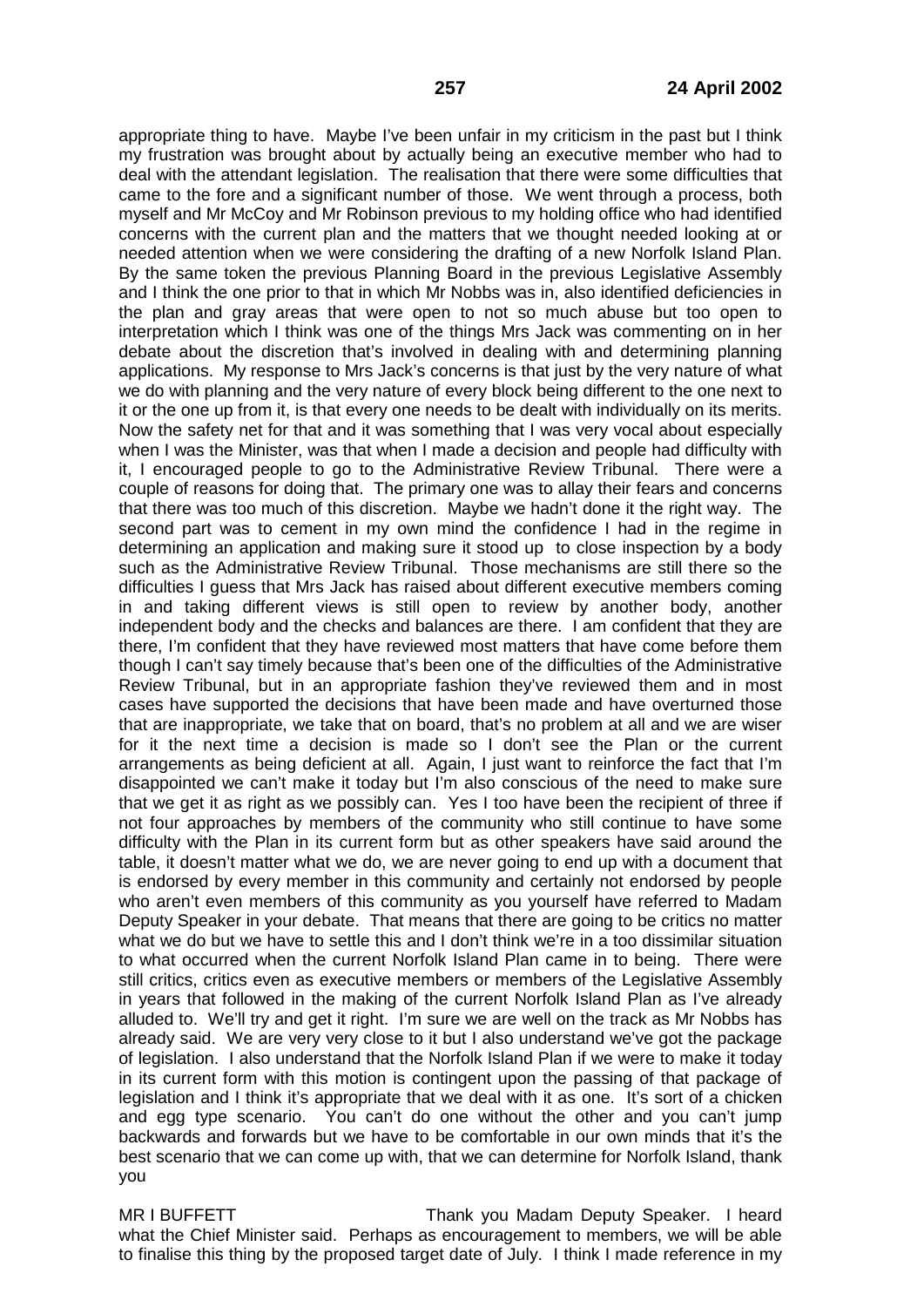appropriate thing to have. Maybe I've been unfair in my criticism in the past but I think my frustration was brought about by actually being an executive member who had to deal with the attendant legislation. The realisation that there were some difficulties that came to the fore and a significant number of those. We went through a process, both myself and Mr McCoy and Mr Robinson previous to my holding office who had identified concerns with the current plan and the matters that we thought needed looking at or needed attention when we were considering the drafting of a new Norfolk Island Plan. By the same token the previous Planning Board in the previous Legislative Assembly and I think the one prior to that in which Mr Nobbs was in, also identified deficiencies in the plan and gray areas that were open to not so much abuse but too open to interpretation which I think was one of the things Mrs Jack was commenting on in her debate about the discretion that's involved in dealing with and determining planning applications. My response to Mrs Jack's concerns is that just by the very nature of what we do with planning and the very nature of every block being different to the one next to it or the one up from it, is that every one needs to be dealt with individually on its merits. Now the safety net for that and it was something that I was very vocal about especially when I was the Minister, was that when I made a decision and people had difficulty with it, I encouraged people to go to the Administrative Review Tribunal. There were a couple of reasons for doing that. The primary one was to allay their fears and concerns that there was too much of this discretion. Maybe we hadn't done it the right way. The second part was to cement in my own mind the confidence I had in the regime in determining an application and making sure it stood up to close inspection by a body such as the Administrative Review Tribunal. Those mechanisms are still there so the difficulties I guess that Mrs Jack has raised about different executive members coming in and taking different views is still open to review by another body, another independent body and the checks and balances are there. I am confident that they are there, I'm confident that they have reviewed most matters that have come before them though I can't say timely because that's been one of the difficulties of the Administrative Review Tribunal, but in an appropriate fashion they've reviewed them and in most cases have supported the decisions that have been made and have overturned those that are inappropriate, we take that on board, that's no problem at all and we are wiser for it the next time a decision is made so I don't see the Plan or the current arrangements as being deficient at all. Again, I just want to reinforce the fact that I'm disappointed we can't make it today but I'm also conscious of the need to make sure that we get it as right as we possibly can. Yes I too have been the recipient of three if not four approaches by members of the community who still continue to have some difficulty with the Plan in its current form but as other speakers have said around the table, it doesn't matter what we do, we are never going to end up with a document that is endorsed by every member in this community and certainly not endorsed by people who aren't even members of this community as you yourself have referred to Madam Deputy Speaker in your debate. That means that there are going to be critics no matter what we do but we have to settle this and I don't think we're in a too dissimilar situation to what occurred when the current Norfolk Island Plan came in to being. There were still critics, critics even as executive members or members of the Legislative Assembly in years that followed in the making of the current Norfolk Island Plan as I've already alluded to. We'll try and get it right. I'm sure we are well on the track as Mr Nobbs has already said. We are very very close to it but I also understand we've got the package of legislation. I also understand that the Norfolk Island Plan if we were to make it today in its current form with this motion is contingent upon the passing of that package of legislation and I think it's appropriate that we deal with it as one. It's sort of a chicken and egg type scenario. You can't do one without the other and you can't jump backwards and forwards but we have to be comfortable in our own minds that it's the best scenario that we can come up with, that we can determine for Norfolk Island, thank you

MR I BUFFETT Thank you Madam Deputy Speaker. I heard what the Chief Minister said. Perhaps as encouragement to members, we will be able to finalise this thing by the proposed target date of July. I think I made reference in my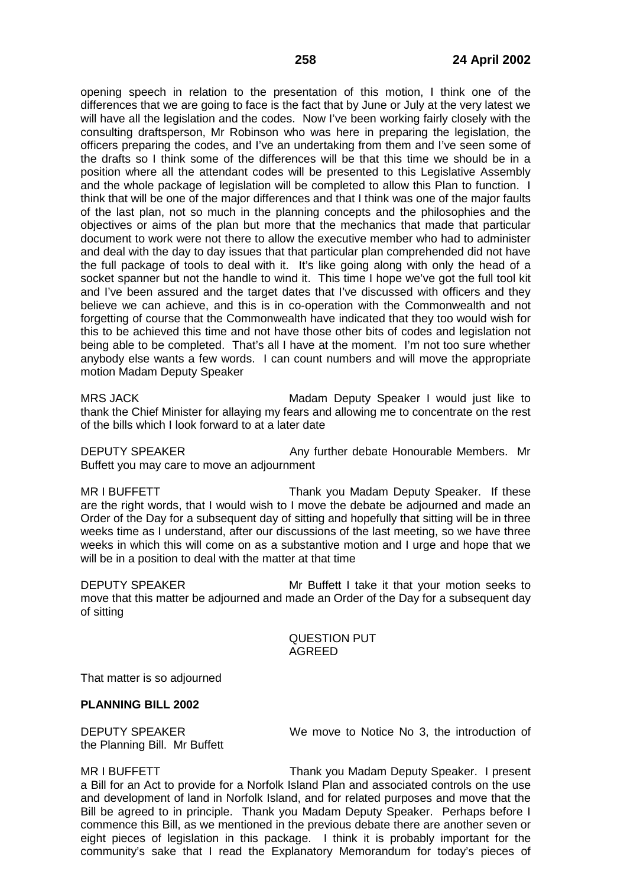opening speech in relation to the presentation of this motion, I think one of the differences that we are going to face is the fact that by June or July at the very latest we will have all the legislation and the codes. Now I've been working fairly closely with the consulting draftsperson, Mr Robinson who was here in preparing the legislation, the officers preparing the codes, and I've an undertaking from them and I've seen some of the drafts so I think some of the differences will be that this time we should be in a position where all the attendant codes will be presented to this Legislative Assembly and the whole package of legislation will be completed to allow this Plan to function. I think that will be one of the major differences and that I think was one of the major faults of the last plan, not so much in the planning concepts and the philosophies and the objectives or aims of the plan but more that the mechanics that made that particular document to work were not there to allow the executive member who had to administer and deal with the day to day issues that that particular plan comprehended did not have the full package of tools to deal with it. It's like going along with only the head of a socket spanner but not the handle to wind it. This time I hope we've got the full tool kit and I've been assured and the target dates that I've discussed with officers and they believe we can achieve, and this is in co-operation with the Commonwealth and not forgetting of course that the Commonwealth have indicated that they too would wish for this to be achieved this time and not have those other bits of codes and legislation not being able to be completed. That's all I have at the moment. I'm not too sure whether anybody else wants a few words. I can count numbers and will move the appropriate motion Madam Deputy Speaker

MRS JACK Madam Deputy Speaker I would just like to thank the Chief Minister for allaying my fears and allowing me to concentrate on the rest of the bills which I look forward to at a later date

DEPUTY SPEAKER Any further debate Honourable Members. Mr Buffett you may care to move an adjournment

MR I BUFFETT Thank you Madam Deputy Speaker. If these are the right words, that I would wish to I move the debate be adjourned and made an Order of the Day for a subsequent day of sitting and hopefully that sitting will be in three weeks time as I understand, after our discussions of the last meeting, so we have three weeks in which this will come on as a substantive motion and I urge and hope that we will be in a position to deal with the matter at that time

DEPUTY SPEAKER Mr Buffett I take it that your motion seeks to move that this matter be adjourned and made an Order of the Day for a subsequent day of sitting

QUESTION PUT
AGREED

That matter is so adjourned

**PLANNING BILL 2002**

DEPUTY SPEAKER We move to Notice No 3, the introduction of the Planning Bill. Mr Buffett

MR I BUFFETT Thank you Madam Deputy Speaker. I present a Bill for an Act to provide for a Norfolk Island Plan and associated controls on the use and development of land in Norfolk Island, and for related purposes and move that the Bill be agreed to in principle. Thank you Madam Deputy Speaker. Perhaps before I commence this Bill, as we mentioned in the previous debate there are another seven or eight pieces of legislation in this package. I think it is probably important for the community's sake that I read the Explanatory Memorandum for today's pieces of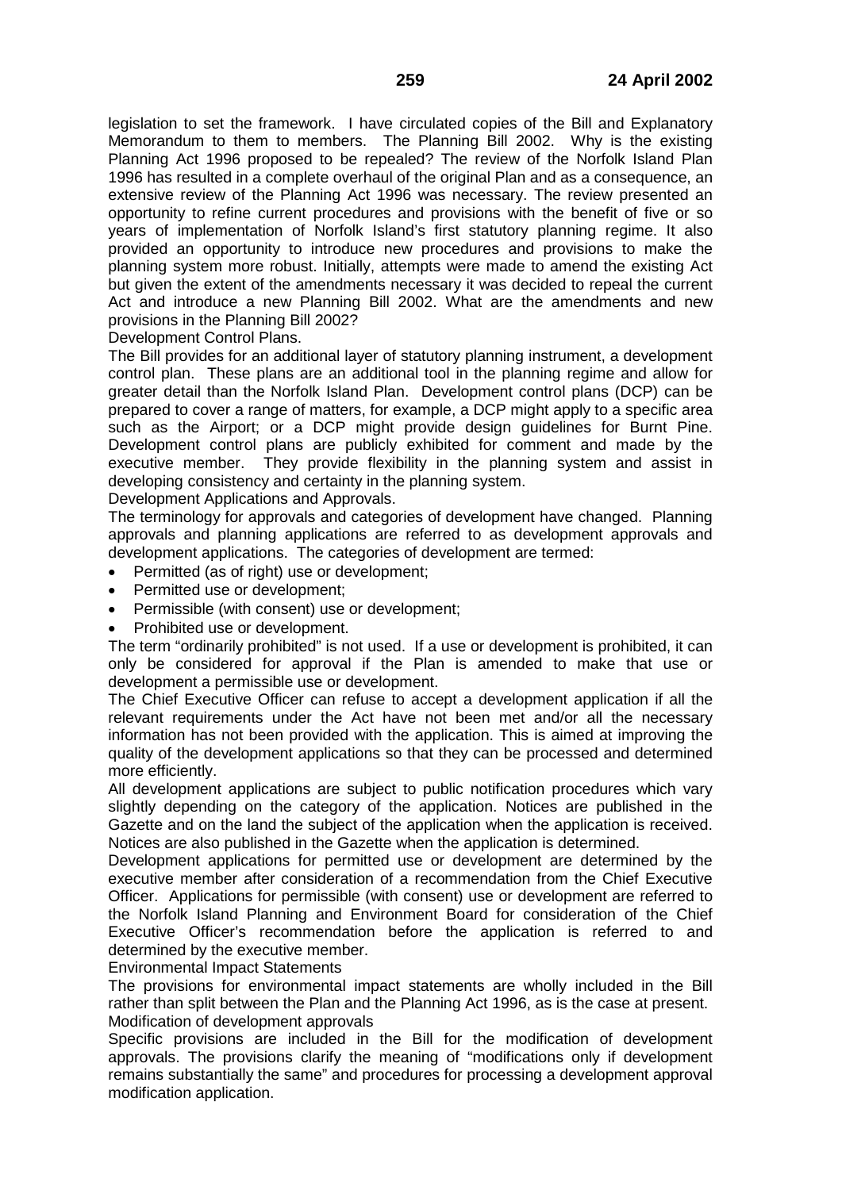legislation to set the framework. I have circulated copies of the Bill and Explanatory Memorandum to them to members. The Planning Bill 2002. Why is the existing Planning Act 1996 proposed to be repealed? The review of the Norfolk Island Plan 1996 has resulted in a complete overhaul of the original Plan and as a consequence, an extensive review of the Planning Act 1996 was necessary. The review presented an opportunity to refine current procedures and provisions with the benefit of five or so years of implementation of Norfolk Island's first statutory planning regime. It also provided an opportunity to introduce new procedures and provisions to make the planning system more robust. Initially, attempts were made to amend the existing Act but given the extent of the amendments necessary it was decided to repeal the current Act and introduce a new Planning Bill 2002. What are the amendments and new provisions in the Planning Bill 2002?

Development Control Plans.

The Bill provides for an additional layer of statutory planning instrument, a development control plan. These plans are an additional tool in the planning regime and allow for greater detail than the Norfolk Island Plan. Development control plans (DCP) can be prepared to cover a range of matters, for example, a DCP might apply to a specific area such as the Airport; or a DCP might provide design guidelines for Burnt Pine. Development control plans are publicly exhibited for comment and made by the executive member. They provide flexibility in the planning system and assist in developing consistency and certainty in the planning system.

Development Applications and Approvals.

The terminology for approvals and categories of development have changed. Planning approvals and planning applications are referred to as development approvals and development applications. The categories of development are termed:

- Permitted (as of right) use or development;
- Permitted use or development;
- Permissible (with consent) use or development;
- Prohibited use or development.

The term "ordinarily prohibited" is not used. If a use or development is prohibited, it can only be considered for approval if the Plan is amended to make that use or development a permissible use or development.

The Chief Executive Officer can refuse to accept a development application if all the relevant requirements under the Act have not been met and/or all the necessary information has not been provided with the application. This is aimed at improving the quality of the development applications so that they can be processed and determined more efficiently.

All development applications are subject to public notification procedures which vary slightly depending on the category of the application. Notices are published in the Gazette and on the land the subject of the application when the application is received. Notices are also published in the Gazette when the application is determined.

Development applications for permitted use or development are determined by the executive member after consideration of a recommendation from the Chief Executive Officer. Applications for permissible (with consent) use or development are referred to the Norfolk Island Planning and Environment Board for consideration of the Chief Executive Officer's recommendation before the application is referred to and determined by the executive member.

Environmental Impact Statements

The provisions for environmental impact statements are wholly included in the Bill rather than split between the Plan and the Planning Act 1996, as is the case at present.

Modification of development approvals

Specific provisions are included in the Bill for the modification of development approvals. The provisions clarify the meaning of "modifications only if development remains substantially the same" and procedures for processing a development approval modification application.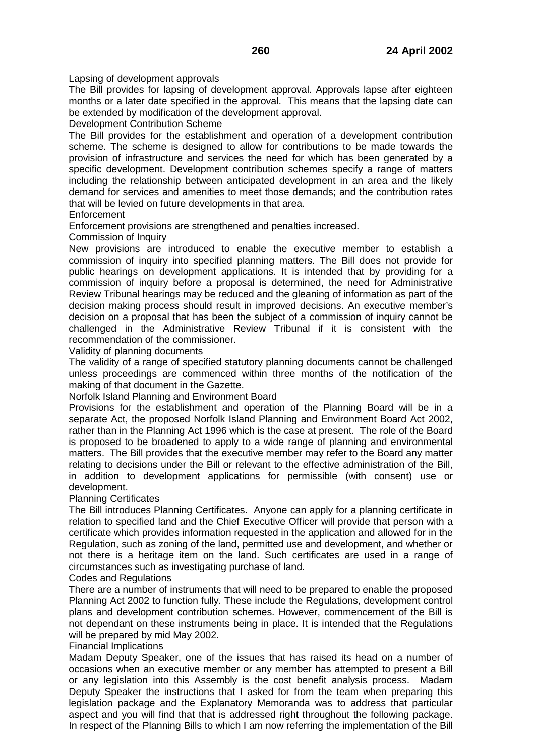Lapsing of development approvals

The Bill provides for lapsing of development approval. Approvals lapse after eighteen months or a later date specified in the approval. This means that the lapsing date can be extended by modification of the development approval.

Development Contribution Scheme

The Bill provides for the establishment and operation of a development contribution scheme. The scheme is designed to allow for contributions to be made towards the provision of infrastructure and services the need for which has been generated by a specific development. Development contribution schemes specify a range of matters including the relationship between anticipated development in an area and the likely demand for services and amenities to meet those demands; and the contribution rates that will be levied on future developments in that area.

Enforcement

Enforcement provisions are strengthened and penalties increased.

Commission of Inquiry

New provisions are introduced to enable the executive member to establish a commission of inquiry into specified planning matters. The Bill does not provide for public hearings on development applications. It is intended that by providing for a commission of inquiry before a proposal is determined, the need for Administrative Review Tribunal hearings may be reduced and the gleaning of information as part of the decision making process should result in improved decisions. An executive member's decision on a proposal that has been the subject of a commission of inquiry cannot be challenged in the Administrative Review Tribunal if it is consistent with the recommendation of the commissioner.

Validity of planning documents

The validity of a range of specified statutory planning documents cannot be challenged unless proceedings are commenced within three months of the notification of the making of that document in the Gazette.

Norfolk Island Planning and Environment Board

Provisions for the establishment and operation of the Planning Board will be in a separate Act, the proposed Norfolk Island Planning and Environment Board Act 2002, rather than in the Planning Act 1996 which is the case at present. The role of the Board is proposed to be broadened to apply to a wide range of planning and environmental matters. The Bill provides that the executive member may refer to the Board any matter relating to decisions under the Bill or relevant to the effective administration of the Bill, in addition to development applications for permissible (with consent) use or development.

Planning Certificates

The Bill introduces Planning Certificates. Anyone can apply for a planning certificate in relation to specified land and the Chief Executive Officer will provide that person with a certificate which provides information requested in the application and allowed for in the Regulation, such as zoning of the land, permitted use and development, and whether or not there is a heritage item on the land. Such certificates are used in a range of circumstances such as investigating purchase of land.

Codes and Regulations

There are a number of instruments that will need to be prepared to enable the proposed Planning Act 2002 to function fully. These include the Regulations, development control plans and development contribution schemes. However, commencement of the Bill is not dependant on these instruments being in place. It is intended that the Regulations will be prepared by mid May 2002.

Financial Implications

Madam Deputy Speaker, one of the issues that has raised its head on a number of occasions when an executive member or any member has attempted to present a Bill or any legislation into this Assembly is the cost benefit analysis process. Madam Deputy Speaker the instructions that I asked for from the team when preparing this legislation package and the Explanatory Memoranda was to address that particular aspect and you will find that that is addressed right throughout the following package. In respect of the Planning Bills to which I am now referring the implementation of the Bill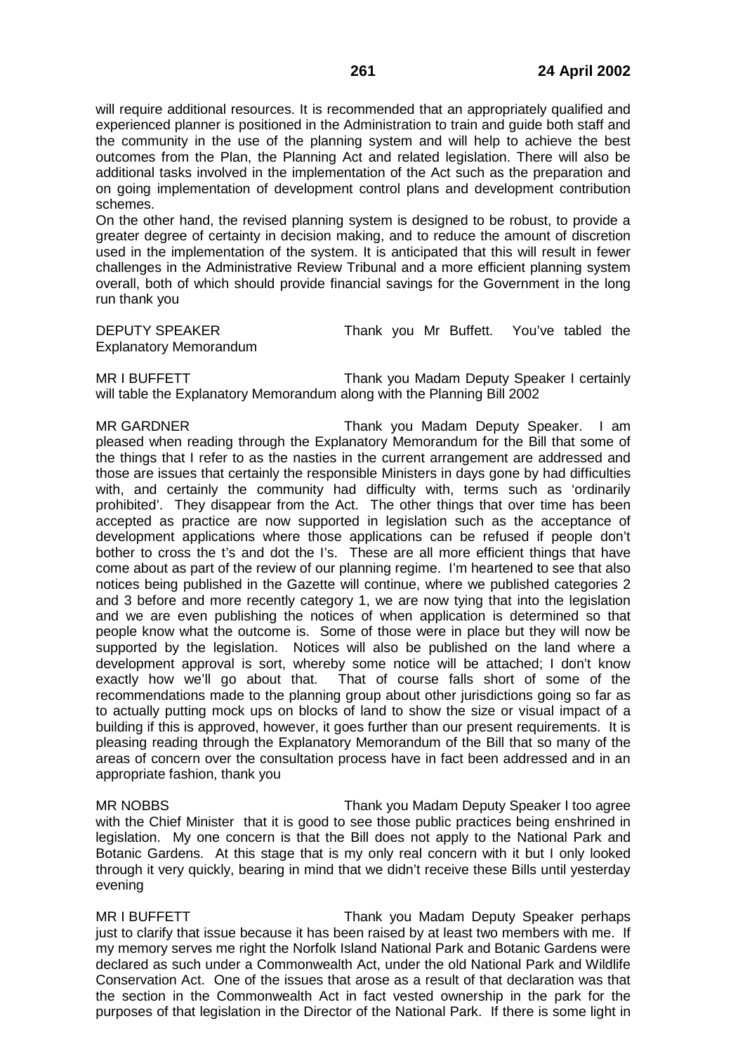will require additional resources. It is recommended that an appropriately qualified and experienced planner is positioned in the Administration to train and guide both staff and the community in the use of the planning system and will help to achieve the best outcomes from the Plan, the Planning Act and related legislation. There will also be additional tasks involved in the implementation of the Act such as the preparation and on going implementation of development control plans and development contribution schemes.

On the other hand, the revised planning system is designed to be robust, to provide a greater degree of certainty in decision making, and to reduce the amount of discretion used in the implementation of the system. It is anticipated that this will result in fewer challenges in the Administrative Review Tribunal and a more efficient planning system overall, both of which should provide financial savings for the Government in the long run thank you

DEPUTY SPEAKER Thank you Mr Buffett. You've tabled the Explanatory Memorandum

MR I BUFFETT Thank you Madam Deputy Speaker I certainly will table the Explanatory Memorandum along with the Planning Bill 2002

MR GARDNER Thank you Madam Deputy Speaker. I am pleased when reading through the Explanatory Memorandum for the Bill that some of the things that I refer to as the nasties in the current arrangement are addressed and those are issues that certainly the responsible Ministers in days gone by had difficulties with, and certainly the community had difficulty with, terms such as 'ordinarily prohibited'. They disappear from the Act. The other things that over time has been accepted as practice are now supported in legislation such as the acceptance of development applications where those applications can be refused if people don't bother to cross the t's and dot the I's. These are all more efficient things that have come about as part of the review of our planning regime. I'm heartened to see that also notices being published in the Gazette will continue, where we published categories 2 and 3 before and more recently category 1, we are now tying that into the legislation and we are even publishing the notices of when application is determined so that people know what the outcome is. Some of those were in place but they will now be supported by the legislation. Notices will also be published on the land where a development approval is sort, whereby some notice will be attached; I don't know exactly how we'll go about that. That of course falls short of some of the recommendations made to the planning group about other jurisdictions going so far as to actually putting mock ups on blocks of land to show the size or visual impact of a building if this is approved, however, it goes further than our present requirements. It is pleasing reading through the Explanatory Memorandum of the Bill that so many of the areas of concern over the consultation process have in fact been addressed and in an appropriate fashion, thank you

MR NOBBS Thank you Madam Deputy Speaker I too agree with the Chief Minister that it is good to see those public practices being enshrined in legislation. My one concern is that the Bill does not apply to the National Park and Botanic Gardens. At this stage that is my only real concern with it but I only looked through it very quickly, bearing in mind that we didn't receive these Bills until yesterday evening

MR I BUFFETT Thank you Madam Deputy Speaker perhaps just to clarify that issue because it has been raised by at least two members with me. If my memory serves me right the Norfolk Island National Park and Botanic Gardens were declared as such under a Commonwealth Act, under the old National Park and Wildlife Conservation Act. One of the issues that arose as a result of that declaration was that the section in the Commonwealth Act in fact vested ownership in the park for the purposes of that legislation in the Director of the National Park. If there is some light in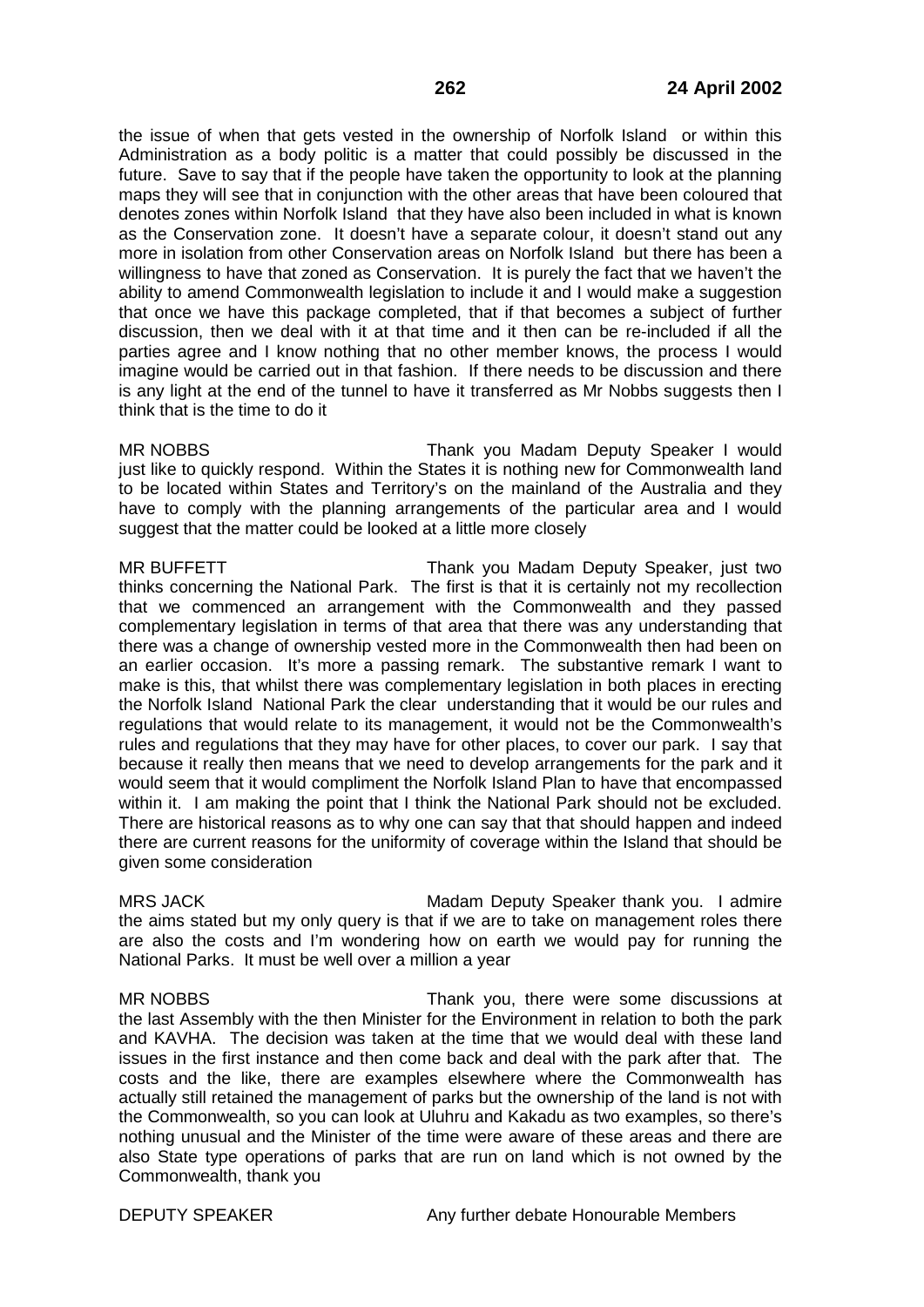the issue of when that gets vested in the ownership of Norfolk Island or within this Administration as a body politic is a matter that could possibly be discussed in the future. Save to say that if the people have taken the opportunity to look at the planning maps they will see that in conjunction with the other areas that have been coloured that denotes zones within Norfolk Island that they have also been included in what is known as the Conservation zone. It doesn't have a separate colour, it doesn't stand out any more in isolation from other Conservation areas on Norfolk Island but there has been a willingness to have that zoned as Conservation. It is purely the fact that we haven't the ability to amend Commonwealth legislation to include it and I would make a suggestion that once we have this package completed, that if that becomes a subject of further discussion, then we deal with it at that time and it then can be re-included if all the parties agree and I know nothing that no other member knows, the process I would imagine would be carried out in that fashion. If there needs to be discussion and there is any light at the end of the tunnel to have it transferred as Mr Nobbs suggests then I think that is the time to do it

MR NOBBS Thank you Madam Deputy Speaker I would just like to quickly respond. Within the States it is nothing new for Commonwealth land to be located within States and Territory's on the mainland of the Australia and they have to comply with the planning arrangements of the particular area and I would suggest that the matter could be looked at a little more closely

MR BUFFETT Thank you Madam Deputy Speaker, just two thinks concerning the National Park. The first is that it is certainly not my recollection that we commenced an arrangement with the Commonwealth and they passed complementary legislation in terms of that area that there was any understanding that there was a change of ownership vested more in the Commonwealth then had been on an earlier occasion. It's more a passing remark. The substantive remark I want to make is this, that whilst there was complementary legislation in both places in erecting the Norfolk Island National Park the clear understanding that it would be our rules and regulations that would relate to its management, it would not be the Commonwealth's rules and regulations that they may have for other places, to cover our park. I say that because it really then means that we need to develop arrangements for the park and it would seem that it would compliment the Norfolk Island Plan to have that encompassed within it. I am making the point that I think the National Park should not be excluded. There are historical reasons as to why one can say that that should happen and indeed there are current reasons for the uniformity of coverage within the Island that should be given some consideration

MRS JACK Madam Deputy Speaker thank you. I admire the aims stated but my only query is that if we are to take on management roles there are also the costs and I'm wondering how on earth we would pay for running the National Parks. It must be well over a million a year

MR NOBBS Thank you, there were some discussions at the last Assembly with the then Minister for the Environment in relation to both the park and KAVHA. The decision was taken at the time that we would deal with these land issues in the first instance and then come back and deal with the park after that. The costs and the like, there are examples elsewhere where the Commonwealth has actually still retained the management of parks but the ownership of the land is not with the Commonwealth, so you can look at Uluhru and Kakadu as two examples, so there's nothing unusual and the Minister of the time were aware of these areas and there are also State type operations of parks that are run on land which is not owned by the Commonwealth, thank you

DEPUTY SPEAKER Any further debate Honourable Members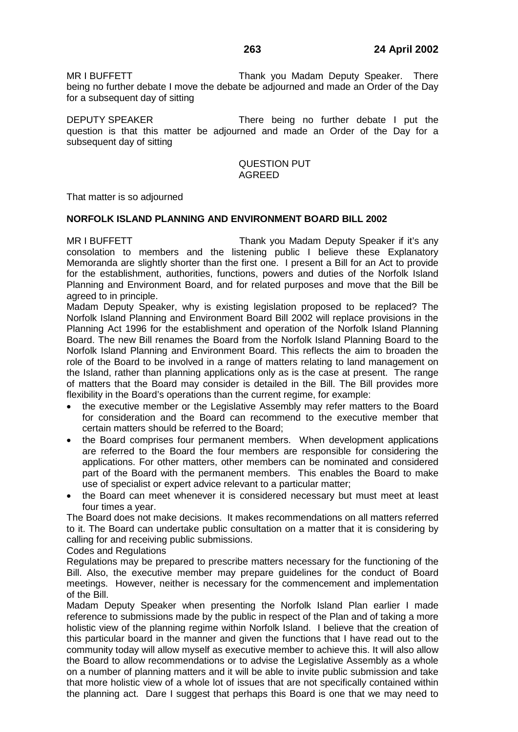MR I BUFFETT Thank you Madam Deputy Speaker. There being no further debate I move the debate be adjourned and made an Order of the Day for a subsequent day of sitting

DEPUTY SPEAKER There being no further debate I put the question is that this matter be adjourned and made an Order of the Day for a subsequent day of sitting

QUESTION PUT
AGREED

That matter is so adjourned

**NORFOLK ISLAND PLANNING AND ENVIRONMENT BOARD BILL 2002**

MR I BUFFETT Thank you Madam Deputy Speaker if it's any consolation to members and the listening public I believe these Explanatory Memoranda are slightly shorter than the first one. I present a Bill for an Act to provide for the establishment, authorities, functions, powers and duties of the Norfolk Island Planning and Environment Board, and for related purposes and move that the Bill be agreed to in principle.

Madam Deputy Speaker, why is existing legislation proposed to be replaced? The Norfolk Island Planning and Environment Board Bill 2002 will replace provisions in the Planning Act 1996 for the establishment and operation of the Norfolk Island Planning Board. The new Bill renames the Board from the Norfolk Island Planning Board to the Norfolk Island Planning and Environment Board. This reflects the aim to broaden the role of the Board to be involved in a range of matters relating to land management on the Island, rather than planning applications only as is the case at present. The range of matters that the Board may consider is detailed in the Bill. The Bill provides more flexibility in the Board's operations than the current regime, for example:

- the executive member or the Legislative Assembly may refer matters to the Board for consideration and the Board can recommend to the executive member that certain matters should be referred to the Board;
- the Board comprises four permanent members. When development applications are referred to the Board the four members are responsible for considering the applications. For other matters, other members can be nominated and considered part of the Board with the permanent members. This enables the Board to make use of specialist or expert advice relevant to a particular matter;
- the Board can meet whenever it is considered necessary but must meet at least four times a year.

The Board does not make decisions. It makes recommendations on all matters referred to it. The Board can undertake public consultation on a matter that it is considering by calling for and receiving public submissions.

Codes and Regulations

Regulations may be prepared to prescribe matters necessary for the functioning of the Bill. Also, the executive member may prepare guidelines for the conduct of Board meetings. However, neither is necessary for the commencement and implementation of the Bill.

Madam Deputy Speaker when presenting the Norfolk Island Plan earlier I made reference to submissions made by the public in respect of the Plan and of taking a more holistic view of the planning regime within Norfolk Island. I believe that the creation of this particular board in the manner and given the functions that I have read out to the community today will allow myself as executive member to achieve this. It will also allow the Board to allow recommendations or to advise the Legislative Assembly as a whole on a number of planning matters and it will be able to invite public submission and take that more holistic view of a whole lot of issues that are not specifically contained within the planning act. Dare I suggest that perhaps this Board is one that we may need to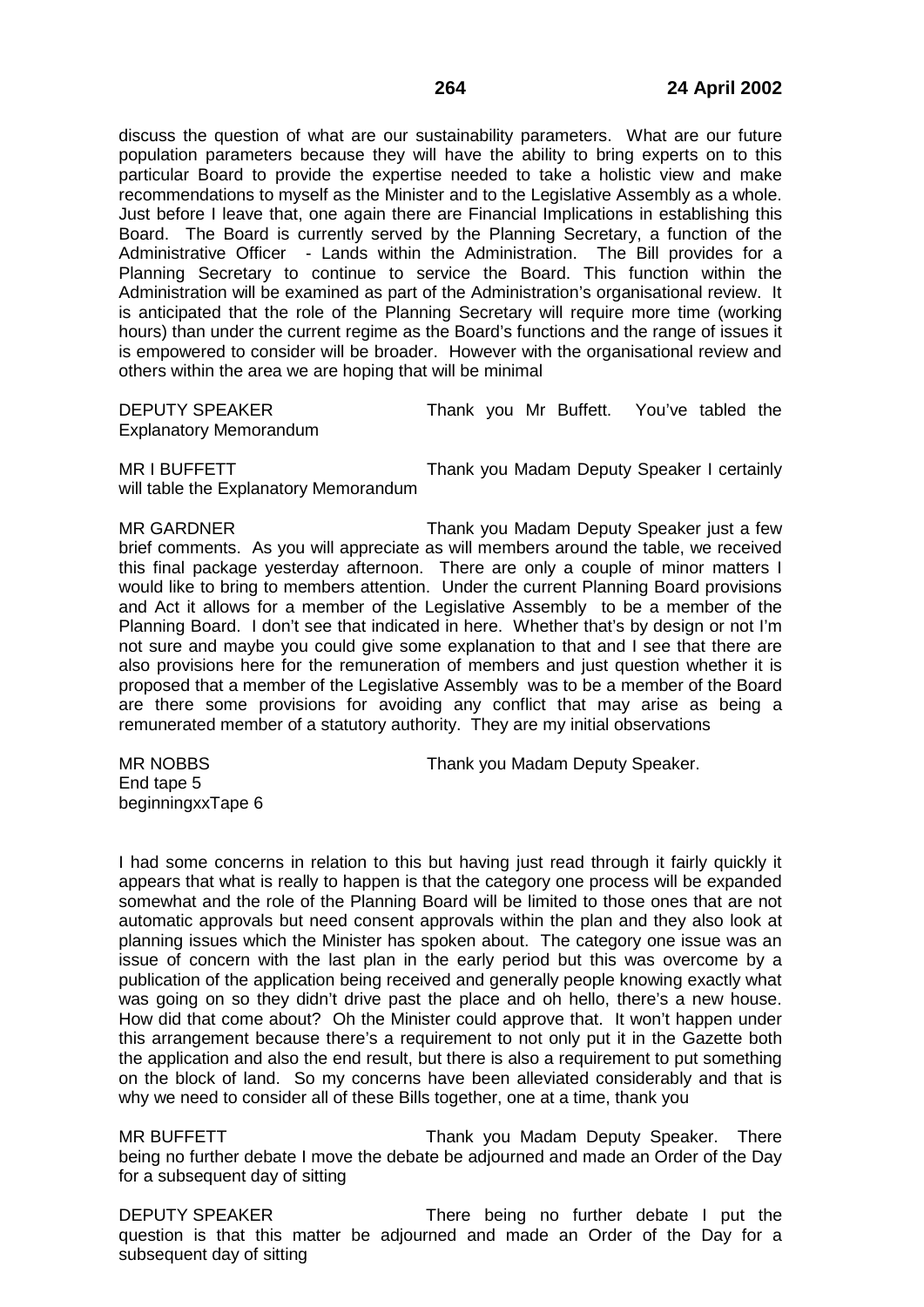discuss the question of what are our sustainability parameters. What are our future population parameters because they will have the ability to bring experts on to this particular Board to provide the expertise needed to take a holistic view and make recommendations to myself as the Minister and to the Legislative Assembly as a whole. Just before I leave that, one again there are Financial Implications in establishing this Board. The Board is currently served by the Planning Secretary, a function of the Administrative Officer - Lands within the Administration. The Bill provides for a Planning Secretary to continue to service the Board. This function within the Administration will be examined as part of the Administration's organisational review. It is anticipated that the role of the Planning Secretary will require more time (working hours) than under the current regime as the Board's functions and the range of issues it is empowered to consider will be broader. However with the organisational review and others within the area we are hoping that will be minimal

DEPUTY SPEAKER Thank you Mr Buffett. You've tabled the Explanatory Memorandum

MR I BUFFETT Thank you Madam Deputy Speaker I certainly will table the Explanatory Memorandum

MR GARDNER Thank you Madam Deputy Speaker just a few brief comments. As you will appreciate as will members around the table, we received this final package yesterday afternoon. There are only a couple of minor matters I would like to bring to members attention. Under the current Planning Board provisions and Act it allows for a member of the Legislative Assembly to be a member of the Planning Board. I don't see that indicated in here. Whether that's by design or not I'm not sure and maybe you could give some explanation to that and I see that there are also provisions here for the remuneration of members and just question whether it is proposed that a member of the Legislative Assembly was to be a member of the Board are there some provisions for avoiding any conflict that may arise as being a remunerated member of a statutory authority. They are my initial observations

MR NOBBS Thank you Madam Deputy Speaker.

End tape 5
beginningxxTape 6

I had some concerns in relation to this but having just read through it fairly quickly it appears that what is really to happen is that the category one process will be expanded somewhat and the role of the Planning Board will be limited to those ones that are not automatic approvals but need consent approvals within the plan and they also look at planning issues which the Minister has spoken about. The category one issue was an issue of concern with the last plan in the early period but this was overcome by a publication of the application being received and generally people knowing exactly what was going on so they didn't drive past the place and oh hello, there's a new house. How did that come about? Oh the Minister could approve that. It won't happen under this arrangement because there's a requirement to not only put it in the Gazette both the application and also the end result, but there is also a requirement to put something on the block of land. So my concerns have been alleviated considerably and that is why we need to consider all of these Bills together, one at a time, thank you

MR BUFFETT Thank you Madam Deputy Speaker. There being no further debate I move the debate be adjourned and made an Order of the Day for a subsequent day of sitting

DEPUTY SPEAKER There being no further debate I put the question is that this matter be adjourned and made an Order of the Day for a subsequent day of sitting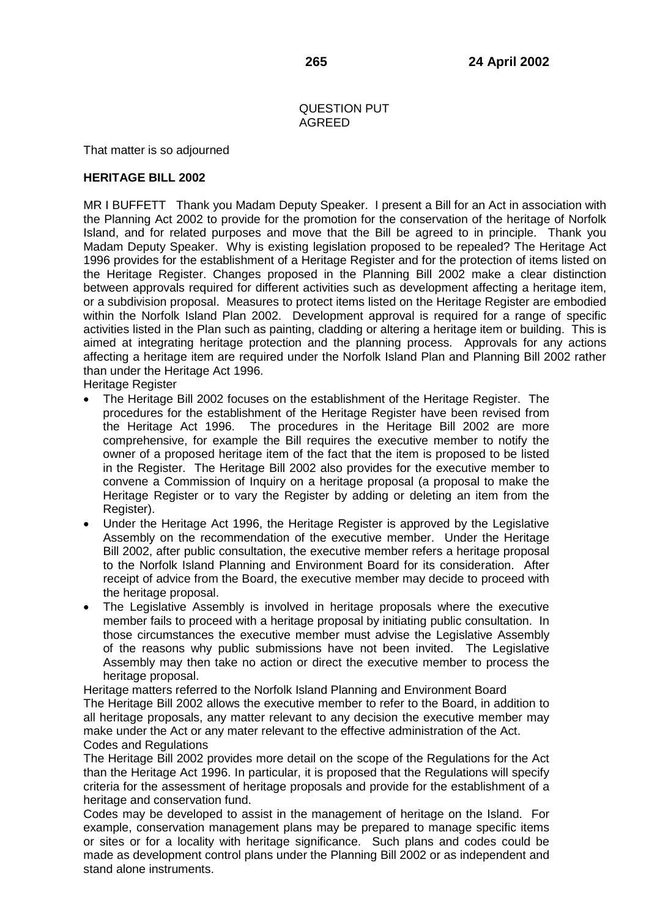QUESTION PUT
AGREED

That matter is so adjourned

**HERITAGE BILL 2002**

MR I BUFFETT Thank you Madam Deputy Speaker. I present a Bill for an Act in association with the Planning Act 2002 to provide for the promotion for the conservation of the heritage of Norfolk Island, and for related purposes and move that the Bill be agreed to in principle. Thank you Madam Deputy Speaker. Why is existing legislation proposed to be repealed? The Heritage Act 1996 provides for the establishment of a Heritage Register and for the protection of items listed on the Heritage Register. Changes proposed in the Planning Bill 2002 make a clear distinction between approvals required for different activities such as development affecting a heritage item, or a subdivision proposal. Measures to protect items listed on the Heritage Register are embodied within the Norfolk Island Plan 2002. Development approval is required for a range of specific activities listed in the Plan such as painting, cladding or altering a heritage item or building. This is aimed at integrating heritage protection and the planning process. Approvals for any actions affecting a heritage item are required under the Norfolk Island Plan and Planning Bill 2002 rather than under the Heritage Act 1996.

Heritage Register

- The Heritage Bill 2002 focuses on the establishment of the Heritage Register. The procedures for the establishment of the Heritage Register have been revised from the Heritage Act 1996. The procedures in the Heritage Bill 2002 are more comprehensive, for example the Bill requires the executive member to notify the owner of a proposed heritage item of the fact that the item is proposed to be listed in the Register. The Heritage Bill 2002 also provides for the executive member to convene a Commission of Inquiry on a heritage proposal (a proposal to make the Heritage Register or to vary the Register by adding or deleting an item from the Register).
- Under the Heritage Act 1996, the Heritage Register is approved by the Legislative Assembly on the recommendation of the executive member. Under the Heritage Bill 2002, after public consultation, the executive member refers a heritage proposal to the Norfolk Island Planning and Environment Board for its consideration. After receipt of advice from the Board, the executive member may decide to proceed with the heritage proposal.
- The Legislative Assembly is involved in heritage proposals where the executive member fails to proceed with a heritage proposal by initiating public consultation. In those circumstances the executive member must advise the Legislative Assembly of the reasons why public submissions have not been invited. The Legislative Assembly may then take no action or direct the executive member to process the heritage proposal.

Heritage matters referred to the Norfolk Island Planning and Environment Board

The Heritage Bill 2002 allows the executive member to refer to the Board, in addition to all heritage proposals, any matter relevant to any decision the executive member may make under the Act or any mater relevant to the effective administration of the Act.

Codes and Regulations

The Heritage Bill 2002 provides more detail on the scope of the Regulations for the Act than the Heritage Act 1996. In particular, it is proposed that the Regulations will specify criteria for the assessment of heritage proposals and provide for the establishment of a heritage and conservation fund.

Codes may be developed to assist in the management of heritage on the Island. For example, conservation management plans may be prepared to manage specific items or sites or for a locality with heritage significance. Such plans and codes could be made as development control plans under the Planning Bill 2002 or as independent and stand alone instruments.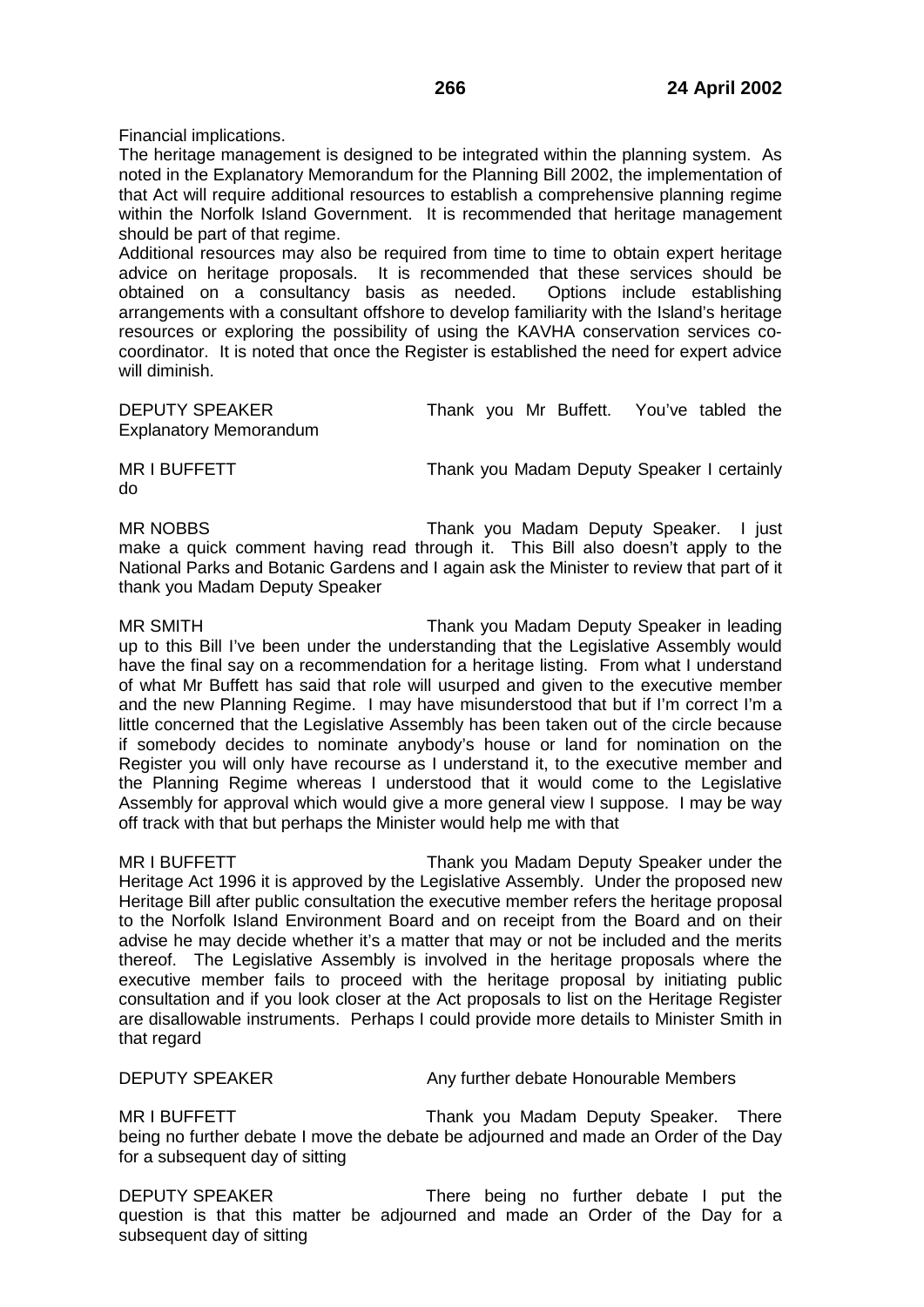Financial implications.

The heritage management is designed to be integrated within the planning system. As noted in the Explanatory Memorandum for the Planning Bill 2002, the implementation of that Act will require additional resources to establish a comprehensive planning regime within the Norfolk Island Government. It is recommended that heritage management should be part of that regime.

Additional resources may also be required from time to time to obtain expert heritage advice on heritage proposals. It is recommended that these services should be obtained on a consultancy basis as needed. Options include establishing arrangements with a consultant offshore to develop familiarity with the Island's heritage resources or exploring the possibility of using the KAVHA conservation services co-coordinator. It is noted that once the Register is established the need for expert advice will diminish.

DEPUTY SPEAKER Thank you Mr Buffett. You've tabled the Explanatory Memorandum

MR I BUFFETT Thank you Madam Deputy Speaker I certainly do

MR NOBBS Thank you Madam Deputy Speaker. I just make a quick comment having read through it. This Bill also doesn't apply to the National Parks and Botanic Gardens and I again ask the Minister to review that part of it thank you Madam Deputy Speaker

MR SMITH Thank you Madam Deputy Speaker in leading up to this Bill I've been under the understanding that the Legislative Assembly would have the final say on a recommendation for a heritage listing. From what I understand of what Mr Buffett has said that role will usurped and given to the executive member and the new Planning Regime. I may have misunderstood that but if I'm correct I'm a little concerned that the Legislative Assembly has been taken out of the circle because if somebody decides to nominate anybody's house or land for nomination on the Register you will only have recourse as I understand it, to the executive member and the Planning Regime whereas I understood that it would come to the Legislative Assembly for approval which would give a more general view I suppose. I may be way off track with that but perhaps the Minister would help me with that

MR I BUFFETT Thank you Madam Deputy Speaker under the Heritage Act 1996 it is approved by the Legislative Assembly. Under the proposed new Heritage Bill after public consultation the executive member refers the heritage proposal to the Norfolk Island Environment Board and on receipt from the Board and on their advise he may decide whether it's a matter that may or not be included and the merits thereof. The Legislative Assembly is involved in the heritage proposals where the executive member fails to proceed with the heritage proposal by initiating public consultation and if you look closer at the Act proposals to list on the Heritage Register are disallowable instruments. Perhaps I could provide more details to Minister Smith in that regard

DEPUTY SPEAKER Any further debate Honourable Members

MR I BUFFETT Thank you Madam Deputy Speaker. There being no further debate I move the debate be adjourned and made an Order of the Day for a subsequent day of sitting

DEPUTY SPEAKER There being no further debate I put the question is that this matter be adjourned and made an Order of the Day for a subsequent day of sitting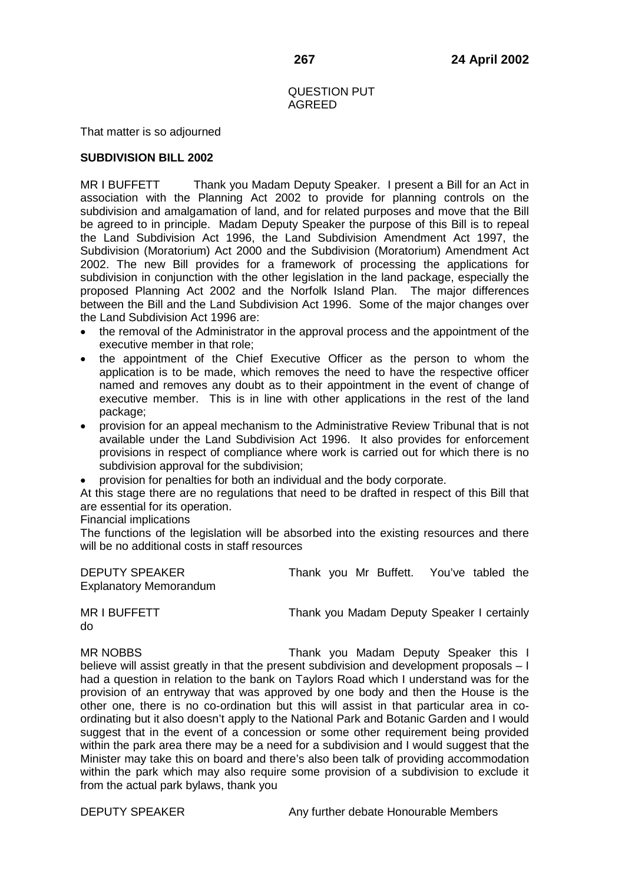QUESTION PUT
AGREED

That matter is so adjourned

**SUBDIVISION BILL 2002**

MR I BUFFETT Thank you Madam Deputy Speaker. I present a Bill for an Act in association with the Planning Act 2002 to provide for planning controls on the subdivision and amalgamation of land, and for related purposes and move that the Bill be agreed to in principle. Madam Deputy Speaker the purpose of this Bill is to repeal the Land Subdivision Act 1996, the Land Subdivision Amendment Act 1997, the Subdivision (Moratorium) Act 2000 and the Subdivision (Moratorium) Amendment Act 2002. The new Bill provides for a framework of processing the applications for subdivision in conjunction with the other legislation in the land package, especially the proposed Planning Act 2002 and the Norfolk Island Plan. The major differences between the Bill and the Land Subdivision Act 1996. Some of the major changes over the Land Subdivision Act 1996 are:

- the removal of the Administrator in the approval process and the appointment of the executive member in that role;
- the appointment of the Chief Executive Officer as the person to whom the application is to be made, which removes the need to have the respective officer named and removes any doubt as to their appointment in the event of change of executive member. This is in line with other applications in the rest of the land package;
- provision for an appeal mechanism to the Administrative Review Tribunal that is not available under the Land Subdivision Act 1996. It also provides for enforcement provisions in respect of compliance where work is carried out for which there is no subdivision approval for the subdivision;
- provision for penalties for both an individual and the body corporate.

At this stage there are no regulations that need to be drafted in respect of this Bill that are essential for its operation.

Financial implications

The functions of the legislation will be absorbed into the existing resources and there will be no additional costs in staff resources

DEPUTY SPEAKER Thank you Mr Buffett. You've tabled the Explanatory Memorandum

MR I BUFFETT Thank you Madam Deputy Speaker I certainly do

MR NOBBS Thank you Madam Deputy Speaker this I believe will assist greatly in that the present subdivision and development proposals – I had a question in relation to the bank on Taylors Road which I understand was for the provision of an entryway that was approved by one body and then the House is the other one, there is no co-ordination but this will assist in that particular area in co-ordinating but it also doesn't apply to the National Park and Botanic Garden and I would suggest that in the event of a concession or some other requirement being provided within the park area there may be a need for a subdivision and I would suggest that the Minister may take this on board and there's also been talk of providing accommodation within the park which may also require some provision of a subdivision to exclude it from the actual park bylaws, thank you

DEPUTY SPEAKER Any further debate Honourable Members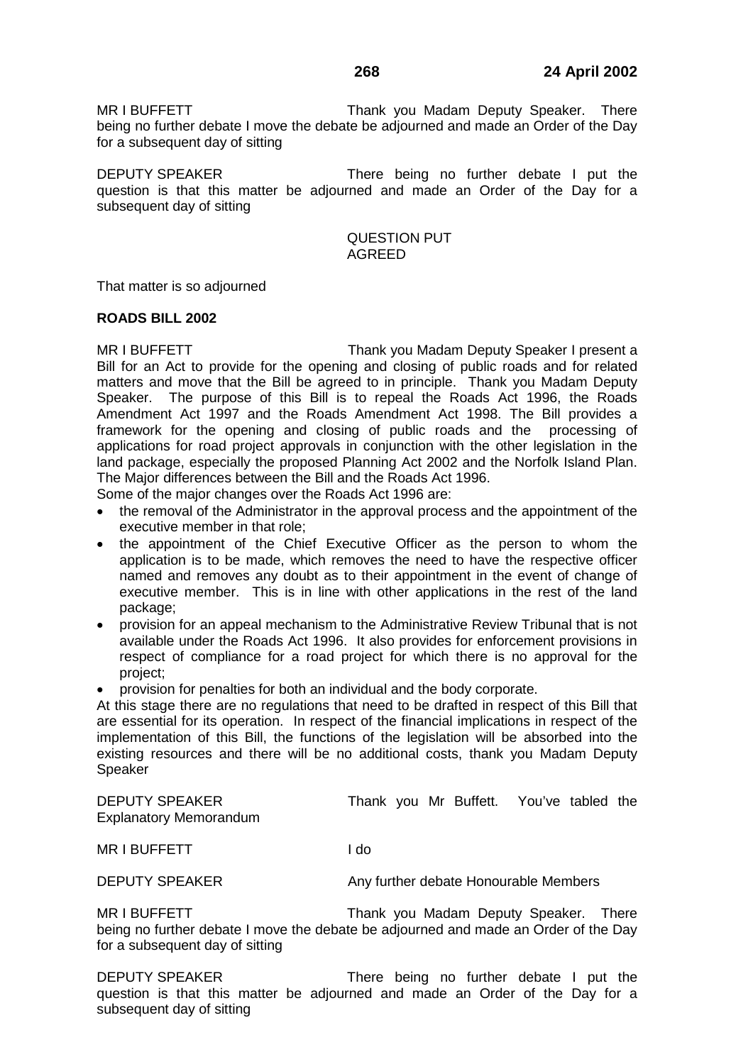MR I BUFFETT Thank you Madam Deputy Speaker. There being no further debate I move the debate be adjourned and made an Order of the Day for a subsequent day of sitting

DEPUTY SPEAKER There being no further debate I put the question is that this matter be adjourned and made an Order of the Day for a subsequent day of sitting

QUESTION PUT
AGREED

That matter is so adjourned

**ROADS BILL 2002**

MR I BUFFETT Thank you Madam Deputy Speaker I present a Bill for an Act to provide for the opening and closing of public roads and for related matters and move that the Bill be agreed to in principle. Thank you Madam Deputy Speaker. The purpose of this Bill is to repeal the Roads Act 1996, the Roads Amendment Act 1997 and the Roads Amendment Act 1998. The Bill provides a framework for the opening and closing of public roads and the processing of applications for road project approvals in conjunction with the other legislation in the land package, especially the proposed Planning Act 2002 and the Norfolk Island Plan. The Major differences between the Bill and the Roads Act 1996.

Some of the major changes over the Roads Act 1996 are:

- the removal of the Administrator in the approval process and the appointment of the executive member in that role;
- the appointment of the Chief Executive Officer as the person to whom the application is to be made, which removes the need to have the respective officer named and removes any doubt as to their appointment in the event of change of executive member. This is in line with other applications in the rest of the land package;
- provision for an appeal mechanism to the Administrative Review Tribunal that is not available under the Roads Act 1996. It also provides for enforcement provisions in respect of compliance for a road project for which there is no approval for the project;
- provision for penalties for both an individual and the body corporate.

At this stage there are no regulations that need to be drafted in respect of this Bill that are essential for its operation. In respect of the financial implications in respect of the implementation of this Bill, the functions of the legislation will be absorbed into the existing resources and there will be no additional costs, thank you Madam Deputy Speaker

DEPUTY SPEAKER Thank you Mr Buffett. You've tabled the Explanatory Memorandum

MR I BUFFETT I do

DEPUTY SPEAKER Any further debate Honourable Members

MR I BUFFETT Thank you Madam Deputy Speaker. There being no further debate I move the debate be adjourned and made an Order of the Day for a subsequent day of sitting

DEPUTY SPEAKER There being no further debate I put the question is that this matter be adjourned and made an Order of the Day for a subsequent day of sitting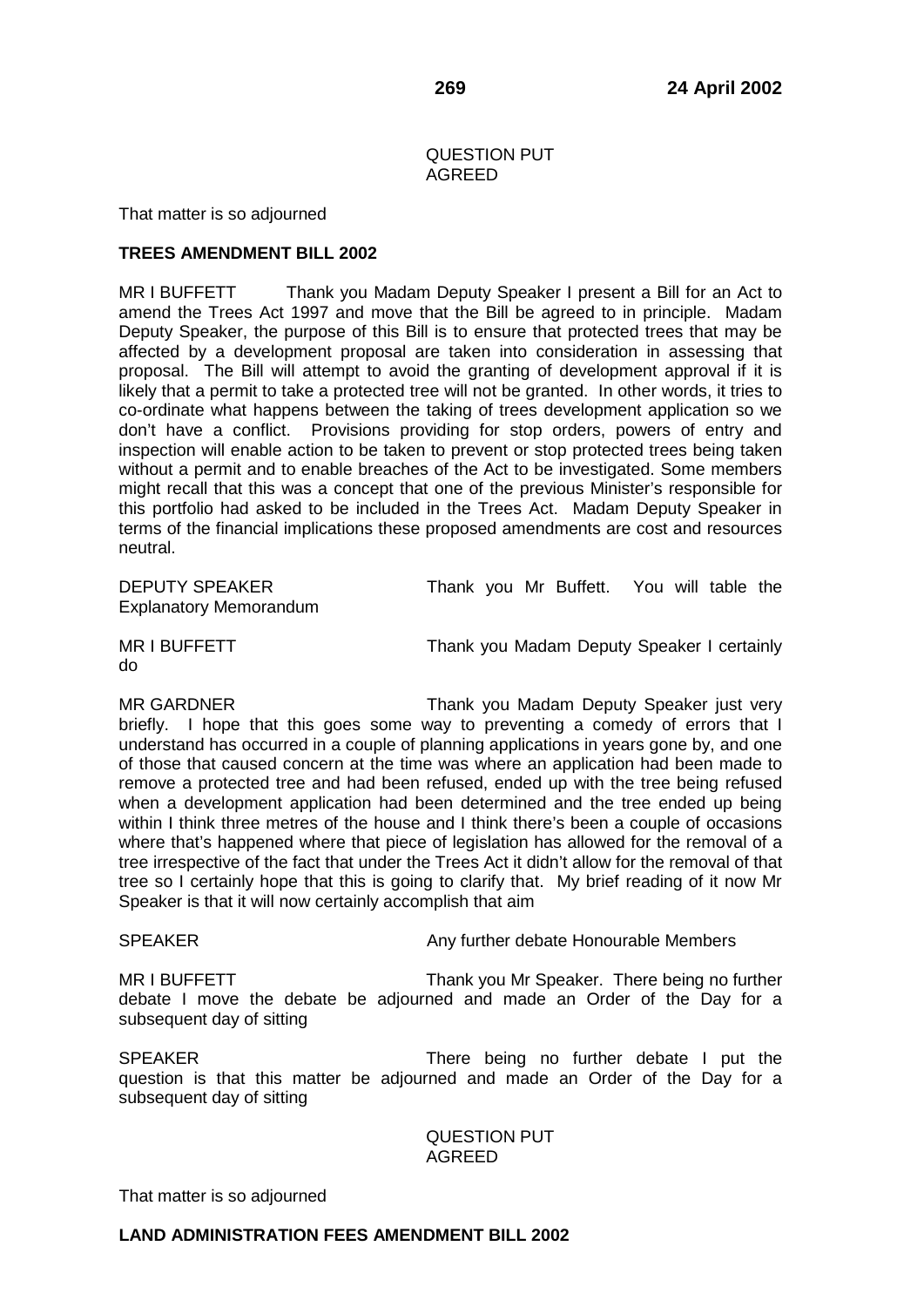QUESTION PUT
AGREED

That matter is so adjourned

**TREES AMENDMENT BILL 2002**

MR I BUFFETT Thank you Madam Deputy Speaker I present a Bill for an Act to amend the Trees Act 1997 and move that the Bill be agreed to in principle. Madam Deputy Speaker, the purpose of this Bill is to ensure that protected trees that may be affected by a development proposal are taken into consideration in assessing that proposal. The Bill will attempt to avoid the granting of development approval if it is likely that a permit to take a protected tree will not be granted. In other words, it tries to co-ordinate what happens between the taking of trees development application so we don't have a conflict. Provisions providing for stop orders, powers of entry and inspection will enable action to be taken to prevent or stop protected trees being taken without a permit and to enable breaches of the Act to be investigated. Some members might recall that this was a concept that one of the previous Minister's responsible for this portfolio had asked to be included in the Trees Act. Madam Deputy Speaker in terms of the financial implications these proposed amendments are cost and resources neutral.

DEPUTY SPEAKER Thank you Mr Buffett. You will table the Explanatory Memorandum

MR I BUFFETT Thank you Madam Deputy Speaker I certainly do

MR GARDNER Thank you Madam Deputy Speaker just very briefly. I hope that this goes some way to preventing a comedy of errors that I understand has occurred in a couple of planning applications in years gone by, and one of those that caused concern at the time was where an application had been made to remove a protected tree and had been refused, ended up with the tree being refused when a development application had been determined and the tree ended up being within I think three metres of the house and I think there's been a couple of occasions where that's happened where that piece of legislation has allowed for the removal of a tree irrespective of the fact that under the Trees Act it didn't allow for the removal of that tree so I certainly hope that this is going to clarify that. My brief reading of it now Mr Speaker is that it will now certainly accomplish that aim

SPEAKER Any further debate Honourable Members

MR I BUFFETT Thank you Mr Speaker. There being no further debate I move the debate be adjourned and made an Order of the Day for a subsequent day of sitting

SPEAKER There being no further debate I put the question is that this matter be adjourned and made an Order of the Day for a subsequent day of sitting

QUESTION PUT
AGREED

That matter is so adjourned

**LAND ADMINISTRATION FEES AMENDMENT BILL 2002**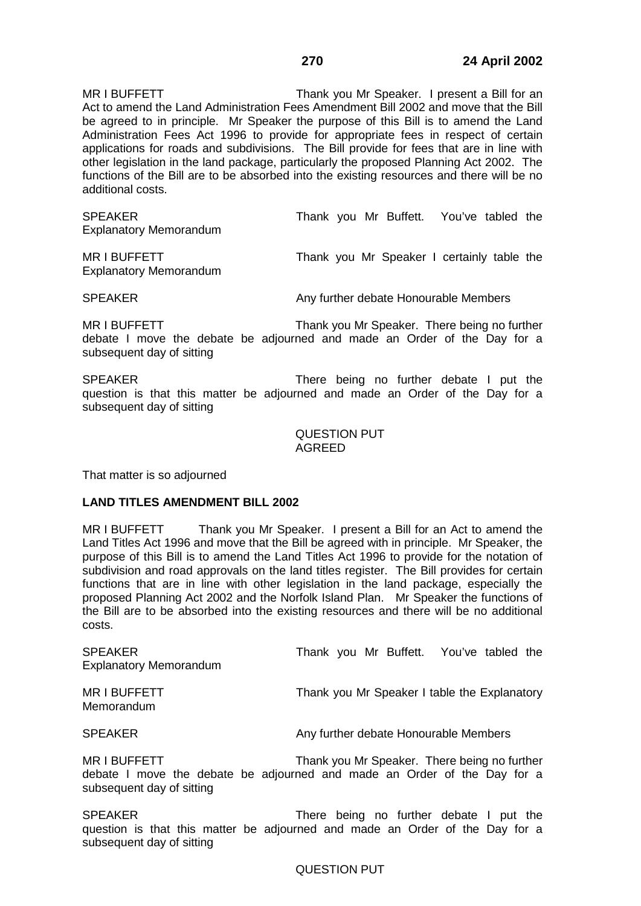MR I BUFFETT Thank you Mr Speaker. I present a Bill for an Act to amend the Land Administration Fees Amendment Bill 2002 and move that the Bill be agreed to in principle. Mr Speaker the purpose of this Bill is to amend the Land Administration Fees Act 1996 to provide for appropriate fees in respect of certain applications for roads and subdivisions. The Bill provide for fees that are in line with other legislation in the land package, particularly the proposed Planning Act 2002. The functions of the Bill are to be absorbed into the existing resources and there will be no additional costs.

SPEAKER Thank you Mr Buffett. You've tabled the Explanatory Memorandum

MR I BUFFETT Thank you Mr Speaker I certainly table the Explanatory Memorandum

SPEAKER Any further debate Honourable Members

MR I BUFFETT Thank you Mr Speaker. There being no further debate I move the debate be adjourned and made an Order of the Day for a subsequent day of sitting

SPEAKER There being no further debate I put the question is that this matter be adjourned and made an Order of the Day for a subsequent day of sitting

QUESTION PUT
AGREED

That matter is so adjourned

**LAND TITLES AMENDMENT BILL 2002**

MR I BUFFETT Thank you Mr Speaker. I present a Bill for an Act to amend the Land Titles Act 1996 and move that the Bill be agreed with in principle. Mr Speaker, the purpose of this Bill is to amend the Land Titles Act 1996 to provide for the notation of subdivision and road approvals on the land titles register. The Bill provides for certain functions that are in line with other legislation in the land package, especially the proposed Planning Act 2002 and the Norfolk Island Plan. Mr Speaker the functions of the Bill are to be absorbed into the existing resources and there will be no additional costs.

SPEAKER Thank you Mr Buffett. You've tabled the Explanatory Memorandum

MR I BUFFETT Thank you Mr Speaker I table the Explanatory Memorandum

SPEAKER Any further debate Honourable Members

MR I BUFFETT Thank you Mr Speaker. There being no further debate I move the debate be adjourned and made an Order of the Day for a subsequent day of sitting

SPEAKER There being no further debate I put the question is that this matter be adjourned and made an Order of the Day for a subsequent day of sitting

QUESTION PUT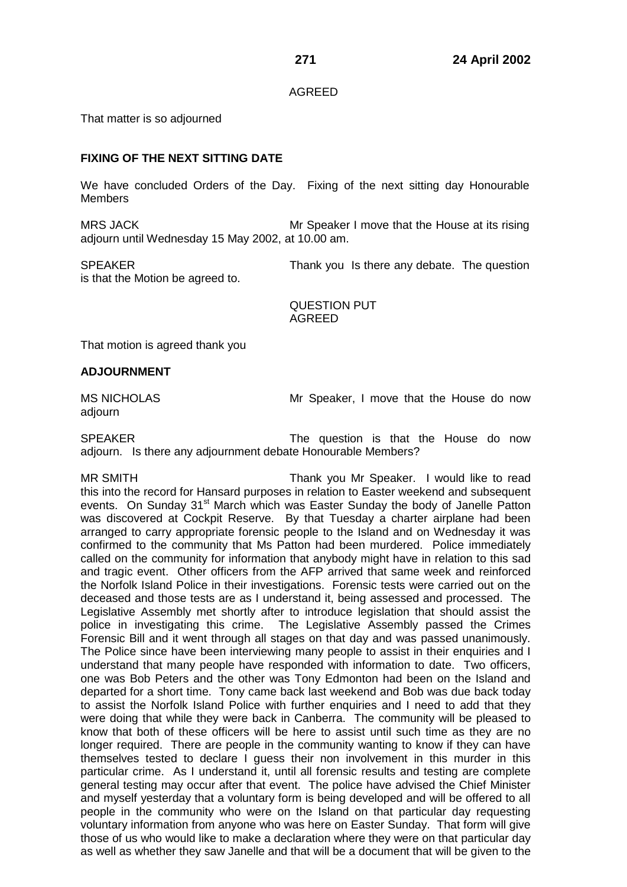AGREED

That matter is so adjourned

**FIXING OF THE NEXT SITTING DATE**

We have concluded Orders of the Day. Fixing of the next sitting day Honourable Members

MRS JACK Mr Speaker I move that the House at its rising adjourn until Wednesday 15 May 2002, at 10.00 am.

SPEAKER Thank you Is there any debate. The question is that the Motion be agreed to.

QUESTION PUT
AGREED

That motion is agreed thank you

**ADJOURNMENT**

MS NICHOLAS Mr Speaker, I move that the House do now adjourn

SPEAKER The question is that the House do now adjourn. Is there any adjournment debate Honourable Members?

MR SMITH Thank you Mr Speaker. I would like to read this into the record for Hansard purposes in relation to Easter weekend and subsequent events. On Sunday 31st March which was Easter Sunday the body of Janelle Patton was discovered at Cockpit Reserve. By that Tuesday a charter airplane had been arranged to carry appropriate forensic people to the Island and on Wednesday it was confirmed to the community that Ms Patton had been murdered. Police immediately called on the community for information that anybody might have in relation to this sad and tragic event. Other officers from the AFP arrived that same week and reinforced the Norfolk Island Police in their investigations. Forensic tests were carried out on the deceased and those tests are as I understand it, being assessed and processed. The Legislative Assembly met shortly after to introduce legislation that should assist the police in investigating this crime. The Legislative Assembly passed the Crimes Forensic Bill and it went through all stages on that day and was passed unanimously. The Police since have been interviewing many people to assist in their enquiries and I understand that many people have responded with information to date. Two officers, one was Bob Peters and the other was Tony Edmonton had been on the Island and departed for a short time. Tony came back last weekend and Bob was due back today to assist the Norfolk Island Police with further enquiries and I need to add that they were doing that while they were back in Canberra. The community will be pleased to know that both of these officers will be here to assist until such time as they are no longer required. There are people in the community wanting to know if they can have themselves tested to declare I guess their non involvement in this murder in this particular crime. As I understand it, until all forensic results and testing are complete general testing may occur after that event. The police have advised the Chief Minister and myself yesterday that a voluntary form is being developed and will be offered to all people in the community who were on the Island on that particular day requesting voluntary information from anyone who was here on Easter Sunday. That form will give those of us who would like to make a declaration where they were on that particular day as well as whether they saw Janelle and that will be a document that will be given to the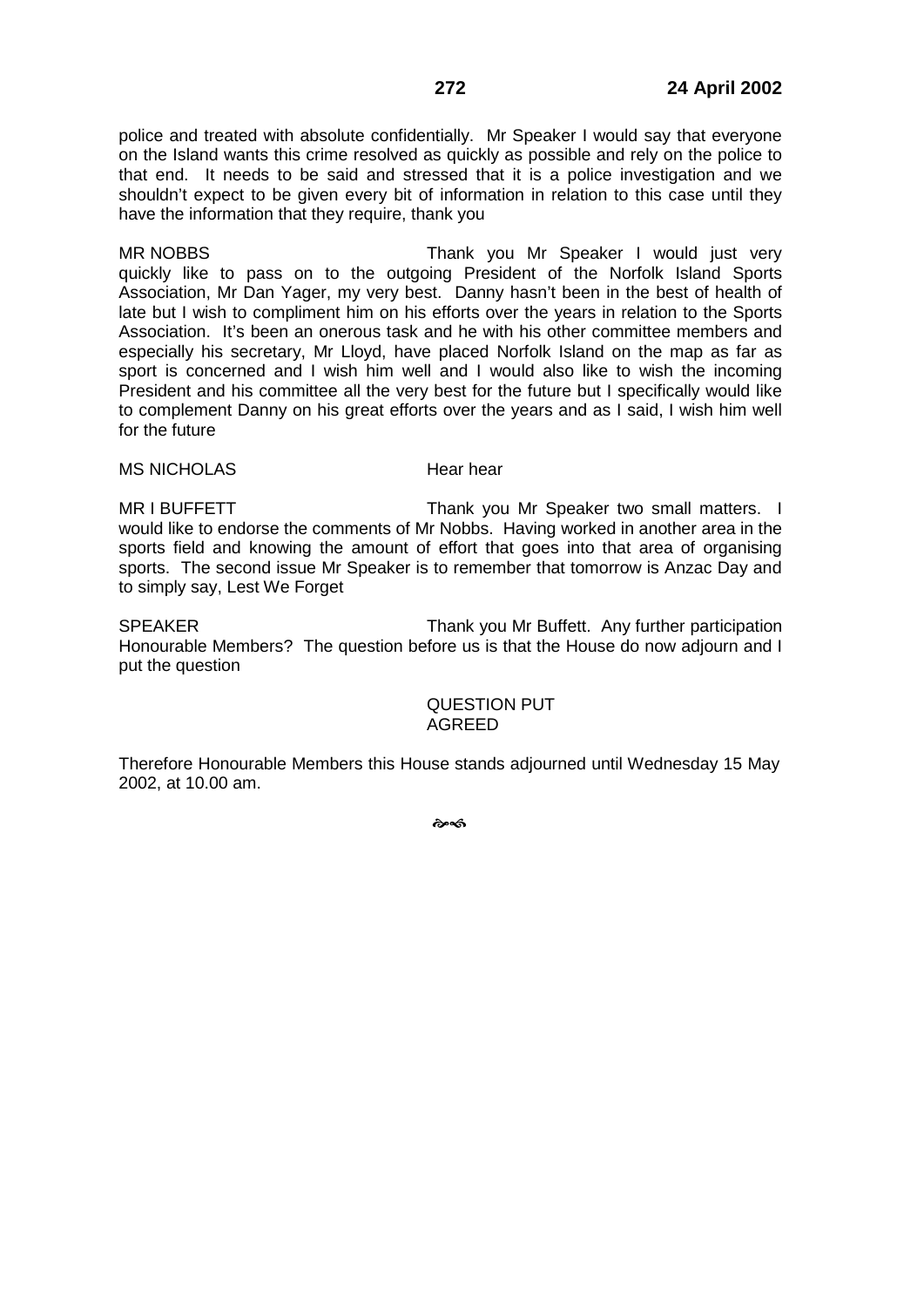police and treated with absolute confidentially. Mr Speaker I would say that everyone on the Island wants this crime resolved as quickly as possible and rely on the police to that end. It needs to be said and stressed that it is a police investigation and we shouldn't expect to be given every bit of information in relation to this case until they have the information that they require, thank you

MR NOBBS Thank you Mr Speaker I would just very quickly like to pass on to the outgoing President of the Norfolk Island Sports Association, Mr Dan Yager, my very best. Danny hasn't been in the best of health of late but I wish to compliment him on his efforts over the years in relation to the Sports Association. It's been an onerous task and he with his other committee members and especially his secretary, Mr Lloyd, have placed Norfolk Island on the map as far as sport is concerned and I wish him well and I would also like to wish the incoming President and his committee all the very best for the future but I specifically would like to complement Danny on his great efforts over the years and as I said, I wish him well for the future

MS NICHOLAS Hear hear

MR I BUFFETT Thank you Mr Speaker two small matters. I would like to endorse the comments of Mr Nobbs. Having worked in another area in the sports field and knowing the amount of effort that goes into that area of organising sports. The second issue Mr Speaker is to remember that tomorrow is Anzac Day and to simply say, Lest We Forget

SPEAKER Thank you Mr Buffett. Any further participation Honourable Members? The question before us is that the House do now adjourn and I put the question

QUESTION PUT
AGREED

Therefore Honourable Members this House stands adjourned until Wednesday 15 May 2002, at 10.00 am.